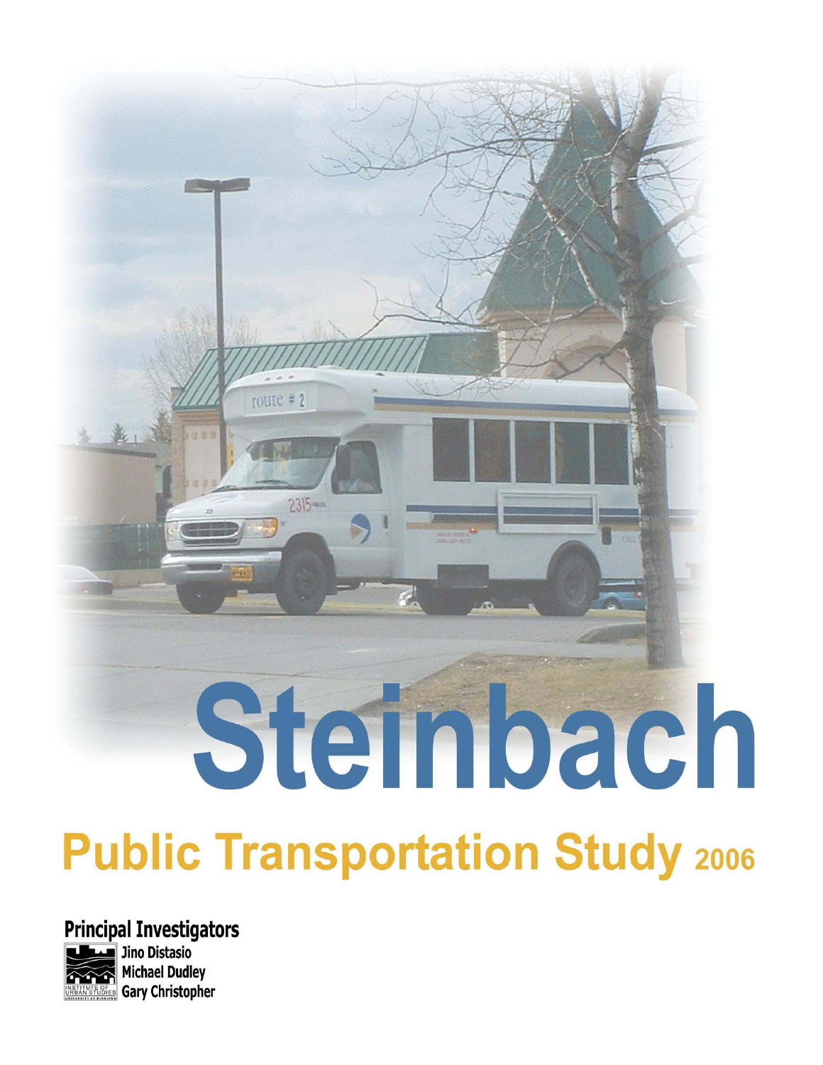# Steinbach

## Public Transportation Study 2006

**Principal Investigators**

Jino Distasio
Michael Dudley
Gary Christopher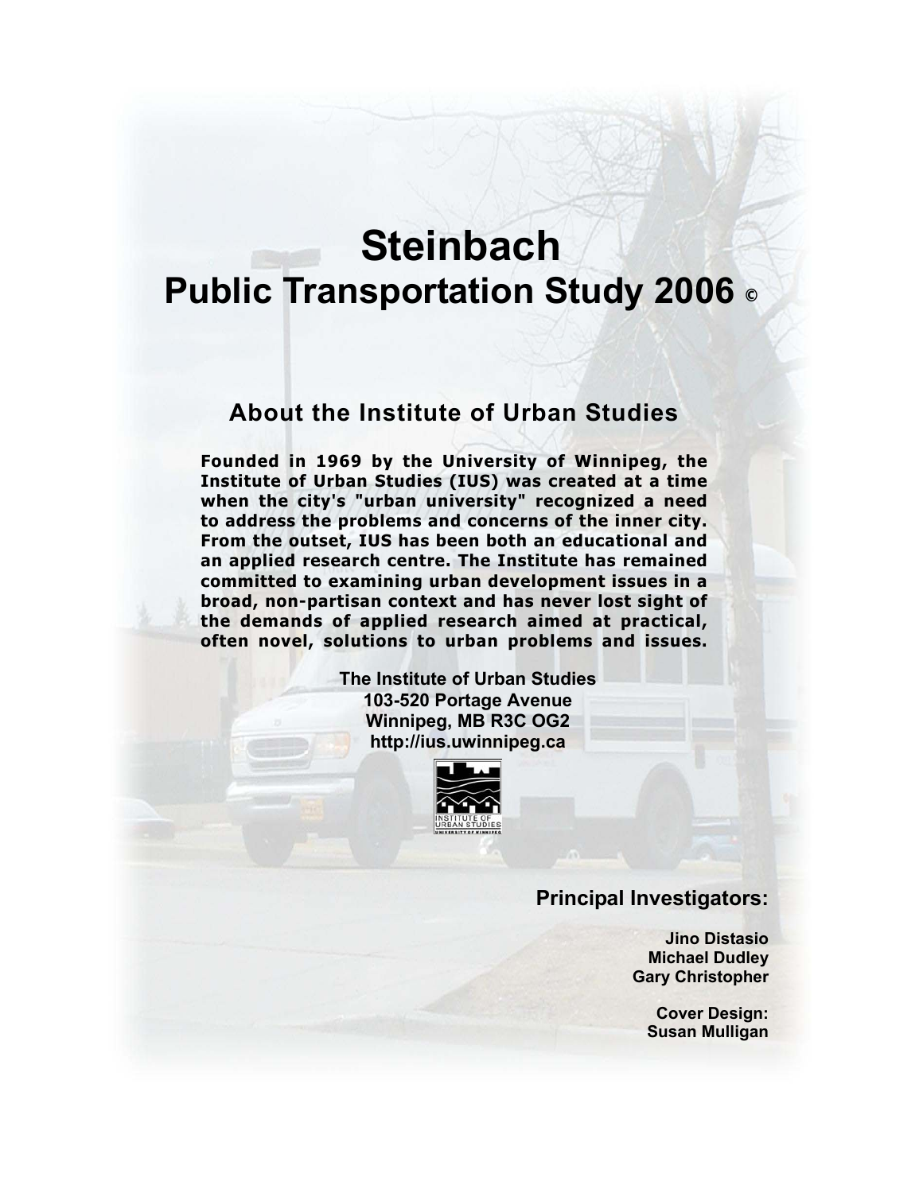# Steinbach
# Public Transportation Study 2006 ©

## About the Institute of Urban Studies

**Founded in 1969 by the University of Winnipeg, the Institute of Urban Studies (IUS) was created at a time when the city's "urban university" recognized a need to address the problems and concerns of the inner city. From the outset, IUS has been both an educational and an applied research centre. The Institute has remained committed to examining urban development issues in a broad, non-partisan context and has never lost sight of the demands of applied research aimed at practical, often novel, solutions to urban problems and issues.**

**The Institute of Urban Studies**
**103-520 Portage Avenue**
**Winnipeg, MB R3C OG2**
**http://ius.uwinnipeg.ca**

### Principal Investigators:

**Jino Distasio**
**Michael Dudley**
**Gary Christopher**

**Cover Design:**
**Susan Mulligan**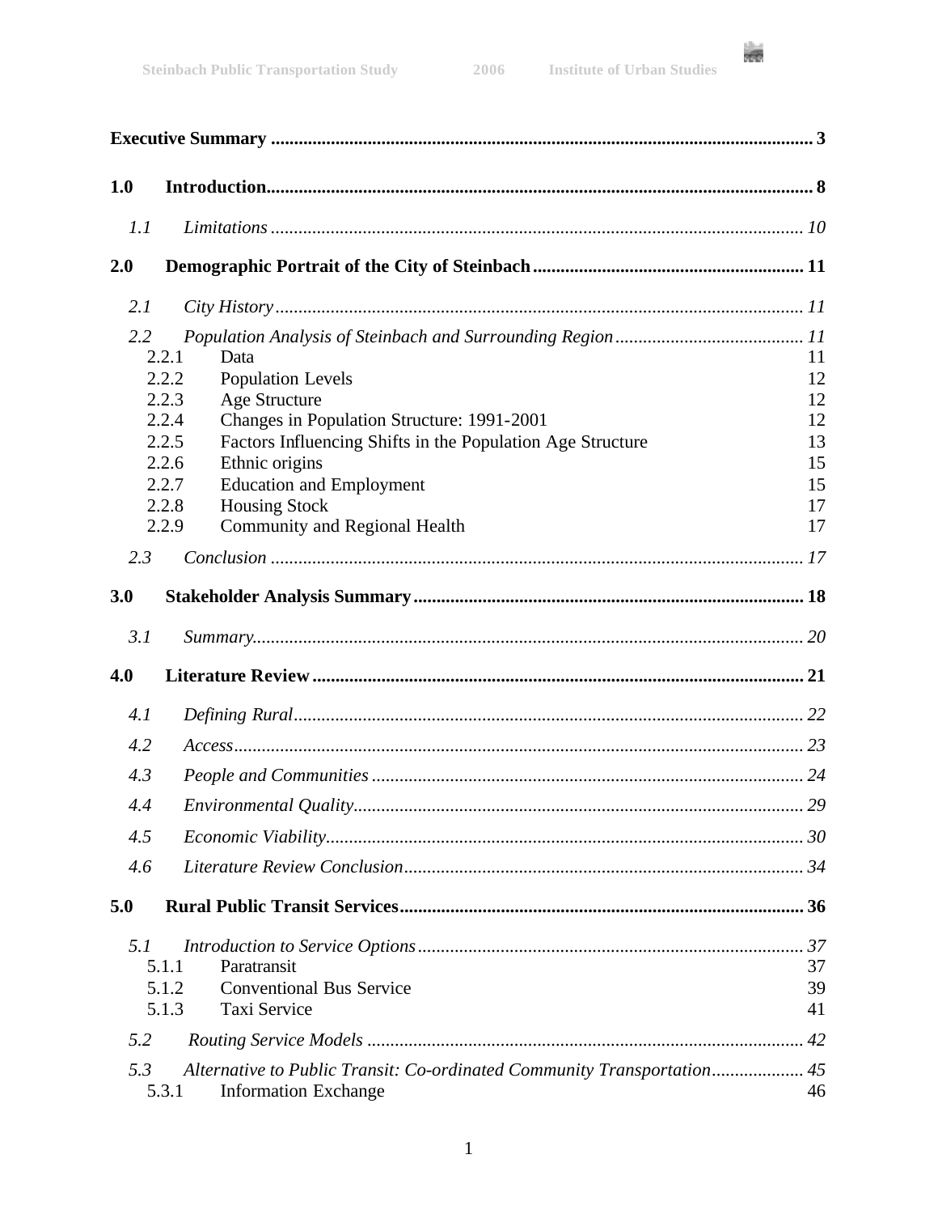**Executive Summary** ..................................................................................................................... 3

**1.0 Introduction**....................................................................................................................... 8

*1.1 Limitations* .................................................................................................................... 10

**2.0 Demographic Portrait of the City of Steinbach** ............................................................ 11

*2.1 City History* .................................................................................................................... 11

*2.2 Population Analysis of Steinbach and Surrounding Region* ......................................... 11

2.2.1 Data 11
2.2.2 Population Levels 12
2.2.3 Age Structure 12
2.2.4 Changes in Population Structure: 1991-2001 12
2.2.5 Factors Influencing Shifts in the Population Age Structure 13
2.2.6 Ethnic origins 15
2.2.7 Education and Employment 15
2.2.8 Housing Stock 17
2.2.9 Community and Regional Health 17

*2.3 Conclusion* ..................................................................................................................... 17

**3.0 Stakeholder Analysis Summary** ..................................................................................... 18

*3.1 Summary*......................................................................................................................... 20

**4.0 Literature Review** ........................................................................................................... 21

*4.1 Defining Rural*................................................................................................................ 22

*4.2 Access*............................................................................................................................. 23

*4.3 People and Communities* ............................................................................................... 24

*4.4 Environmental Quality*................................................................................................... 29

*4.5 Economic Viability*......................................................................................................... 30

*4.6 Literature Review Conclusion*........................................................................................ 34

**5.0 Rural Public Transit Services**........................................................................................ 36

*5.1 Introduction to Service Options*..................................................................................... 37

5.1.1 Paratransit 37
5.1.2 Conventional Bus Service 39
5.1.3 Taxi Service 41

*5.2 Routing Service Models* ................................................................................................. 42

*5.3 Alternative to Public Transit: Co-ordinated Community Transportation*.................... 45

5.3.1 Information Exchange 46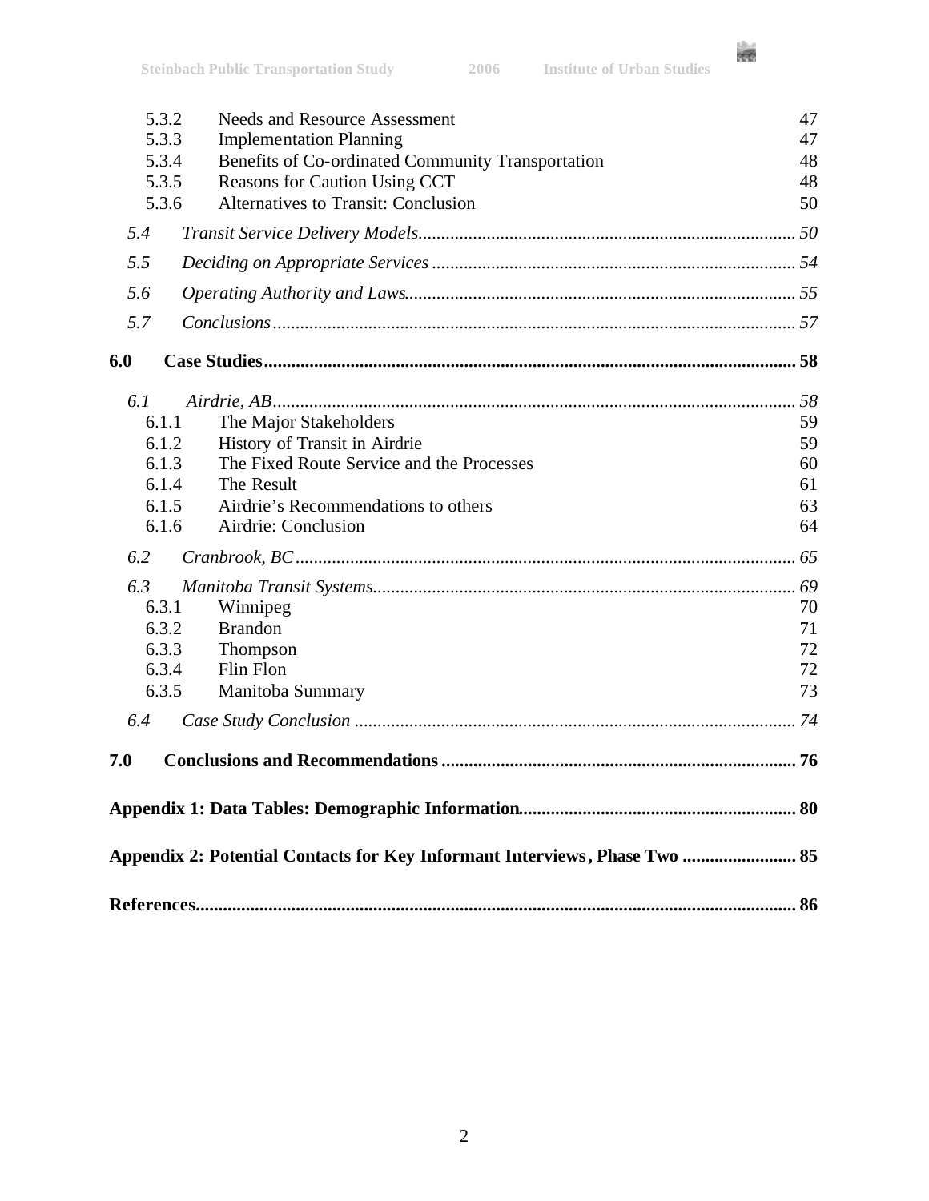5.3.2 Needs and Resource Assessment 47
5.3.3 Implementation Planning 47
5.3.4 Benefits of Co-ordinated Community Transportation 48
5.3.5 Reasons for Caution Using CCT 48
5.3.6 Alternatives to Transit: Conclusion 50

*5.4 Transit Service Delivery Models................................................................................ 50*

*5.5 Deciding on Appropriate Services ............................................................................... 54*

*5.6 Operating Authority and Laws.................................................................................... 55*

*5.7 Conclusions................................................................................................................. 57*

**6.0 Case Studies................................................................................................................ 58**

*6.1 Airdrie, AB.................................................................................................................. 58*

6.1.1 The Major Stakeholders 59
6.1.2 History of Transit in Airdrie 59
6.1.3 The Fixed Route Service and the Processes 60
6.1.4 The Result 61
6.1.5 Airdrie's Recommendations to others 63
6.1.6 Airdrie: Conclusion 64

*6.2 Cranbrook, BC............................................................................................................ 65*

*6.3 Manitoba Transit Systems............................................................................................ 69*

6.3.1 Winnipeg 70
6.3.2 Brandon 71
6.3.3 Thompson 72
6.3.4 Flin Flon 72
6.3.5 Manitoba Summary 73

*6.4 Case Study Conclusion ................................................................................................ 74*

**7.0 Conclusions and Recommendations ............................................................................. 76**

**Appendix 1: Data Tables: Demographic Information........................................................... 80**

**Appendix 2: Potential Contacts for Key Informant Interviews, Phase Two ......................... 85**

**References.................................................................................................................................. 86**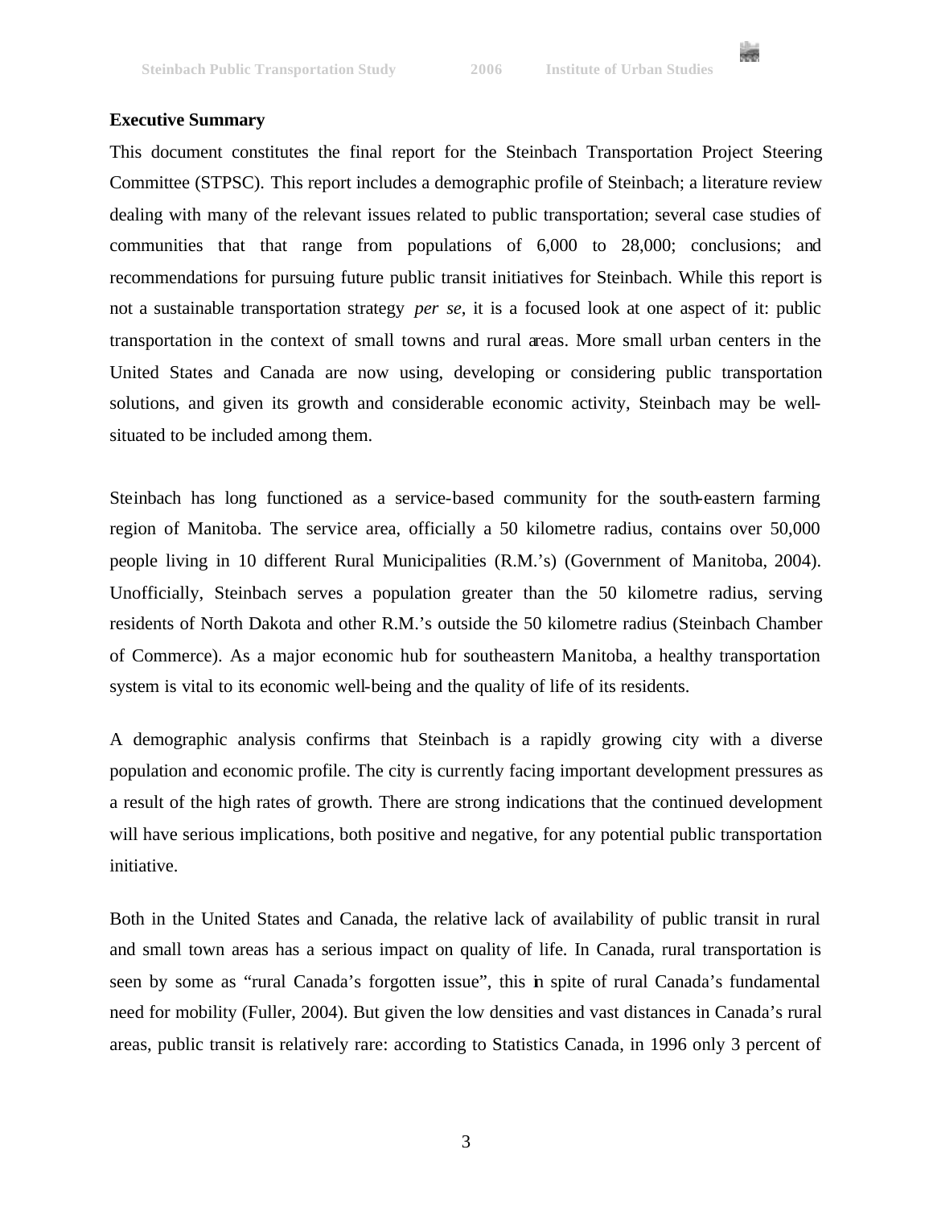**Executive Summary**

This document constitutes the final report for the Steinbach Transportation Project Steering Committee (STPSC). This report includes a demographic profile of Steinbach; a literature review dealing with many of the relevant issues related to public transportation; several case studies of communities that that range from populations of 6,000 to 28,000; conclusions; and recommendations for pursuing future public transit initiatives for Steinbach. While this report is not a sustainable transportation strategy *per se*, it is a focused look at one aspect of it: public transportation in the context of small towns and rural areas. More small urban centers in the United States and Canada are now using, developing or considering public transportation solutions, and given its growth and considerable economic activity, Steinbach may be well-situated to be included among them.

Steinbach has long functioned as a service-based community for the south-eastern farming region of Manitoba. The service area, officially a 50 kilometre radius, contains over 50,000 people living in 10 different Rural Municipalities (R.M.'s) (Government of Manitoba, 2004). Unofficially, Steinbach serves a population greater than the 50 kilometre radius, serving residents of North Dakota and other R.M.'s outside the 50 kilometre radius (Steinbach Chamber of Commerce). As a major economic hub for southeastern Manitoba, a healthy transportation system is vital to its economic well-being and the quality of life of its residents.

A demographic analysis confirms that Steinbach is a rapidly growing city with a diverse population and economic profile. The city is currently facing important development pressures as a result of the high rates of growth. There are strong indications that the continued development will have serious implications, both positive and negative, for any potential public transportation initiative.

Both in the United States and Canada, the relative lack of availability of public transit in rural and small town areas has a serious impact on quality of life. In Canada, rural transportation is seen by some as "rural Canada's forgotten issue", this in spite of rural Canada's fundamental need for mobility (Fuller, 2004). But given the low densities and vast distances in Canada's rural areas, public transit is relatively rare: according to Statistics Canada, in 1996 only 3 percent of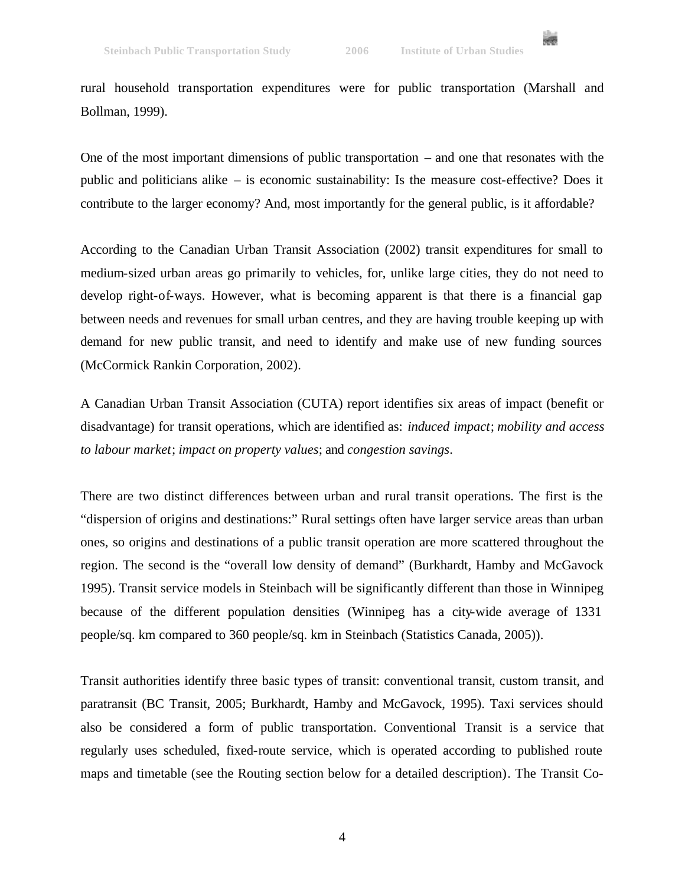rural household transportation expenditures were for public transportation (Marshall and Bollman, 1999).

One of the most important dimensions of public transportation – and one that resonates with the public and politicians alike – is economic sustainability: Is the measure cost-effective? Does it contribute to the larger economy? And, most importantly for the general public, is it affordable?

According to the Canadian Urban Transit Association (2002) transit expenditures for small to medium-sized urban areas go primarily to vehicles, for, unlike large cities, they do not need to develop right-of-ways. However, what is becoming apparent is that there is a financial gap between needs and revenues for small urban centres, and they are having trouble keeping up with demand for new public transit, and need to identify and make use of new funding sources (McCormick Rankin Corporation, 2002).

A Canadian Urban Transit Association (CUTA) report identifies six areas of impact (benefit or disadvantage) for transit operations, which are identified as: *induced impact*; *mobility and access to labour market*; *impact on property values*; and *congestion savings*.

There are two distinct differences between urban and rural transit operations. The first is the "dispersion of origins and destinations:" Rural settings often have larger service areas than urban ones, so origins and destinations of a public transit operation are more scattered throughout the region. The second is the "overall low density of demand" (Burkhardt, Hamby and McGavock 1995). Transit service models in Steinbach will be significantly different than those in Winnipeg because of the different population densities (Winnipeg has a city-wide average of 1331 people/sq. km compared to 360 people/sq. km in Steinbach (Statistics Canada, 2005)).

Transit authorities identify three basic types of transit: conventional transit, custom transit, and paratransit (BC Transit, 2005; Burkhardt, Hamby and McGavock, 1995). Taxi services should also be considered a form of public transportation. Conventional Transit is a service that regularly uses scheduled, fixed-route service, which is operated according to published route maps and timetable (see the Routing section below for a detailed description). The Transit Co-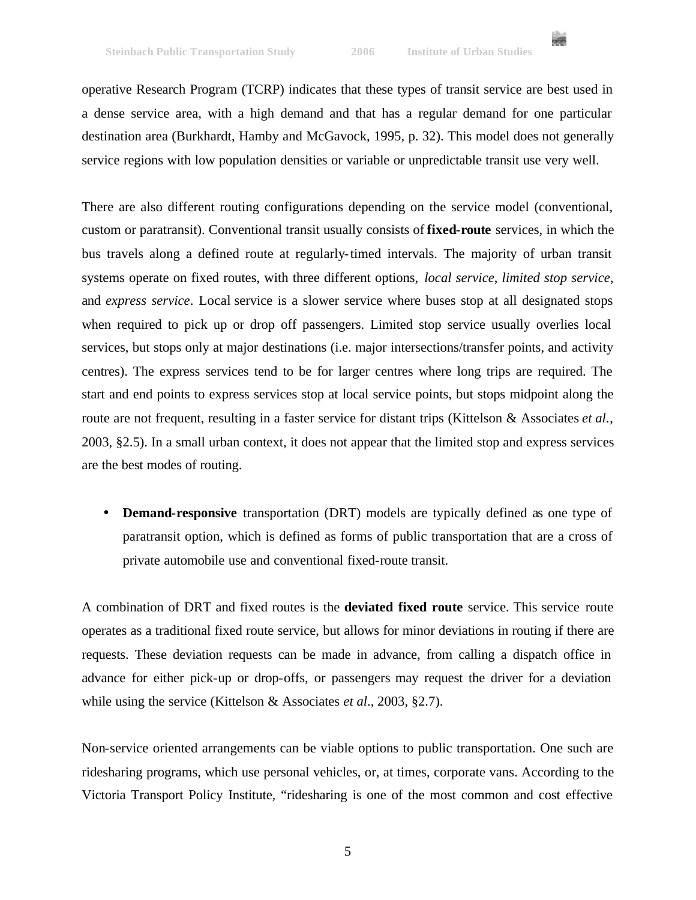operative Research Program (TCRP) indicates that these types of transit service are best used in a dense service area, with a high demand and that has a regular demand for one particular destination area (Burkhardt, Hamby and McGavock, 1995, p. 32). This model does not generally service regions with low population densities or variable or unpredictable transit use very well.

There are also different routing configurations depending on the service model (conventional, custom or paratransit). Conventional transit usually consists of **fixed-route** services, in which the bus travels along a defined route at regularly-timed intervals. The majority of urban transit systems operate on fixed routes, with three different options, *local service*, *limited stop service*, and *express service*. Local service is a slower service where buses stop at all designated stops when required to pick up or drop off passengers. Limited stop service usually overlies local services, but stops only at major destinations (i.e. major intersections/transfer points, and activity centres). The express services tend to be for larger centres where long trips are required. The start and end points to express services stop at local service points, but stops midpoint along the route are not frequent, resulting in a faster service for distant trips (Kittelson & Associates *et al.*, 2003, §2.5). In a small urban context, it does not appear that the limited stop and express services are the best modes of routing.

- **Demand-responsive** transportation (DRT) models are typically defined as one type of paratransit option, which is defined as forms of public transportation that are a cross of private automobile use and conventional fixed-route transit.

A combination of DRT and fixed routes is the **deviated fixed route** service. This service route operates as a traditional fixed route service, but allows for minor deviations in routing if there are requests. These deviation requests can be made in advance, from calling a dispatch office in advance for either pick-up or drop-offs, or passengers may request the driver for a deviation while using the service (Kittelson & Associates *et al*., 2003, §2.7).

Non-service oriented arrangements can be viable options to public transportation. One such are ridesharing programs, which use personal vehicles, or, at times, corporate vans. According to the Victoria Transport Policy Institute, "ridesharing is one of the most common and cost effective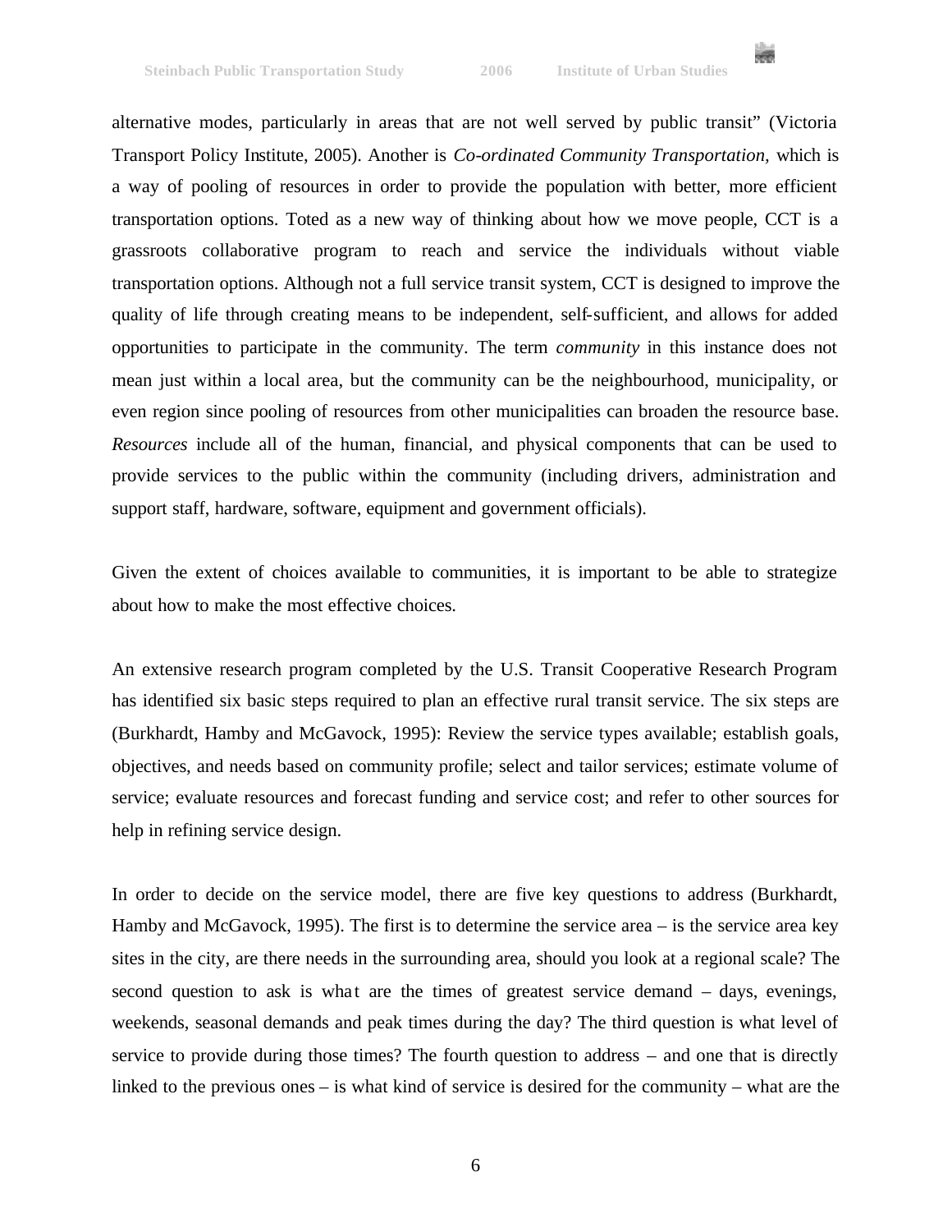alternative modes, particularly in areas that are not well served by public transit" (Victoria Transport Policy Institute, 2005). Another is *Co-ordinated Community Transportation,* which is a way of pooling of resources in order to provide the population with better, more efficient transportation options. Toted as a new way of thinking about how we move people, CCT is a grassroots collaborative program to reach and service the individuals without viable transportation options. Although not a full service transit system, CCT is designed to improve the quality of life through creating means to be independent, self-sufficient, and allows for added opportunities to participate in the community. The term *community* in this instance does not mean just within a local area, but the community can be the neighbourhood, municipality, or even region since pooling of resources from other municipalities can broaden the resource base. *Resources* include all of the human, financial, and physical components that can be used to provide services to the public within the community (including drivers, administration and support staff, hardware, software, equipment and government officials).

Given the extent of choices available to communities, it is important to be able to strategize about how to make the most effective choices.

An extensive research program completed by the U.S. Transit Cooperative Research Program has identified six basic steps required to plan an effective rural transit service. The six steps are (Burkhardt, Hamby and McGavock, 1995): Review the service types available; establish goals, objectives, and needs based on community profile; select and tailor services; estimate volume of service; evaluate resources and forecast funding and service cost; and refer to other sources for help in refining service design.

In order to decide on the service model, there are five key questions to address (Burkhardt, Hamby and McGavock, 1995). The first is to determine the service area – is the service area key sites in the city, are there needs in the surrounding area, should you look at a regional scale? The second question to ask is what are the times of greatest service demand – days, evenings, weekends, seasonal demands and peak times during the day? The third question is what level of service to provide during those times? The fourth question to address – and one that is directly linked to the previous ones – is what kind of service is desired for the community – what are the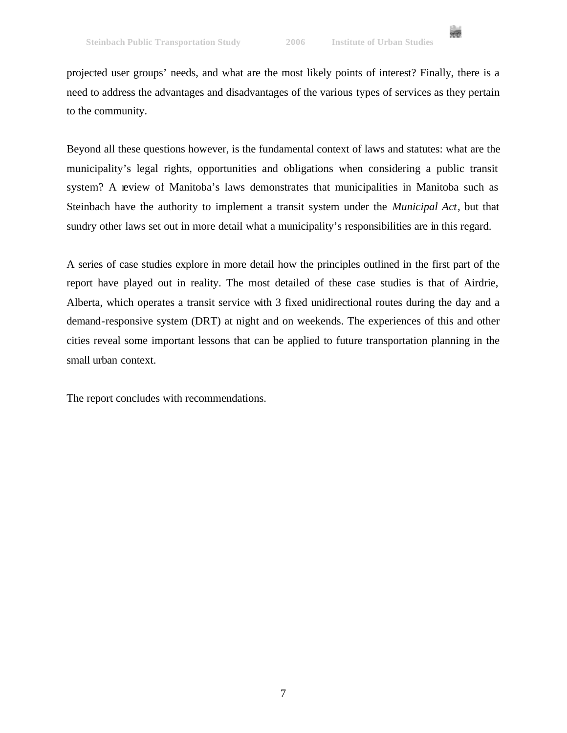projected user groups' needs, and what are the most likely points of interest? Finally, there is a need to address the advantages and disadvantages of the various types of services as they pertain to the community.

Beyond all these questions however, is the fundamental context of laws and statutes: what are the municipality's legal rights, opportunities and obligations when considering a public transit system? A review of Manitoba's laws demonstrates that municipalities in Manitoba such as Steinbach have the authority to implement a transit system under the *Municipal Act*, but that sundry other laws set out in more detail what a municipality's responsibilities are in this regard.

A series of case studies explore in more detail how the principles outlined in the first part of the report have played out in reality. The most detailed of these case studies is that of Airdrie, Alberta, which operates a transit service with 3 fixed unidirectional routes during the day and a demand-responsive system (DRT) at night and on weekends. The experiences of this and other cities reveal some important lessons that can be applied to future transportation planning in the small urban context.

The report concludes with recommendations.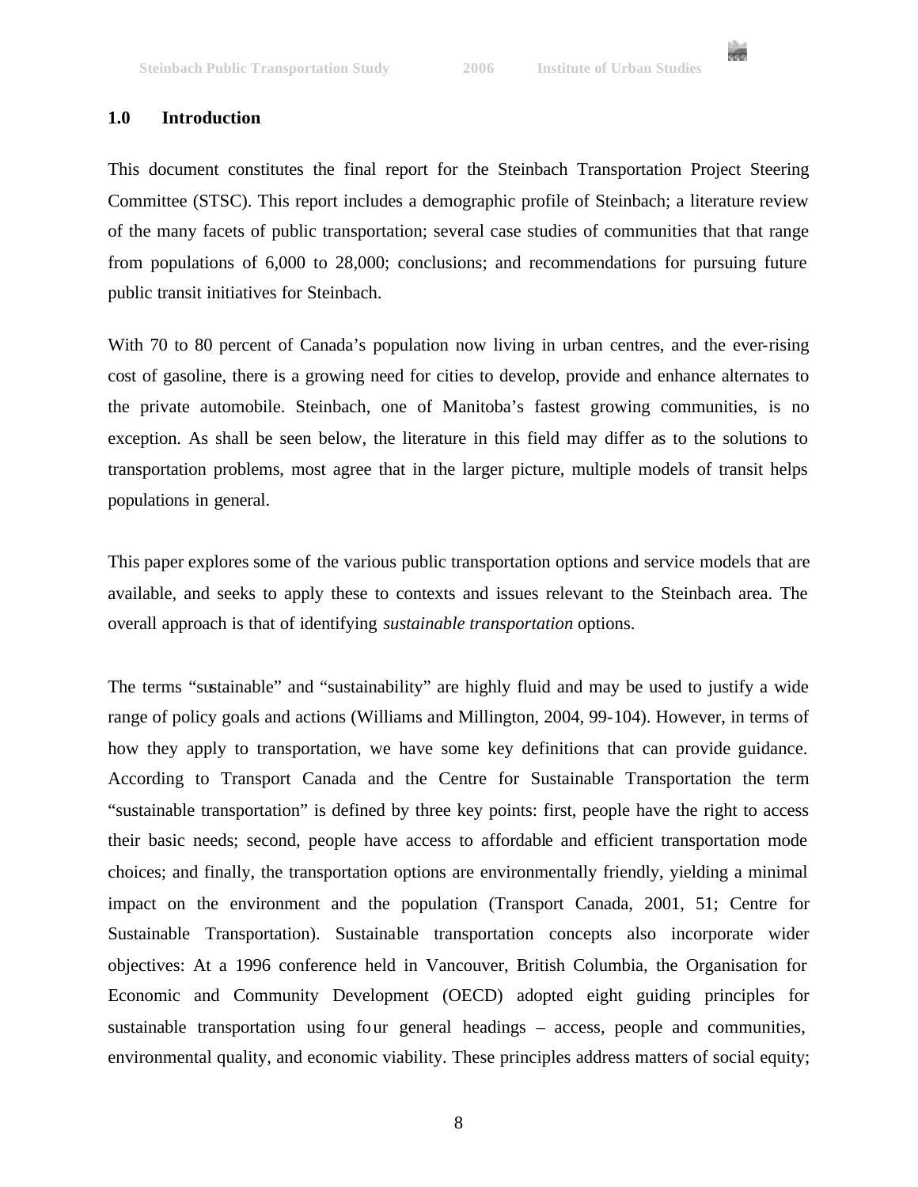## 1.0 Introduction

This document constitutes the final report for the Steinbach Transportation Project Steering Committee (STSC). This report includes a demographic profile of Steinbach; a literature review of the many facets of public transportation; several case studies of communities that that range from populations of 6,000 to 28,000; conclusions; and recommendations for pursuing future public transit initiatives for Steinbach.

With 70 to 80 percent of Canada's population now living in urban centres, and the ever-rising cost of gasoline, there is a growing need for cities to develop, provide and enhance alternates to the private automobile. Steinbach, one of Manitoba's fastest growing communities, is no exception. As shall be seen below, the literature in this field may differ as to the solutions to transportation problems, most agree that in the larger picture, multiple models of transit helps populations in general.

This paper explores some of the various public transportation options and service models that are available, and seeks to apply these to contexts and issues relevant to the Steinbach area. The overall approach is that of identifying *sustainable transportation* options.

The terms "sustainable" and "sustainability" are highly fluid and may be used to justify a wide range of policy goals and actions (Williams and Millington, 2004, 99-104). However, in terms of how they apply to transportation, we have some key definitions that can provide guidance. According to Transport Canada and the Centre for Sustainable Transportation the term "sustainable transportation" is defined by three key points: first, people have the right to access their basic needs; second, people have access to affordable and efficient transportation mode choices; and finally, the transportation options are environmentally friendly, yielding a minimal impact on the environment and the population (Transport Canada, 2001, 51; Centre for Sustainable Transportation). Sustainable transportation concepts also incorporate wider objectives: At a 1996 conference held in Vancouver, British Columbia, the Organisation for Economic and Community Development (OECD) adopted eight guiding principles for sustainable transportation using four general headings – access, people and communities, environmental quality, and economic viability. These principles address matters of social equity;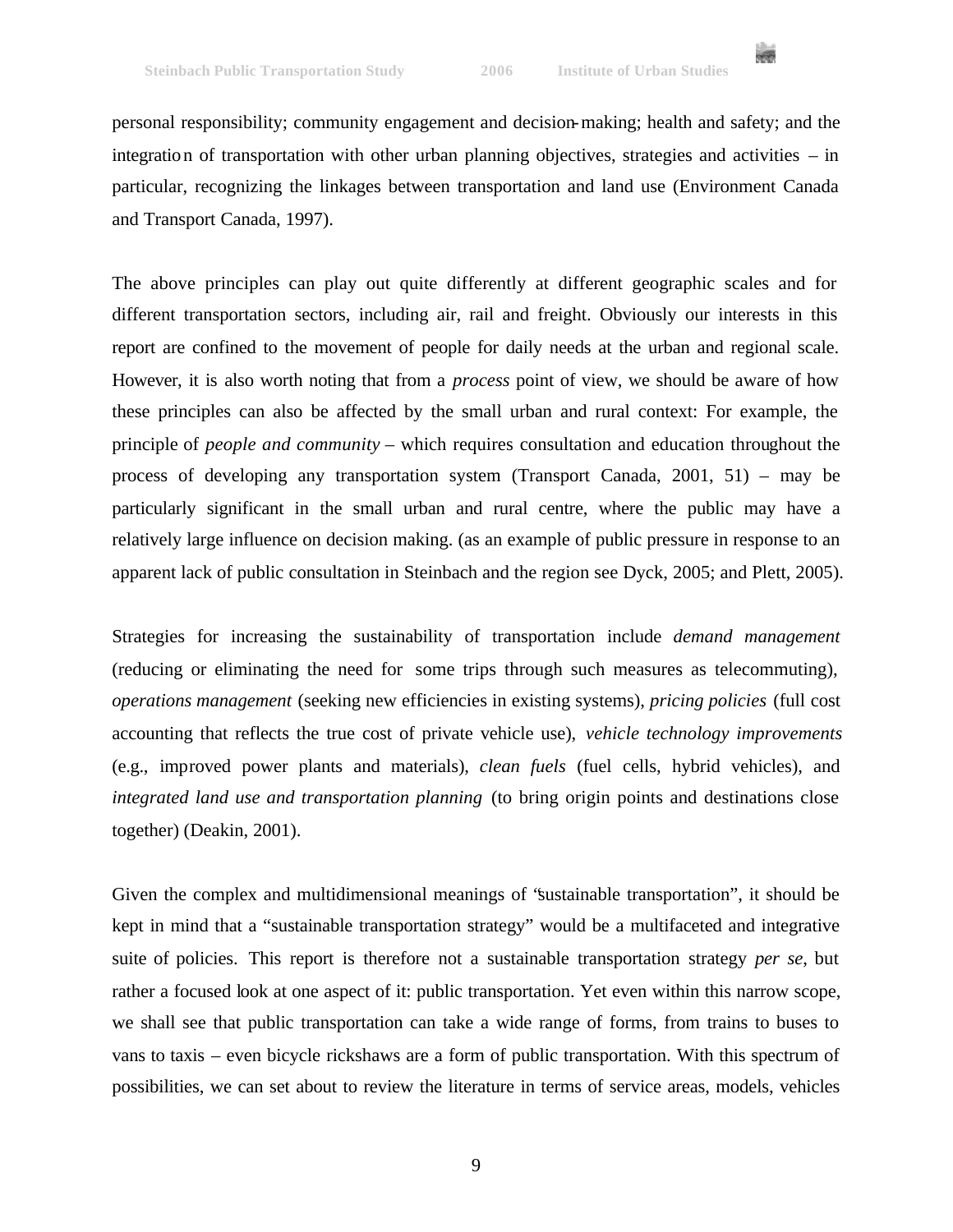personal responsibility; community engagement and decision-making; health and safety; and the integration of transportation with other urban planning objectives, strategies and activities – in particular, recognizing the linkages between transportation and land use (Environment Canada and Transport Canada, 1997).

The above principles can play out quite differently at different geographic scales and for different transportation sectors, including air, rail and freight. Obviously our interests in this report are confined to the movement of people for daily needs at the urban and regional scale. However, it is also worth noting that from a *process* point of view, we should be aware of how these principles can also be affected by the small urban and rural context: For example, the principle of *people and community* – which requires consultation and education throughout the process of developing any transportation system (Transport Canada, 2001, 51) – may be particularly significant in the small urban and rural centre, where the public may have a relatively large influence on decision making. (as an example of public pressure in response to an apparent lack of public consultation in Steinbach and the region see Dyck, 2005; and Plett, 2005).

Strategies for increasing the sustainability of transportation include *demand management* (reducing or eliminating the need for some trips through such measures as telecommuting), *operations management* (seeking new efficiencies in existing systems), *pricing policies* (full cost accounting that reflects the true cost of private vehicle use), *vehicle technology improvements* (e.g., improved power plants and materials), *clean fuels* (fuel cells, hybrid vehicles), and *integrated land use and transportation planning* (to bring origin points and destinations close together) (Deakin, 2001).

Given the complex and multidimensional meanings of "sustainable transportation", it should be kept in mind that a "sustainable transportation strategy" would be a multifaceted and integrative suite of policies. This report is therefore not a sustainable transportation strategy *per se*, but rather a focused look at one aspect of it: public transportation. Yet even within this narrow scope, we shall see that public transportation can take a wide range of forms, from trains to buses to vans to taxis – even bicycle rickshaws are a form of public transportation. With this spectrum of possibilities, we can set about to review the literature in terms of service areas, models, vehicles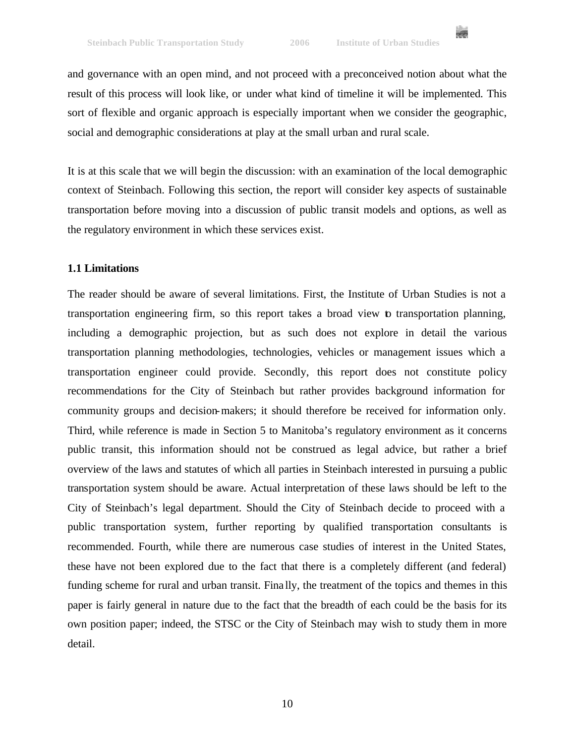and governance with an open mind, and not proceed with a preconceived notion about what the result of this process will look like, or under what kind of timeline it will be implemented. This sort of flexible and organic approach is especially important when we consider the geographic, social and demographic considerations at play at the small urban and rural scale.

It is at this scale that we will begin the discussion: with an examination of the local demographic context of Steinbach. Following this section, the report will consider key aspects of sustainable transportation before moving into a discussion of public transit models and options, as well as the regulatory environment in which these services exist.

**1.1 Limitations**

The reader should be aware of several limitations. First, the Institute of Urban Studies is not a transportation engineering firm, so this report takes a broad view to transportation planning, including a demographic projection, but as such does not explore in detail the various transportation planning methodologies, technologies, vehicles or management issues which a transportation engineer could provide. Secondly, this report does not constitute policy recommendations for the City of Steinbach but rather provides background information for community groups and decision-makers; it should therefore be received for information only. Third, while reference is made in Section 5 to Manitoba's regulatory environment as it concerns public transit, this information should not be construed as legal advice, but rather a brief overview of the laws and statutes of which all parties in Steinbach interested in pursuing a public transportation system should be aware. Actual interpretation of these laws should be left to the City of Steinbach's legal department. Should the City of Steinbach decide to proceed with a public transportation system, further reporting by qualified transportation consultants is recommended. Fourth, while there are numerous case studies of interest in the United States, these have not been explored due to the fact that there is a completely different (and federal) funding scheme for rural and urban transit. Finally, the treatment of the topics and themes in this paper is fairly general in nature due to the fact that the breadth of each could be the basis for its own position paper; indeed, the STSC or the City of Steinbach may wish to study them in more detail.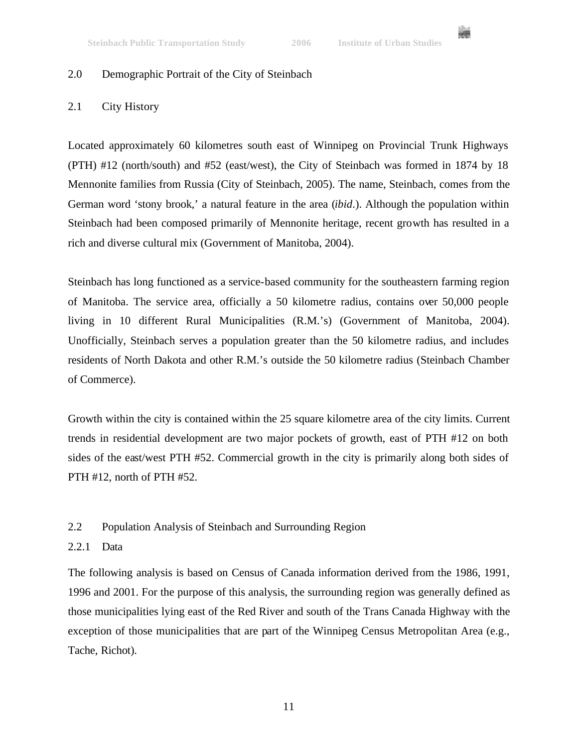## 2.0 Demographic Portrait of the City of Steinbach

### 2.1 City History

Located approximately 60 kilometres south east of Winnipeg on Provincial Trunk Highways (PTH) #12 (north/south) and #52 (east/west), the City of Steinbach was formed in 1874 by 18 Mennonite families from Russia (City of Steinbach, 2005). The name, Steinbach, comes from the German word 'stony brook,' a natural feature in the area (*ibid*.). Although the population within Steinbach had been composed primarily of Mennonite heritage, recent growth has resulted in a rich and diverse cultural mix (Government of Manitoba, 2004).

Steinbach has long functioned as a service-based community for the southeastern farming region of Manitoba. The service area, officially a 50 kilometre radius, contains over 50,000 people living in 10 different Rural Municipalities (R.M.'s) (Government of Manitoba, 2004). Unofficially, Steinbach serves a population greater than the 50 kilometre radius, and includes residents of North Dakota and other R.M.'s outside the 50 kilometre radius (Steinbach Chamber of Commerce).

Growth within the city is contained within the 25 square kilometre area of the city limits. Current trends in residential development are two major pockets of growth, east of PTH #12 on both sides of the east/west PTH #52. Commercial growth in the city is primarily along both sides of PTH #12, north of PTH #52.

### 2.2 Population Analysis of Steinbach and Surrounding Region

#### 2.2.1 Data

The following analysis is based on Census of Canada information derived from the 1986, 1991, 1996 and 2001. For the purpose of this analysis, the surrounding region was generally defined as those municipalities lying east of the Red River and south of the Trans Canada Highway with the exception of those municipalities that are part of the Winnipeg Census Metropolitan Area (e.g., Tache, Richot).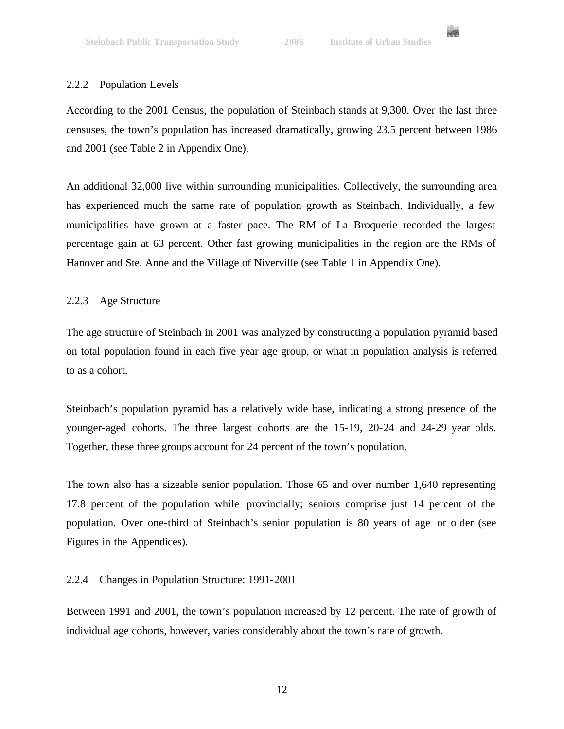2.2.2 Population Levels

According to the 2001 Census, the population of Steinbach stands at 9,300. Over the last three censuses, the town's population has increased dramatically, growing 23.5 percent between 1986 and 2001 (see Table 2 in Appendix One).

An additional 32,000 live within surrounding municipalities. Collectively, the surrounding area has experienced much the same rate of population growth as Steinbach. Individually, a few municipalities have grown at a faster pace. The RM of La Broquerie recorded the largest percentage gain at 63 percent. Other fast growing municipalities in the region are the RMs of Hanover and Ste. Anne and the Village of Niverville (see Table 1 in Appendix One).

2.2.3 Age Structure

The age structure of Steinbach in 2001 was analyzed by constructing a population pyramid based on total population found in each five year age group, or what in population analysis is referred to as a cohort.

Steinbach's population pyramid has a relatively wide base, indicating a strong presence of the younger-aged cohorts. The three largest cohorts are the 15-19, 20-24 and 24-29 year olds. Together, these three groups account for 24 percent of the town's population.

The town also has a sizeable senior population. Those 65 and over number 1,640 representing 17.8 percent of the population while provincially; seniors comprise just 14 percent of the population. Over one-third of Steinbach's senior population is 80 years of age or older (see Figures in the Appendices).

2.2.4 Changes in Population Structure: 1991-2001

Between 1991 and 2001, the town's population increased by 12 percent. The rate of growth of individual age cohorts, however, varies considerably about the town's rate of growth.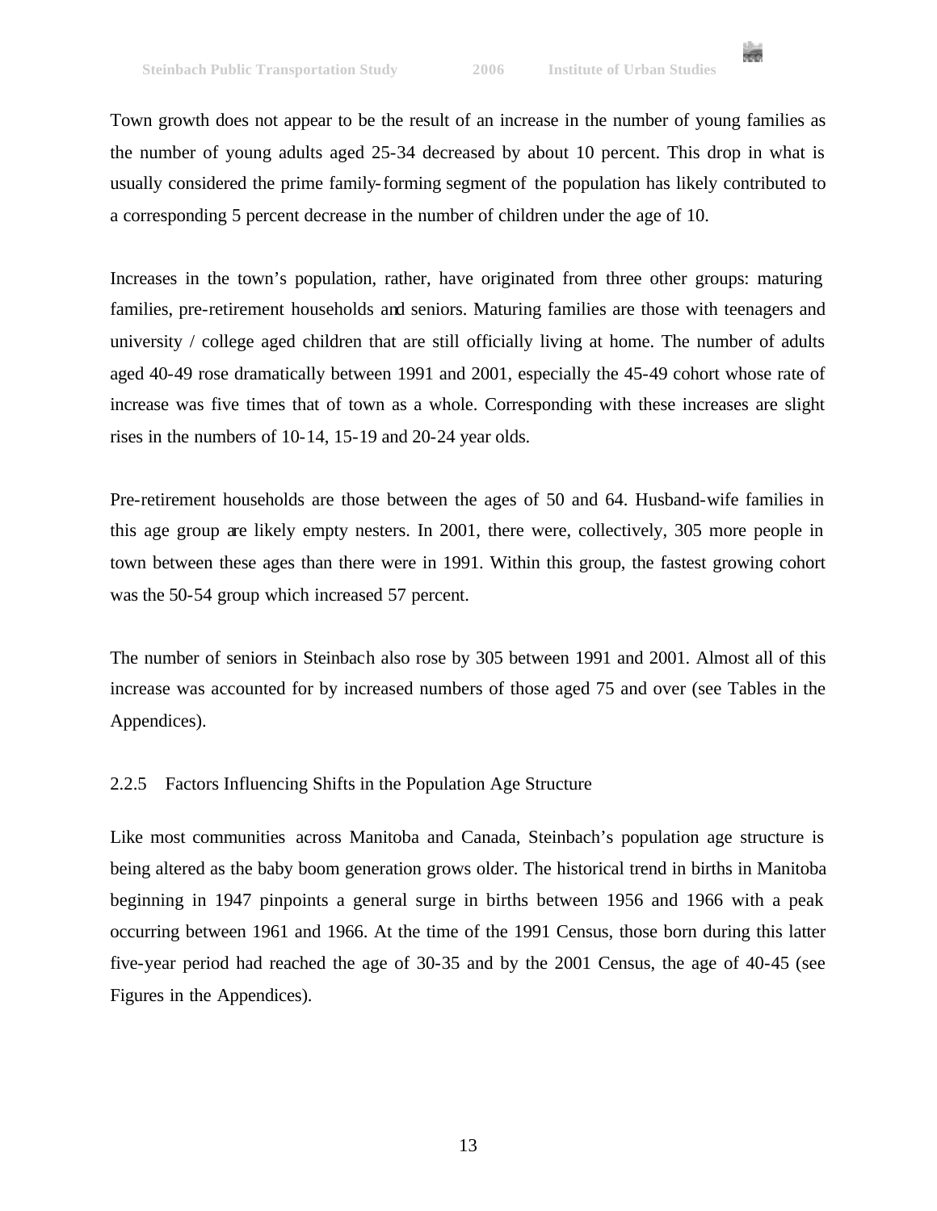Town growth does not appear to be the result of an increase in the number of young families as the number of young adults aged 25-34 decreased by about 10 percent. This drop in what is usually considered the prime family-forming segment of the population has likely contributed to a corresponding 5 percent decrease in the number of children under the age of 10.

Increases in the town's population, rather, have originated from three other groups: maturing families, pre-retirement households and seniors. Maturing families are those with teenagers and university / college aged children that are still officially living at home. The number of adults aged 40-49 rose dramatically between 1991 and 2001, especially the 45-49 cohort whose rate of increase was five times that of town as a whole. Corresponding with these increases are slight rises in the numbers of 10-14, 15-19 and 20-24 year olds.

Pre-retirement households are those between the ages of 50 and 64. Husband-wife families in this age group are likely empty nesters. In 2001, there were, collectively, 305 more people in town between these ages than there were in 1991. Within this group, the fastest growing cohort was the 50-54 group which increased 57 percent.

The number of seniors in Steinbach also rose by 305 between 1991 and 2001. Almost all of this increase was accounted for by increased numbers of those aged 75 and over (see Tables in the Appendices).

### 2.2.5 Factors Influencing Shifts in the Population Age Structure

Like most communities across Manitoba and Canada, Steinbach's population age structure is being altered as the baby boom generation grows older. The historical trend in births in Manitoba beginning in 1947 pinpoints a general surge in births between 1956 and 1966 with a peak occurring between 1961 and 1966. At the time of the 1991 Census, those born during this latter five-year period had reached the age of 30-35 and by the 2001 Census, the age of 40-45 (see Figures in the Appendices).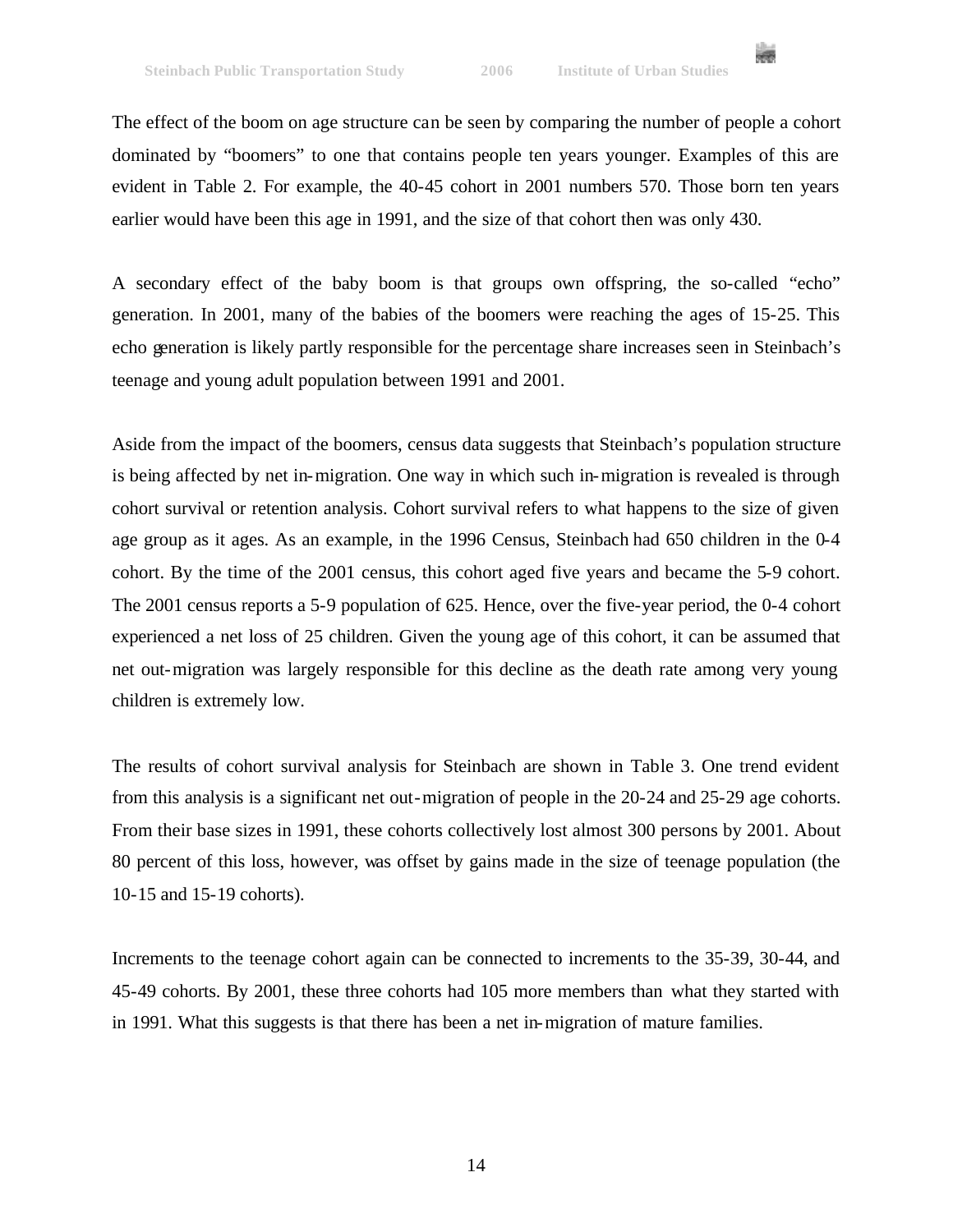The effect of the boom on age structure can be seen by comparing the number of people a cohort dominated by "boomers" to one that contains people ten years younger. Examples of this are evident in Table 2. For example, the 40-45 cohort in 2001 numbers 570. Those born ten years earlier would have been this age in 1991, and the size of that cohort then was only 430.

A secondary effect of the baby boom is that groups own offspring, the so-called "echo" generation. In 2001, many of the babies of the boomers were reaching the ages of 15-25. This echo generation is likely partly responsible for the percentage share increases seen in Steinbach's teenage and young adult population between 1991 and 2001.

Aside from the impact of the boomers, census data suggests that Steinbach's population structure is being affected by net in-migration. One way in which such in-migration is revealed is through cohort survival or retention analysis. Cohort survival refers to what happens to the size of given age group as it ages. As an example, in the 1996 Census, Steinbach had 650 children in the 0-4 cohort. By the time of the 2001 census, this cohort aged five years and became the 5-9 cohort. The 2001 census reports a 5-9 population of 625. Hence, over the five-year period, the 0-4 cohort experienced a net loss of 25 children. Given the young age of this cohort, it can be assumed that net out-migration was largely responsible for this decline as the death rate among very young children is extremely low.

The results of cohort survival analysis for Steinbach are shown in Table 3. One trend evident from this analysis is a significant net out-migration of people in the 20-24 and 25-29 age cohorts. From their base sizes in 1991, these cohorts collectively lost almost 300 persons by 2001. About 80 percent of this loss, however, was offset by gains made in the size of teenage population (the 10-15 and 15-19 cohorts).

Increments to the teenage cohort again can be connected to increments to the 35-39, 30-44, and 45-49 cohorts. By 2001, these three cohorts had 105 more members than what they started with in 1991. What this suggests is that there has been a net in-migration of mature families.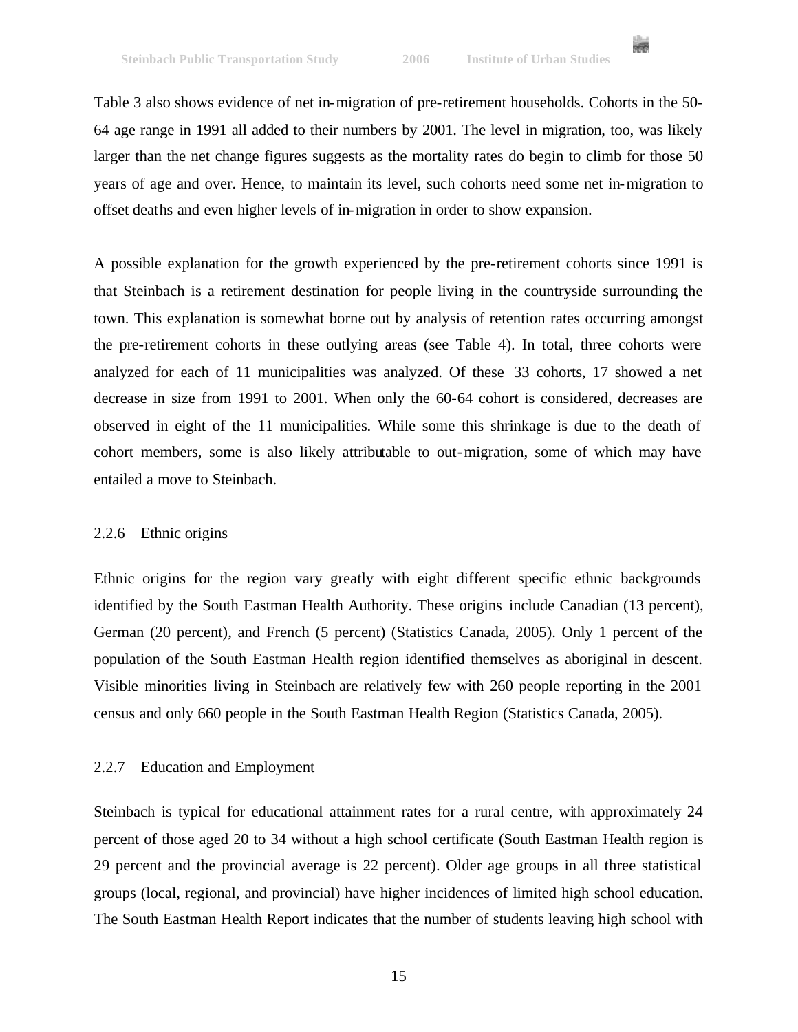Table 3 also shows evidence of net in-migration of pre-retirement households. Cohorts in the 50-64 age range in 1991 all added to their numbers by 2001. The level in migration, too, was likely larger than the net change figures suggests as the mortality rates do begin to climb for those 50 years of age and over. Hence, to maintain its level, such cohorts need some net in-migration to offset deaths and even higher levels of in-migration in order to show expansion.

A possible explanation for the growth experienced by the pre-retirement cohorts since 1991 is that Steinbach is a retirement destination for people living in the countryside surrounding the town. This explanation is somewhat borne out by analysis of retention rates occurring amongst the pre-retirement cohorts in these outlying areas (see Table 4). In total, three cohorts were analyzed for each of 11 municipalities was analyzed. Of these 33 cohorts, 17 showed a net decrease in size from 1991 to 2001. When only the 60-64 cohort is considered, decreases are observed in eight of the 11 municipalities. While some this shrinkage is due to the death of cohort members, some is also likely attributable to out-migration, some of which may have entailed a move to Steinbach.

### 2.2.6 Ethnic origins

Ethnic origins for the region vary greatly with eight different specific ethnic backgrounds identified by the South Eastman Health Authority. These origins include Canadian (13 percent), German (20 percent), and French (5 percent) (Statistics Canada, 2005). Only 1 percent of the population of the South Eastman Health region identified themselves as aboriginal in descent. Visible minorities living in Steinbach are relatively few with 260 people reporting in the 2001 census and only 660 people in the South Eastman Health Region (Statistics Canada, 2005).

### 2.2.7 Education and Employment

Steinbach is typical for educational attainment rates for a rural centre, with approximately 24 percent of those aged 20 to 34 without a high school certificate (South Eastman Health region is 29 percent and the provincial average is 22 percent). Older age groups in all three statistical groups (local, regional, and provincial) have higher incidences of limited high school education. The South Eastman Health Report indicates that the number of students leaving high school with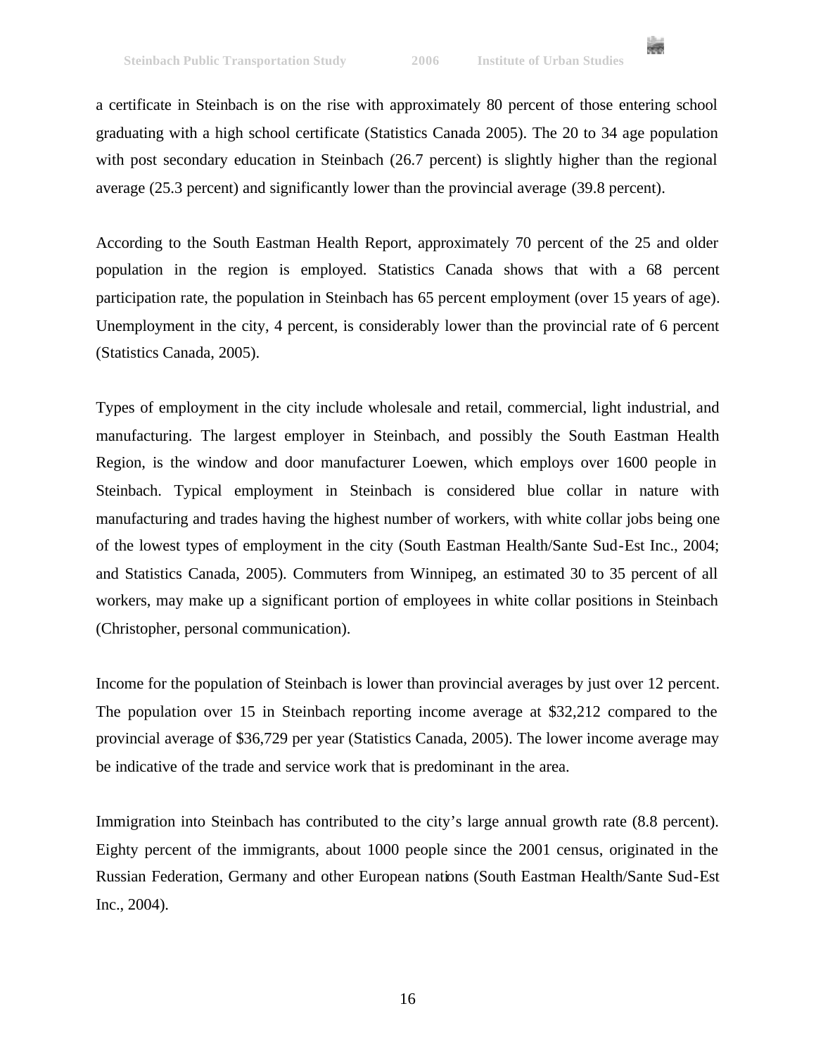a certificate in Steinbach is on the rise with approximately 80 percent of those entering school graduating with a high school certificate (Statistics Canada 2005). The 20 to 34 age population with post secondary education in Steinbach (26.7 percent) is slightly higher than the regional average (25.3 percent) and significantly lower than the provincial average (39.8 percent).

According to the South Eastman Health Report, approximately 70 percent of the 25 and older population in the region is employed. Statistics Canada shows that with a 68 percent participation rate, the population in Steinbach has 65 percent employment (over 15 years of age). Unemployment in the city, 4 percent, is considerably lower than the provincial rate of 6 percent (Statistics Canada, 2005).

Types of employment in the city include wholesale and retail, commercial, light industrial, and manufacturing. The largest employer in Steinbach, and possibly the South Eastman Health Region, is the window and door manufacturer Loewen, which employs over 1600 people in Steinbach. Typical employment in Steinbach is considered blue collar in nature with manufacturing and trades having the highest number of workers, with white collar jobs being one of the lowest types of employment in the city (South Eastman Health/Sante Sud-Est Inc., 2004; and Statistics Canada, 2005). Commuters from Winnipeg, an estimated 30 to 35 percent of all workers, may make up a significant portion of employees in white collar positions in Steinbach (Christopher, personal communication).

Income for the population of Steinbach is lower than provincial averages by just over 12 percent. The population over 15 in Steinbach reporting income average at $32,212 compared to the provincial average of $36,729 per year (Statistics Canada, 2005). The lower income average may be indicative of the trade and service work that is predominant in the area.

Immigration into Steinbach has contributed to the city's large annual growth rate (8.8 percent). Eighty percent of the immigrants, about 1000 people since the 2001 census, originated in the Russian Federation, Germany and other European nations (South Eastman Health/Sante Sud-Est Inc., 2004).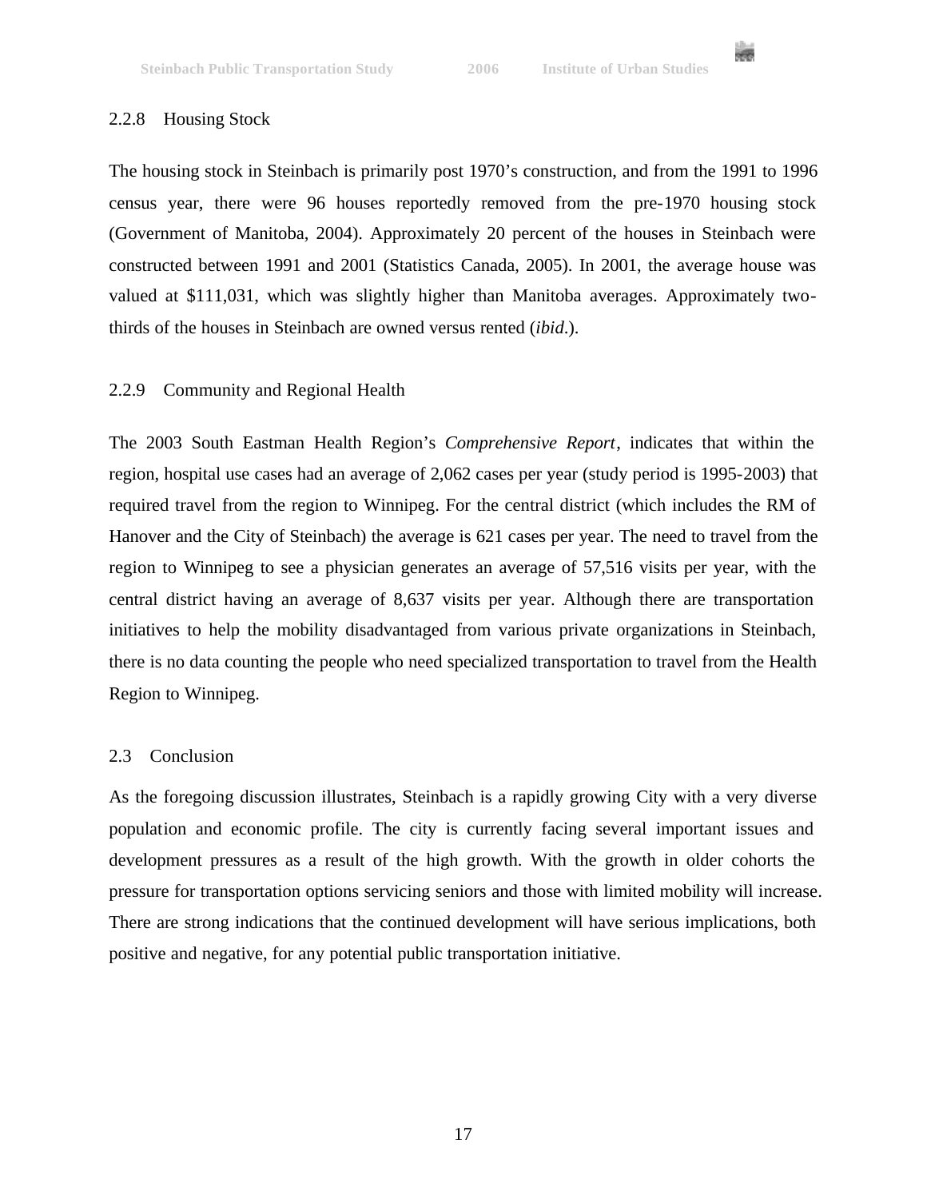### 2.2.8 Housing Stock

The housing stock in Steinbach is primarily post 1970's construction, and from the 1991 to 1996 census year, there were 96 houses reportedly removed from the pre-1970 housing stock (Government of Manitoba, 2004). Approximately 20 percent of the houses in Steinbach were constructed between 1991 and 2001 (Statistics Canada, 2005). In 2001, the average house was valued at $111,031, which was slightly higher than Manitoba averages. Approximately two-thirds of the houses in Steinbach are owned versus rented (*ibid.*).

### 2.2.9 Community and Regional Health

The 2003 South Eastman Health Region's *Comprehensive Report*, indicates that within the region, hospital use cases had an average of 2,062 cases per year (study period is 1995-2003) that required travel from the region to Winnipeg. For the central district (which includes the RM of Hanover and the City of Steinbach) the average is 621 cases per year. The need to travel from the region to Winnipeg to see a physician generates an average of 57,516 visits per year, with the central district having an average of 8,637 visits per year. Although there are transportation initiatives to help the mobility disadvantaged from various private organizations in Steinbach, there is no data counting the people who need specialized transportation to travel from the Health Region to Winnipeg.

## 2.3 Conclusion

As the foregoing discussion illustrates, Steinbach is a rapidly growing City with a very diverse population and economic profile. The city is currently facing several important issues and development pressures as a result of the high growth. With the growth in older cohorts the pressure for transportation options servicing seniors and those with limited mobility will increase. There are strong indications that the continued development will have serious implications, both positive and negative, for any potential public transportation initiative.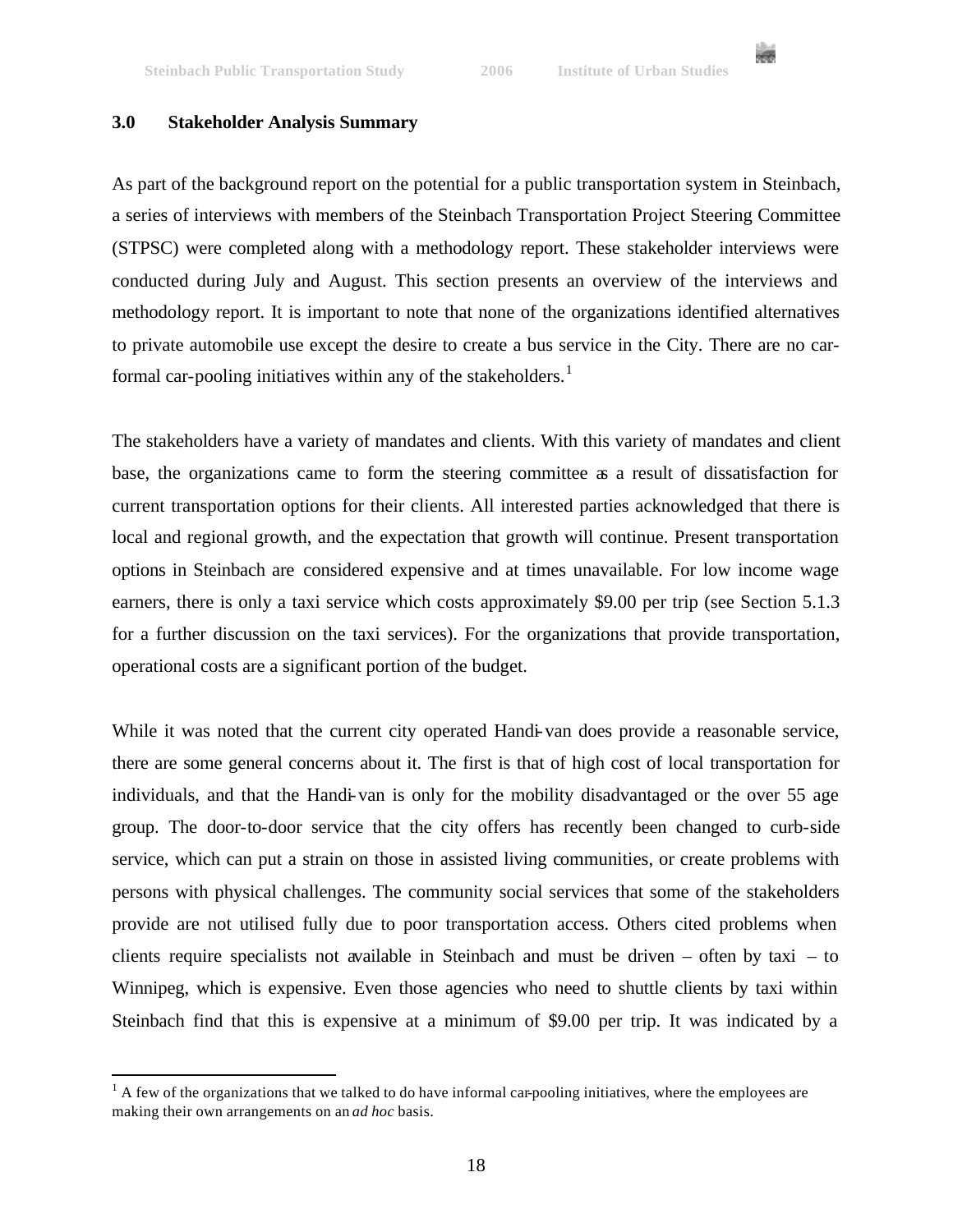## 3.0 Stakeholder Analysis Summary

As part of the background report on the potential for a public transportation system in Steinbach, a series of interviews with members of the Steinbach Transportation Project Steering Committee (STPSC) were completed along with a methodology report. These stakeholder interviews were conducted during July and August. This section presents an overview of the interviews and methodology report. It is important to note that none of the organizations identified alternatives to private automobile use except the desire to create a bus service in the City. There are no car-formal car-pooling initiatives within any of the stakeholders.[1]

The stakeholders have a variety of mandates and clients. With this variety of mandates and client base, the organizations came to form the steering committee as a result of dissatisfaction for current transportation options for their clients. All interested parties acknowledged that there is local and regional growth, and the expectation that growth will continue. Present transportation options in Steinbach are considered expensive and at times unavailable. For low income wage earners, there is only a taxi service which costs approximately $9.00 per trip (see Section 5.1.3 for a further discussion on the taxi services). For the organizations that provide transportation, operational costs are a significant portion of the budget.

While it was noted that the current city operated Handi-van does provide a reasonable service, there are some general concerns about it. The first is that of high cost of local transportation for individuals, and that the Handi-van is only for the mobility disadvantaged or the over 55 age group. The door-to-door service that the city offers has recently been changed to curb-side service, which can put a strain on those in assisted living communities, or create problems with persons with physical challenges. The community social services that some of the stakeholders provide are not utilised fully due to poor transportation access. Others cited problems when clients require specialists not available in Steinbach and must be driven – often by taxi – to Winnipeg, which is expensive. Even those agencies who need to shuttle clients by taxi within Steinbach find that this is expensive at a minimum of $9.00 per trip. It was indicated by a

[1] A few of the organizations that we talked to do have informal car-pooling initiatives, where the employees are making their own arrangements on an *ad hoc* basis.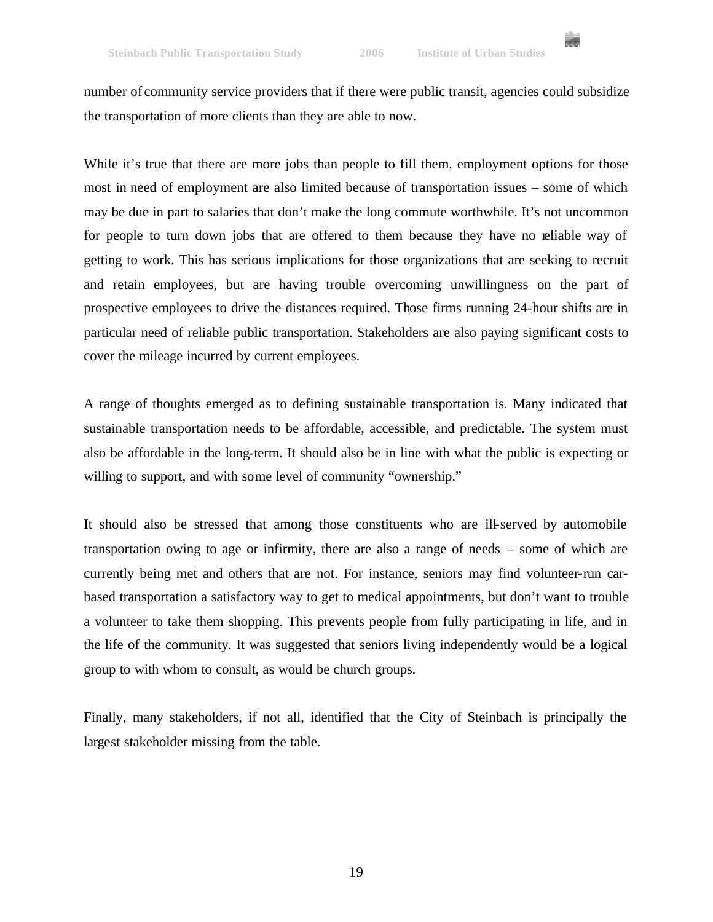number of community service providers that if there were public transit, agencies could subsidize the transportation of more clients than they are able to now.

While it's true that there are more jobs than people to fill them, employment options for those most in need of employment are also limited because of transportation issues – some of which may be due in part to salaries that don't make the long commute worthwhile. It's not uncommon for people to turn down jobs that are offered to them because they have no reliable way of getting to work. This has serious implications for those organizations that are seeking to recruit and retain employees, but are having trouble overcoming unwillingness on the part of prospective employees to drive the distances required. Those firms running 24-hour shifts are in particular need of reliable public transportation. Stakeholders are also paying significant costs to cover the mileage incurred by current employees.

A range of thoughts emerged as to defining sustainable transportation is. Many indicated that sustainable transportation needs to be affordable, accessible, and predictable. The system must also be affordable in the long-term. It should also be in line with what the public is expecting or willing to support, and with some level of community "ownership."

It should also be stressed that among those constituents who are ill-served by automobile transportation owing to age or infirmity, there are also a range of needs – some of which are currently being met and others that are not. For instance, seniors may find volunteer-run car-based transportation a satisfactory way to get to medical appointments, but don't want to trouble a volunteer to take them shopping. This prevents people from fully participating in life, and in the life of the community. It was suggested that seniors living independently would be a logical group to with whom to consult, as would be church groups.

Finally, many stakeholders, if not all, identified that the City of Steinbach is principally the largest stakeholder missing from the table.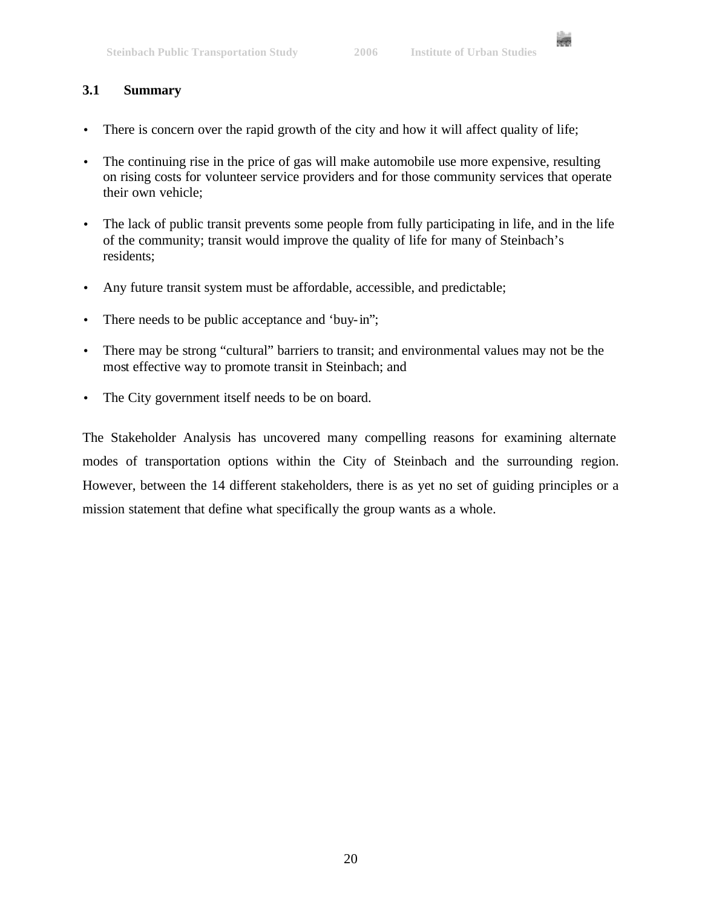### 3.1 Summary

- There is concern over the rapid growth of the city and how it will affect quality of life;
- The continuing rise in the price of gas will make automobile use more expensive, resulting on rising costs for volunteer service providers and for those community services that operate their own vehicle;
- The lack of public transit prevents some people from fully participating in life, and in the life of the community; transit would improve the quality of life for many of Steinbach's residents;
- Any future transit system must be affordable, accessible, and predictable;
- There needs to be public acceptance and 'buy-in";
- There may be strong "cultural" barriers to transit; and environmental values may not be the most effective way to promote transit in Steinbach; and
- The City government itself needs to be on board.

The Stakeholder Analysis has uncovered many compelling reasons for examining alternate modes of transportation options within the City of Steinbach and the surrounding region. However, between the 14 different stakeholders, there is as yet no set of guiding principles or a mission statement that define what specifically the group wants as a whole.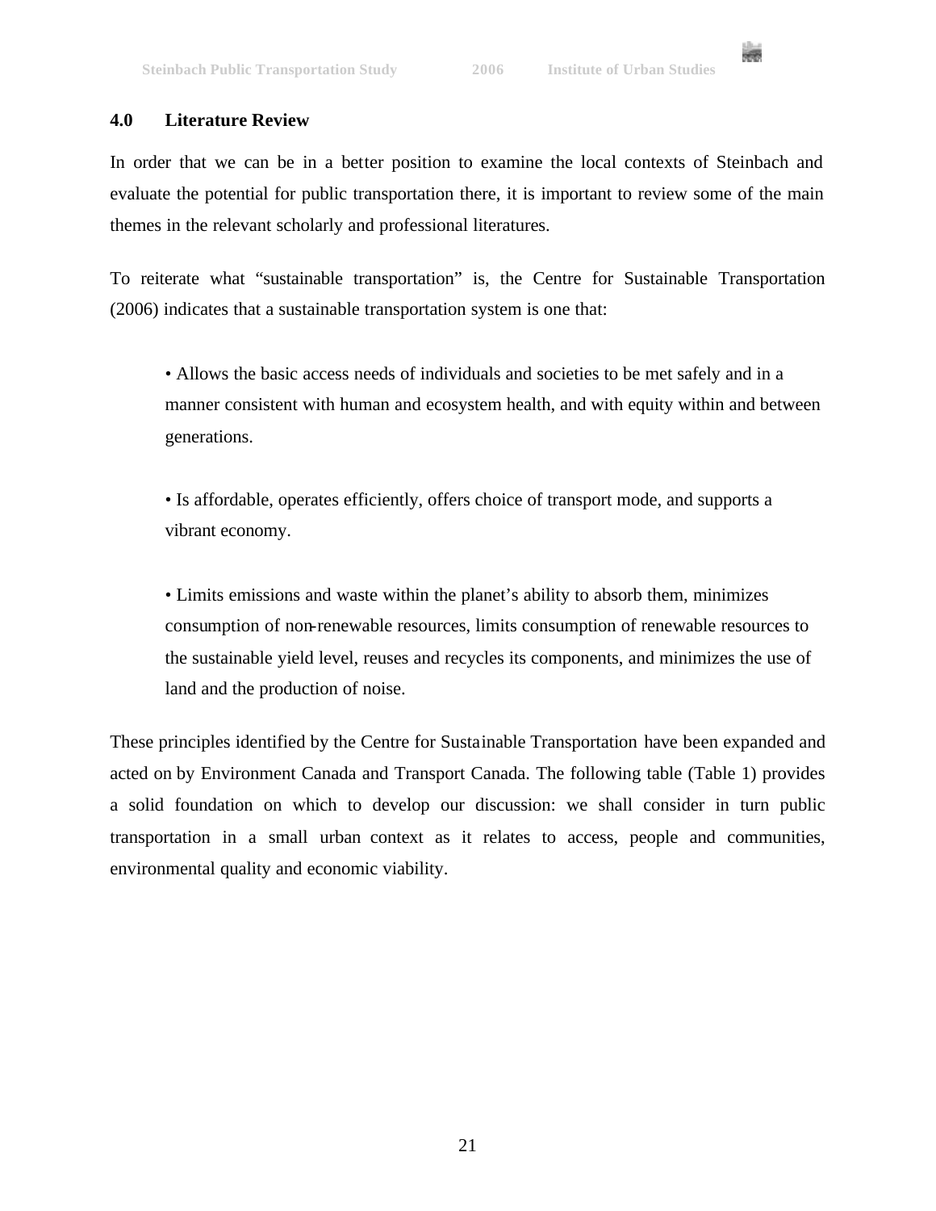## 4.0 Literature Review

In order that we can be in a better position to examine the local contexts of Steinbach and evaluate the potential for public transportation there, it is important to review some of the main themes in the relevant scholarly and professional literatures.

To reiterate what "sustainable transportation" is, the Centre for Sustainable Transportation (2006) indicates that a sustainable transportation system is one that:

- Allows the basic access needs of individuals and societies to be met safely and in a manner consistent with human and ecosystem health, and with equity within and between generations.

- Is affordable, operates efficiently, offers choice of transport mode, and supports a vibrant economy.

- Limits emissions and waste within the planet's ability to absorb them, minimizes consumption of non-renewable resources, limits consumption of renewable resources to the sustainable yield level, reuses and recycles its components, and minimizes the use of land and the production of noise.

These principles identified by the Centre for Sustainable Transportation have been expanded and acted on by Environment Canada and Transport Canada. The following table (Table 1) provides a solid foundation on which to develop our discussion: we shall consider in turn public transportation in a small urban context as it relates to access, people and communities, environmental quality and economic viability.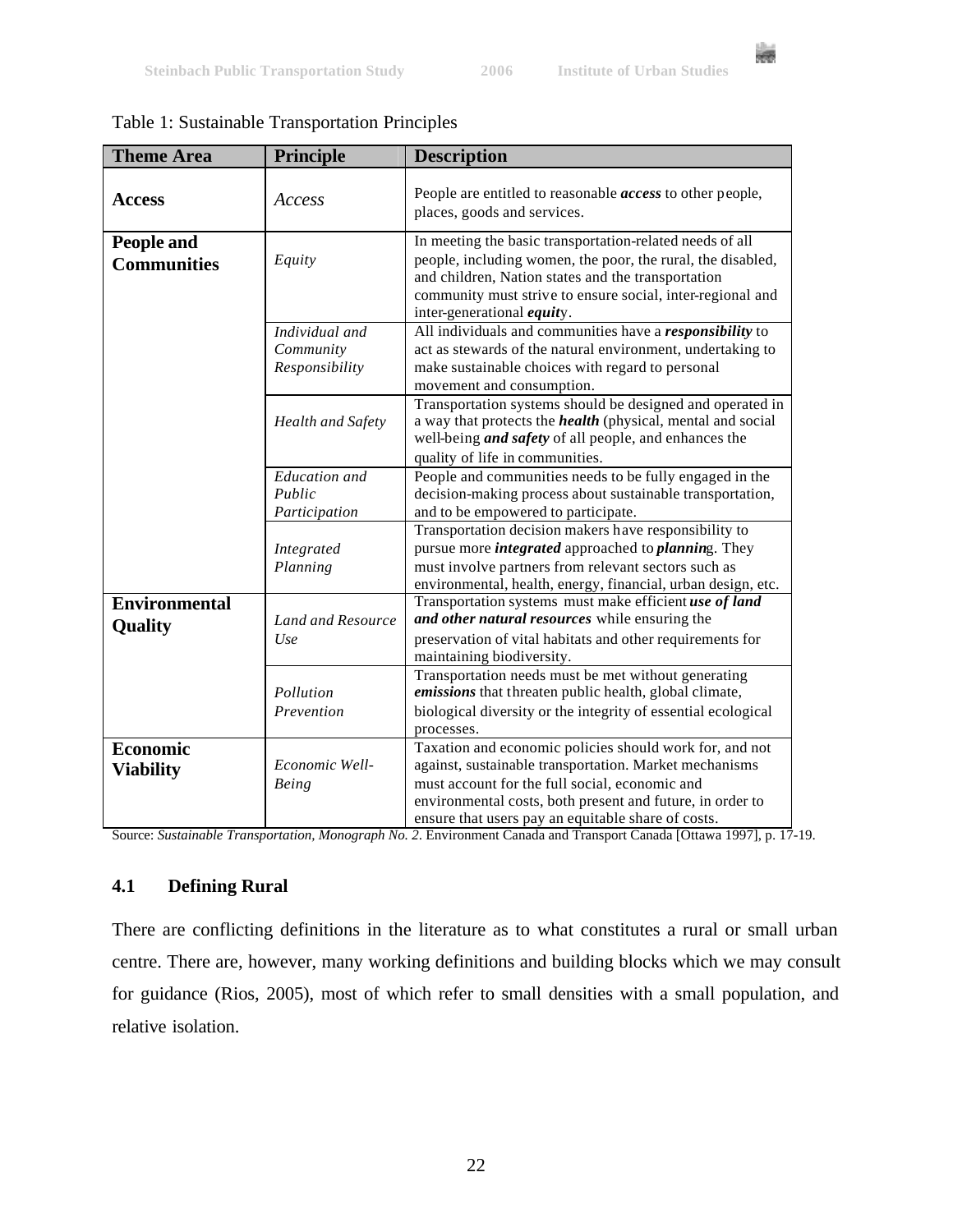Table 1: Sustainable Transportation Principles

| Theme Area | Principle | Description |
|---|---|---|
| **Access** | *Access* | People are entitled to reasonable ***access*** to other people, places, goods and services. |
| **People and Communities** | *Equity* | In meeting the basic transportation-related needs of all people, including women, the poor, the rural, the disabled, and children, Nation states and the transportation community must strive to ensure social, inter-regional and inter-generational ***equit***y. |
| | *Individual and Community Responsibility* | All individuals and communities have a ***responsibility*** to act as stewards of the natural environment, undertaking to make sustainable choices with regard to personal movement and consumption. |
| | *Health and Safety* | Transportation systems should be designed and operated in a way that protects the ***health*** (physical, mental and social well-being ***and safety*** of all people, and enhances the quality of life in communities. |
| | *Education and Public Participation* | People and communities needs to be fully engaged in the decision-making process about sustainable transportation, and to be empowered to participate. |
| | *Integrated Planning* | Transportation decision makers have responsibility to pursue more ***integrated*** approached to ***plannin***g. They must involve partners from relevant sectors such as environmental, health, energy, financial, urban design, etc. |
| **Environmental Quality** | *Land and Resource Use* | Transportation systems must make efficient ***use of land and other natural resources*** while ensuring the preservation of vital habitats and other requirements for maintaining biodiversity. |
| | *Pollution Prevention* | Transportation needs must be met without generating ***emissions*** that threaten public health, global climate, biological diversity or the integrity of essential ecological processes. |
| **Economic Viability** | *Economic Well-Being* | Taxation and economic policies should work for, and not against, sustainable transportation. Market mechanisms must account for the full social, economic and environmental costs, both present and future, in order to ensure that users pay an equitable share of costs. |

Source: *Sustainable Transportation, Monograph No. 2.* Environment Canada and Transport Canada [Ottawa 1997], p. 17-19.

### 4.1 Defining Rural

There are conflicting definitions in the literature as to what constitutes a rural or small urban centre. There are, however, many working definitions and building blocks which we may consult for guidance (Rios, 2005), most of which refer to small densities with a small population, and relative isolation.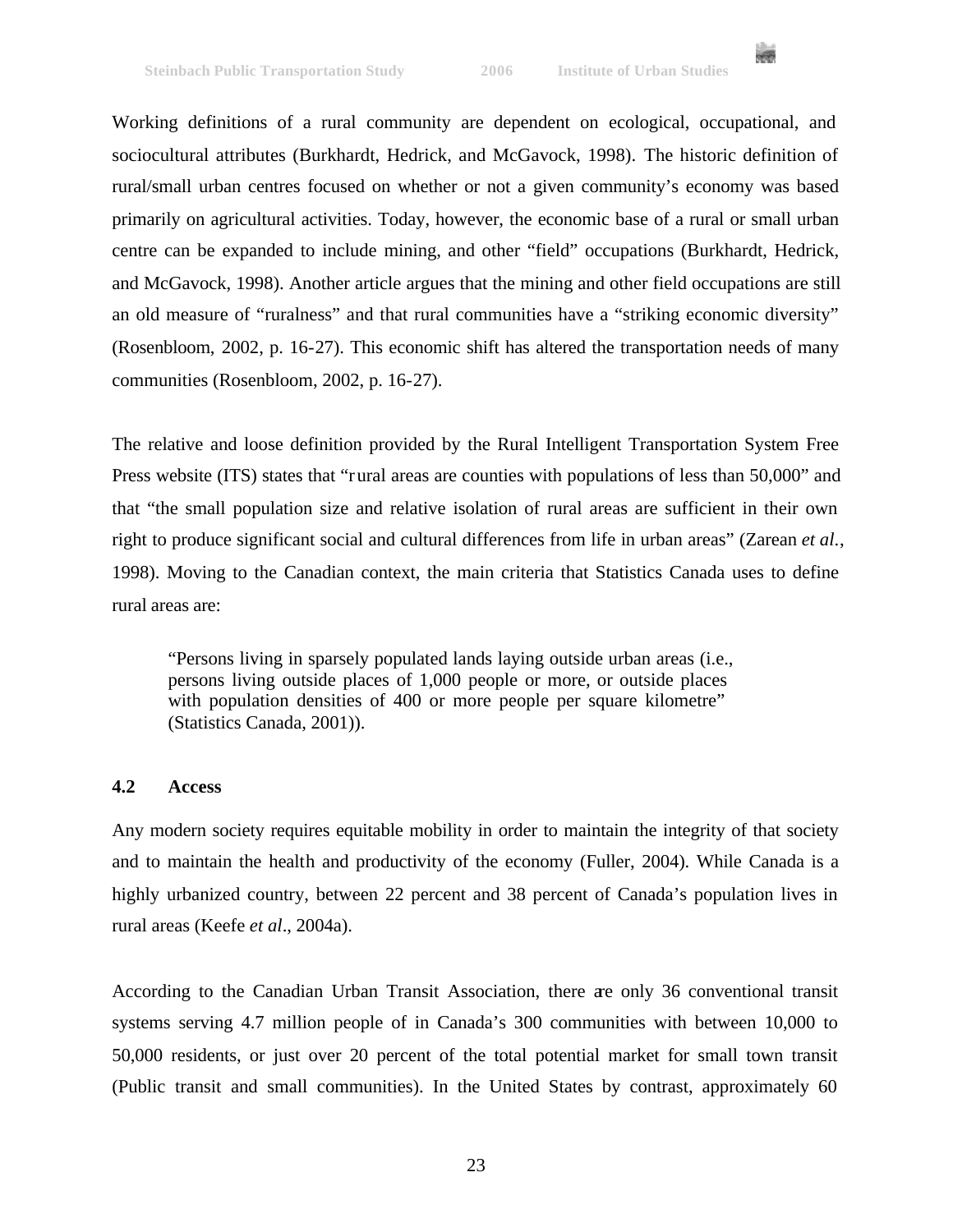Working definitions of a rural community are dependent on ecological, occupational, and sociocultural attributes (Burkhardt, Hedrick, and McGavock, 1998). The historic definition of rural/small urban centres focused on whether or not a given community's economy was based primarily on agricultural activities. Today, however, the economic base of a rural or small urban centre can be expanded to include mining, and other "field" occupations (Burkhardt, Hedrick, and McGavock, 1998). Another article argues that the mining and other field occupations are still an old measure of "ruralness" and that rural communities have a "striking economic diversity" (Rosenbloom, 2002, p. 16-27). This economic shift has altered the transportation needs of many communities (Rosenbloom, 2002, p. 16-27).

The relative and loose definition provided by the Rural Intelligent Transportation System Free Press website (ITS) states that "rural areas are counties with populations of less than 50,000" and that "the small population size and relative isolation of rural areas are sufficient in their own right to produce significant social and cultural differences from life in urban areas" (Zarean *et al.*, 1998). Moving to the Canadian context, the main criteria that Statistics Canada uses to define rural areas are:

> "Persons living in sparsely populated lands laying outside urban areas (i.e., persons living outside places of 1,000 people or more, or outside places with population densities of 400 or more people per square kilometre" (Statistics Canada, 2001)).

## 4.2 Access

Any modern society requires equitable mobility in order to maintain the integrity of that society and to maintain the health and productivity of the economy (Fuller, 2004). While Canada is a highly urbanized country, between 22 percent and 38 percent of Canada's population lives in rural areas (Keefe *et al*., 2004a).

According to the Canadian Urban Transit Association, there are only 36 conventional transit systems serving 4.7 million people of in Canada's 300 communities with between 10,000 to 50,000 residents, or just over 20 percent of the total potential market for small town transit (Public transit and small communities). In the United States by contrast, approximately 60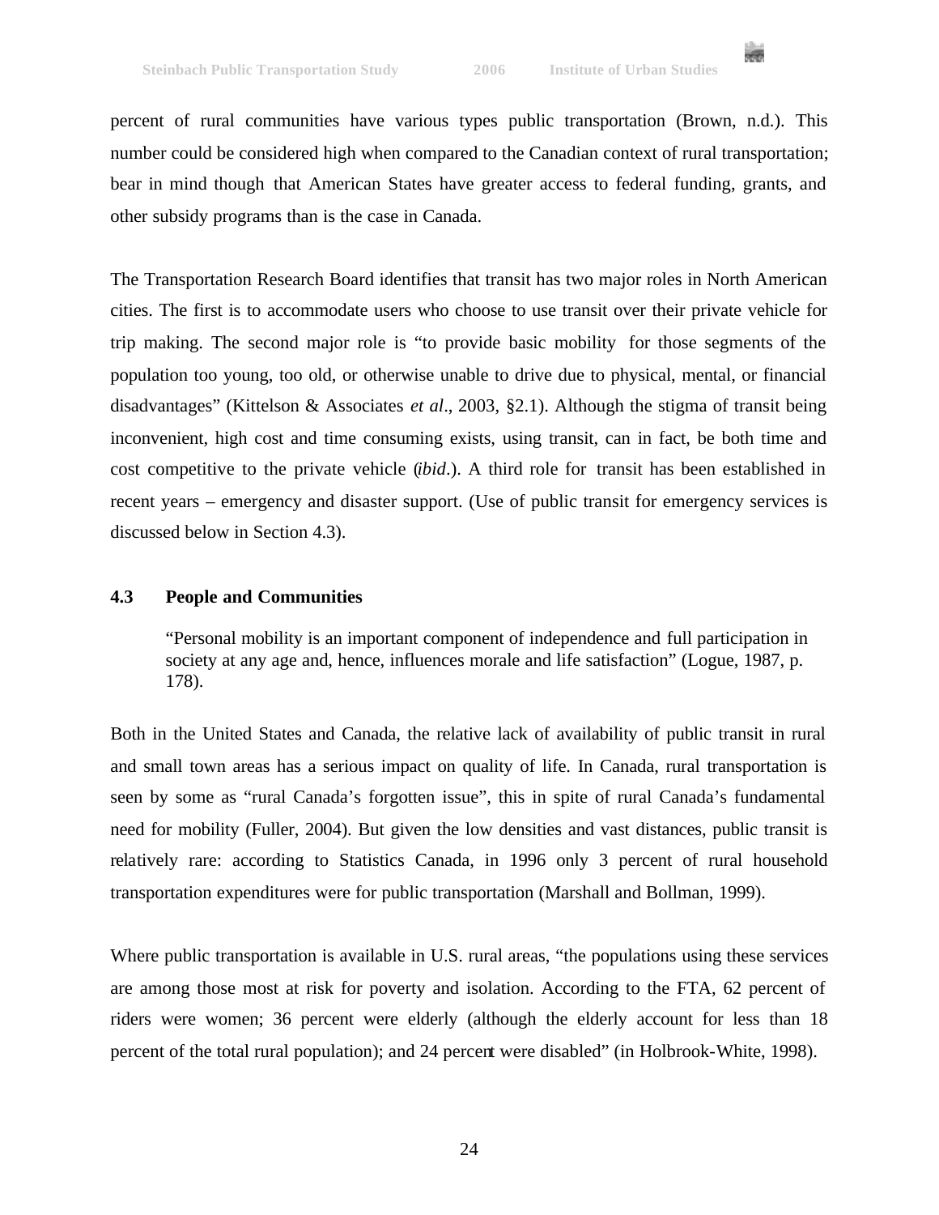percent of rural communities have various types public transportation (Brown, n.d.). This number could be considered high when compared to the Canadian context of rural transportation; bear in mind though that American States have greater access to federal funding, grants, and other subsidy programs than is the case in Canada.

The Transportation Research Board identifies that transit has two major roles in North American cities. The first is to accommodate users who choose to use transit over their private vehicle for trip making. The second major role is "to provide basic mobility for those segments of the population too young, too old, or otherwise unable to drive due to physical, mental, or financial disadvantages" (Kittelson & Associates *et al*., 2003, §2.1). Although the stigma of transit being inconvenient, high cost and time consuming exists, using transit, can in fact, be both time and cost competitive to the private vehicle (*ibid*.). A third role for transit has been established in recent years – emergency and disaster support. (Use of public transit for emergency services is discussed below in Section 4.3).

## 4.3 People and Communities

> "Personal mobility is an important component of independence and full participation in society at any age and, hence, influences morale and life satisfaction" (Logue, 1987, p. 178).

Both in the United States and Canada, the relative lack of availability of public transit in rural and small town areas has a serious impact on quality of life. In Canada, rural transportation is seen by some as "rural Canada's forgotten issue", this in spite of rural Canada's fundamental need for mobility (Fuller, 2004). But given the low densities and vast distances, public transit is relatively rare: according to Statistics Canada, in 1996 only 3 percent of rural household transportation expenditures were for public transportation (Marshall and Bollman, 1999).

Where public transportation is available in U.S. rural areas, "the populations using these services are among those most at risk for poverty and isolation. According to the FTA, 62 percent of riders were women; 36 percent were elderly (although the elderly account for less than 18 percent of the total rural population); and 24 percent were disabled" (in Holbrook-White, 1998).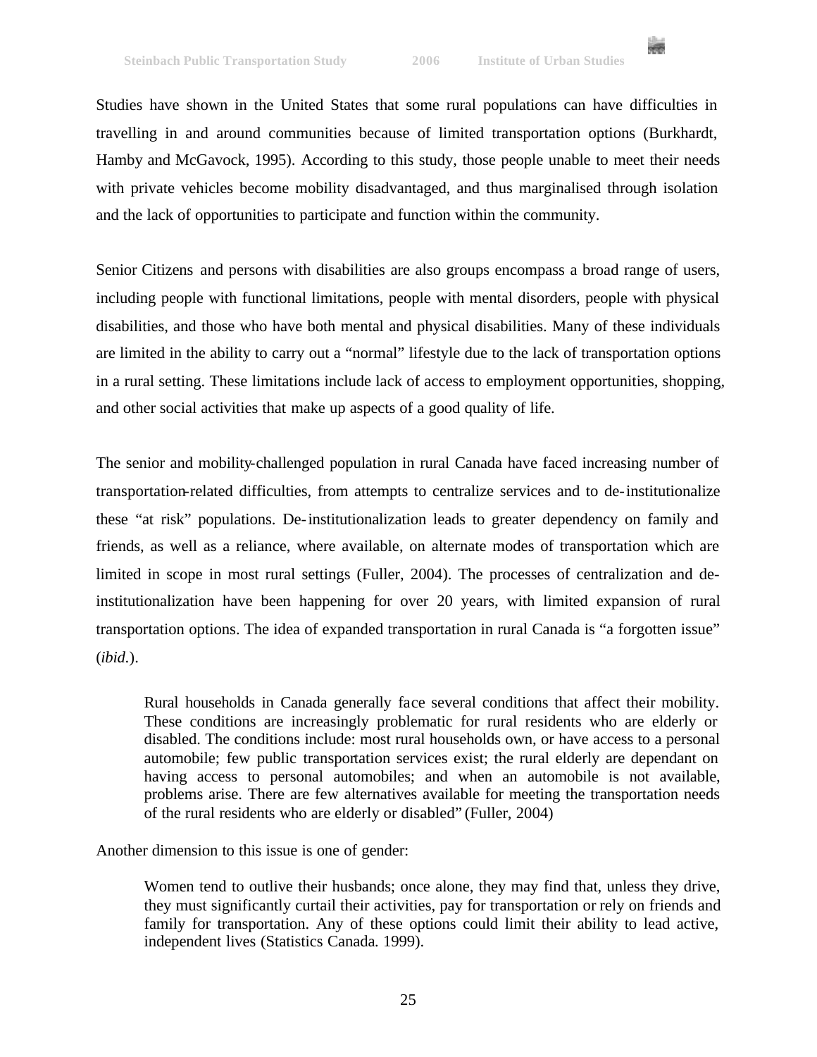Studies have shown in the United States that some rural populations can have difficulties in travelling in and around communities because of limited transportation options (Burkhardt, Hamby and McGavock, 1995). According to this study, those people unable to meet their needs with private vehicles become mobility disadvantaged, and thus marginalised through isolation and the lack of opportunities to participate and function within the community.

Senior Citizens and persons with disabilities are also groups encompass a broad range of users, including people with functional limitations, people with mental disorders, people with physical disabilities, and those who have both mental and physical disabilities. Many of these individuals are limited in the ability to carry out a "normal" lifestyle due to the lack of transportation options in a rural setting. These limitations include lack of access to employment opportunities, shopping, and other social activities that make up aspects of a good quality of life.

The senior and mobility-challenged population in rural Canada have faced increasing number of transportation-related difficulties, from attempts to centralize services and to de-institutionalize these "at risk" populations. De-institutionalization leads to greater dependency on family and friends, as well as a reliance, where available, on alternate modes of transportation which are limited in scope in most rural settings (Fuller, 2004). The processes of centralization and de-institutionalization have been happening for over 20 years, with limited expansion of rural transportation options. The idea of expanded transportation in rural Canada is "a forgotten issue" (*ibid.*).

> Rural households in Canada generally face several conditions that affect their mobility. These conditions are increasingly problematic for rural residents who are elderly or disabled. The conditions include: most rural households own, or have access to a personal automobile; few public transportation services exist; the rural elderly are dependant on having access to personal automobiles; and when an automobile is not available, problems arise. There are few alternatives available for meeting the transportation needs of the rural residents who are elderly or disabled" (Fuller, 2004)

Another dimension to this issue is one of gender:

> Women tend to outlive their husbands; once alone, they may find that, unless they drive, they must significantly curtail their activities, pay for transportation or rely on friends and family for transportation. Any of these options could limit their ability to lead active, independent lives (Statistics Canada. 1999).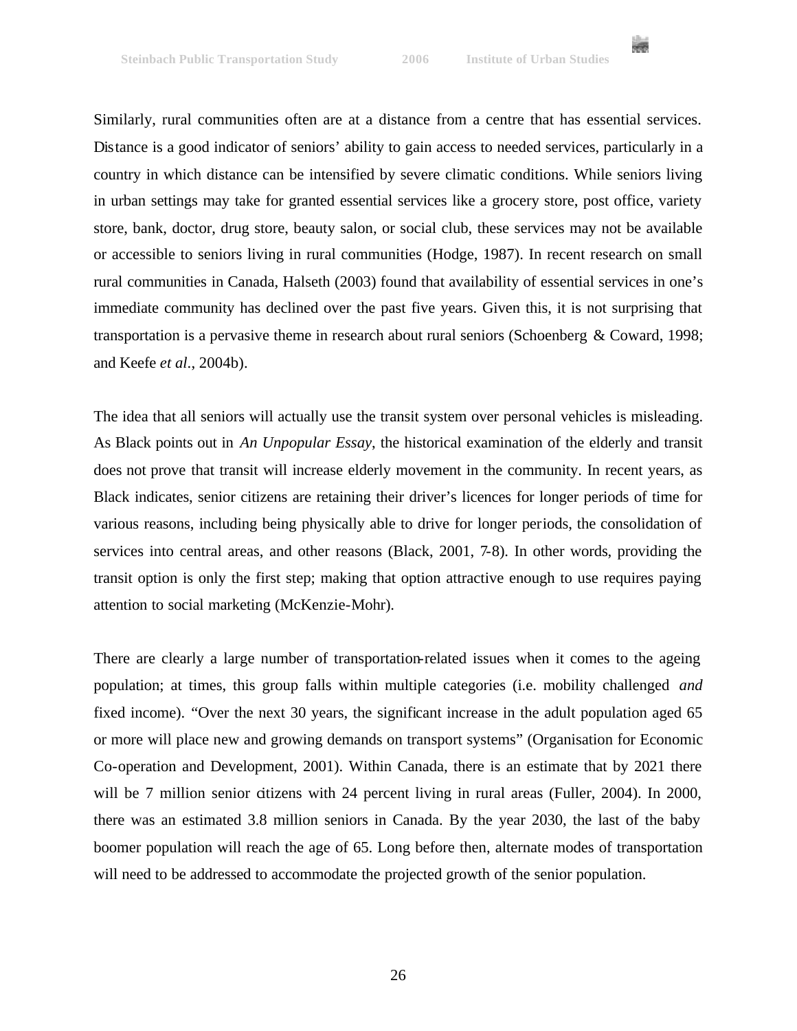Similarly, rural communities often are at a distance from a centre that has essential services. Distance is a good indicator of seniors' ability to gain access to needed services, particularly in a country in which distance can be intensified by severe climatic conditions. While seniors living in urban settings may take for granted essential services like a grocery store, post office, variety store, bank, doctor, drug store, beauty salon, or social club, these services may not be available or accessible to seniors living in rural communities (Hodge, 1987). In recent research on small rural communities in Canada, Halseth (2003) found that availability of essential services in one's immediate community has declined over the past five years. Given this, it is not surprising that transportation is a pervasive theme in research about rural seniors (Schoenberg & Coward, 1998; and Keefe *et al.*, 2004b).

The idea that all seniors will actually use the transit system over personal vehicles is misleading. As Black points out in *An Unpopular Essay*, the historical examination of the elderly and transit does not prove that transit will increase elderly movement in the community. In recent years, as Black indicates, senior citizens are retaining their driver's licences for longer periods of time for various reasons, including being physically able to drive for longer periods, the consolidation of services into central areas, and other reasons (Black, 2001, 7-8). In other words, providing the transit option is only the first step; making that option attractive enough to use requires paying attention to social marketing (McKenzie-Mohr).

There are clearly a large number of transportation-related issues when it comes to the ageing population; at times, this group falls within multiple categories (i.e. mobility challenged *and* fixed income). "Over the next 30 years, the significant increase in the adult population aged 65 or more will place new and growing demands on transport systems" (Organisation for Economic Co-operation and Development, 2001). Within Canada, there is an estimate that by 2021 there will be 7 million senior citizens with 24 percent living in rural areas (Fuller, 2004). In 2000, there was an estimated 3.8 million seniors in Canada. By the year 2030, the last of the baby boomer population will reach the age of 65. Long before then, alternate modes of transportation will need to be addressed to accommodate the projected growth of the senior population.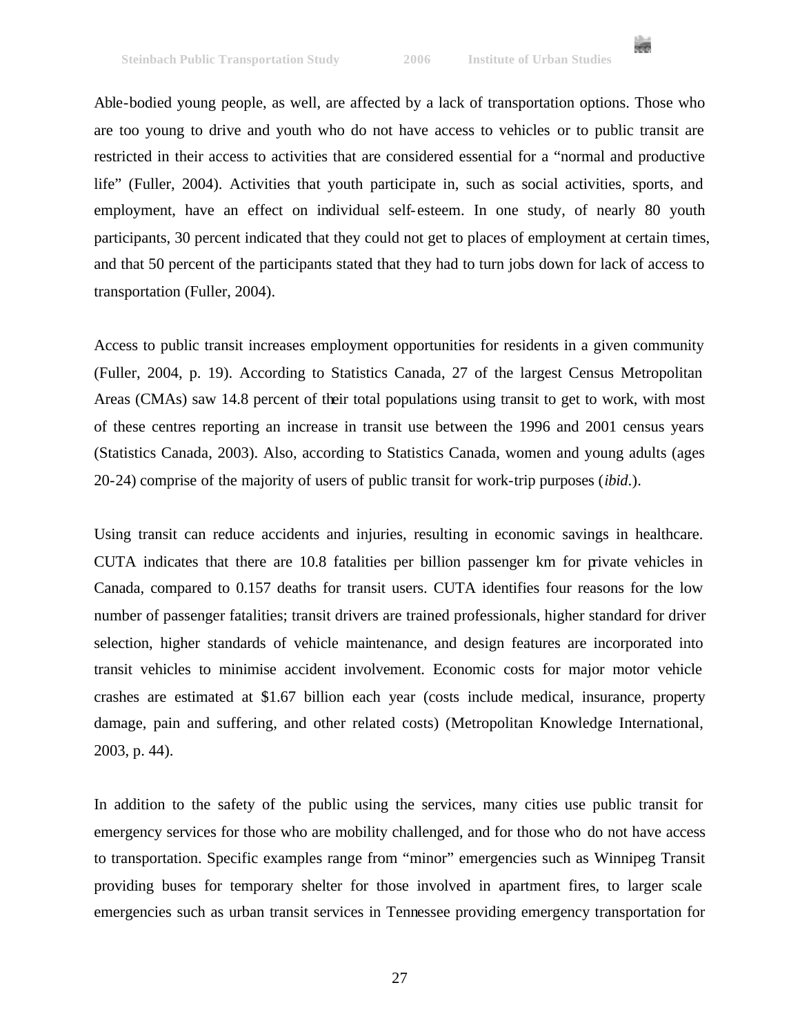Able-bodied young people, as well, are affected by a lack of transportation options. Those who are too young to drive and youth who do not have access to vehicles or to public transit are restricted in their access to activities that are considered essential for a "normal and productive life" (Fuller, 2004). Activities that youth participate in, such as social activities, sports, and employment, have an effect on individual self-esteem. In one study, of nearly 80 youth participants, 30 percent indicated that they could not get to places of employment at certain times, and that 50 percent of the participants stated that they had to turn jobs down for lack of access to transportation (Fuller, 2004).

Access to public transit increases employment opportunities for residents in a given community (Fuller, 2004, p. 19). According to Statistics Canada, 27 of the largest Census Metropolitan Areas (CMAs) saw 14.8 percent of their total populations using transit to get to work, with most of these centres reporting an increase in transit use between the 1996 and 2001 census years (Statistics Canada, 2003). Also, according to Statistics Canada, women and young adults (ages 20-24) comprise of the majority of users of public transit for work-trip purposes (*ibid.*).

Using transit can reduce accidents and injuries, resulting in economic savings in healthcare. CUTA indicates that there are 10.8 fatalities per billion passenger km for private vehicles in Canada, compared to 0.157 deaths for transit users. CUTA identifies four reasons for the low number of passenger fatalities; transit drivers are trained professionals, higher standard for driver selection, higher standards of vehicle maintenance, and design features are incorporated into transit vehicles to minimise accident involvement. Economic costs for major motor vehicle crashes are estimated at $1.67 billion each year (costs include medical, insurance, property damage, pain and suffering, and other related costs) (Metropolitan Knowledge International, 2003, p. 44).

In addition to the safety of the public using the services, many cities use public transit for emergency services for those who are mobility challenged, and for those who do not have access to transportation. Specific examples range from "minor" emergencies such as Winnipeg Transit providing buses for temporary shelter for those involved in apartment fires, to larger scale emergencies such as urban transit services in Tennessee providing emergency transportation for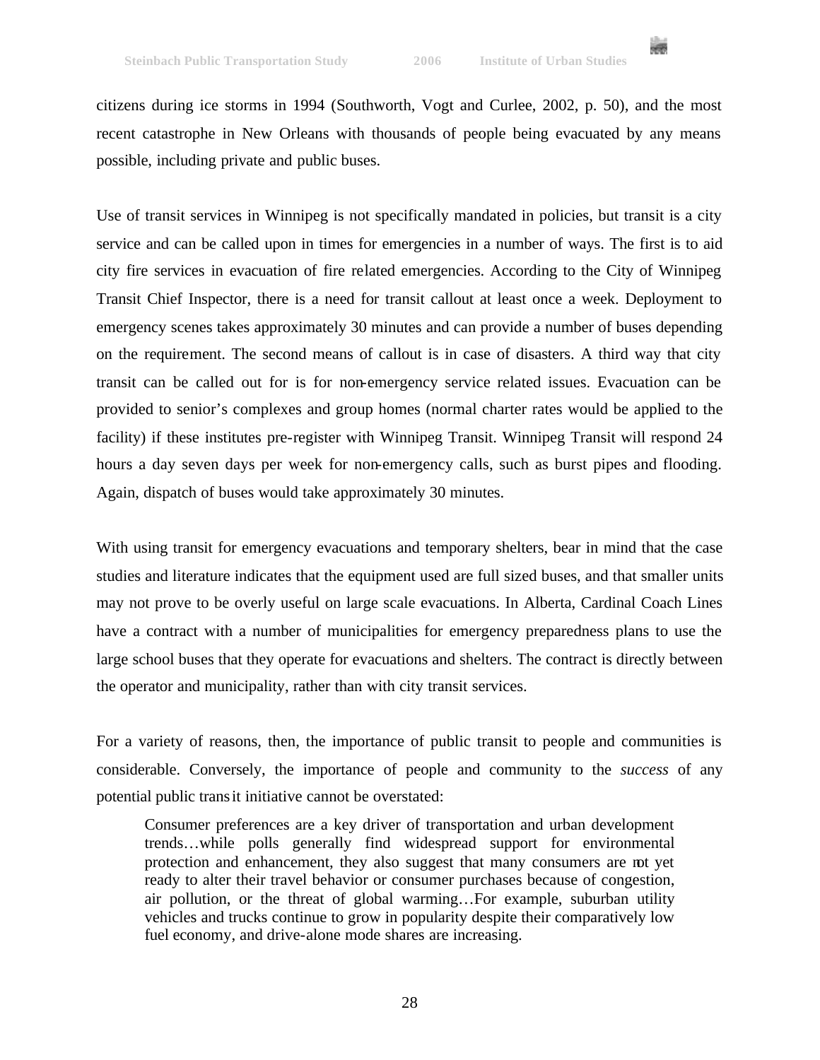citizens during ice storms in 1994 (Southworth, Vogt and Curlee, 2002, p. 50), and the most recent catastrophe in New Orleans with thousands of people being evacuated by any means possible, including private and public buses.

Use of transit services in Winnipeg is not specifically mandated in policies, but transit is a city service and can be called upon in times for emergencies in a number of ways. The first is to aid city fire services in evacuation of fire related emergencies. According to the City of Winnipeg Transit Chief Inspector, there is a need for transit callout at least once a week. Deployment to emergency scenes takes approximately 30 minutes and can provide a number of buses depending on the requirement. The second means of callout is in case of disasters. A third way that city transit can be called out for is for non-emergency service related issues. Evacuation can be provided to senior's complexes and group homes (normal charter rates would be applied to the facility) if these institutes pre-register with Winnipeg Transit. Winnipeg Transit will respond 24 hours a day seven days per week for non-emergency calls, such as burst pipes and flooding. Again, dispatch of buses would take approximately 30 minutes.

With using transit for emergency evacuations and temporary shelters, bear in mind that the case studies and literature indicates that the equipment used are full sized buses, and that smaller units may not prove to be overly useful on large scale evacuations. In Alberta, Cardinal Coach Lines have a contract with a number of municipalities for emergency preparedness plans to use the large school buses that they operate for evacuations and shelters. The contract is directly between the operator and municipality, rather than with city transit services.

For a variety of reasons, then, the importance of public transit to people and communities is considerable. Conversely, the importance of people and community to the *success* of any potential public transit initiative cannot be overstated:

> Consumer preferences are a key driver of transportation and urban development trends…while polls generally find widespread support for environmental protection and enhancement, they also suggest that many consumers are not yet ready to alter their travel behavior or consumer purchases because of congestion, air pollution, or the threat of global warming…For example, suburban utility vehicles and trucks continue to grow in popularity despite their comparatively low fuel economy, and drive-alone mode shares are increasing.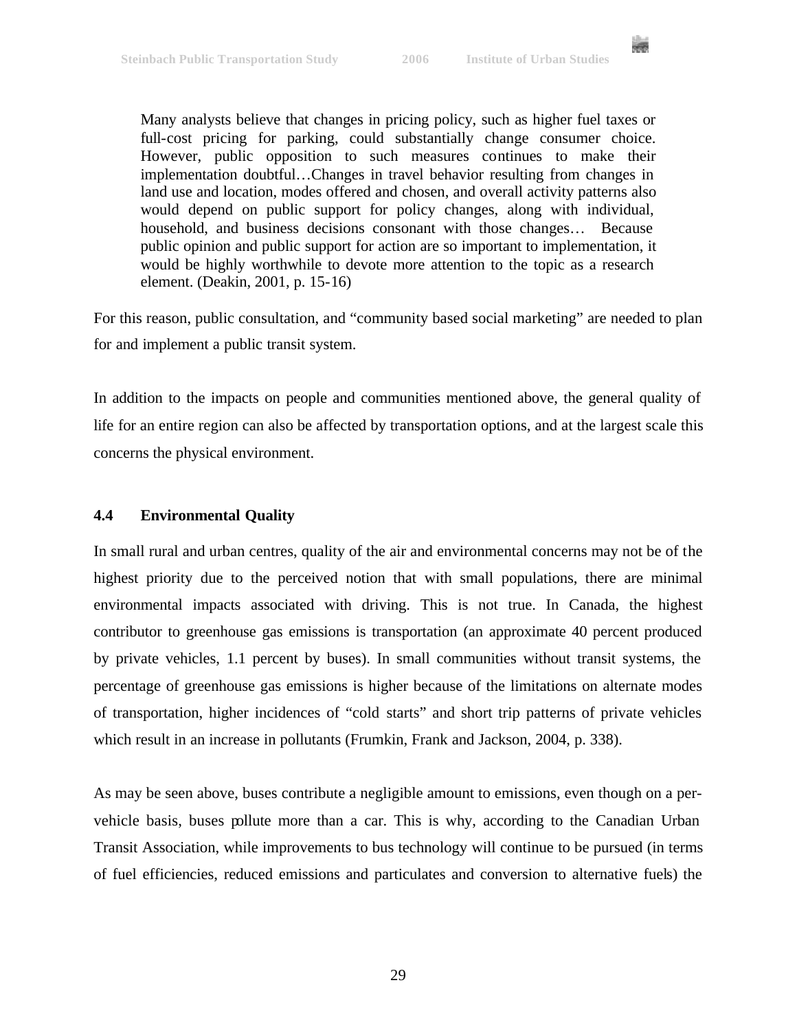> Many analysts believe that changes in pricing policy, such as higher fuel taxes or full-cost pricing for parking, could substantially change consumer choice. However, public opposition to such measures continues to make their implementation doubtful…Changes in travel behavior resulting from changes in land use and location, modes offered and chosen, and overall activity patterns also would depend on public support for policy changes, along with individual, household, and business decisions consonant with those changes… Because public opinion and public support for action are so important to implementation, it would be highly worthwhile to devote more attention to the topic as a research element. (Deakin, 2001, p. 15-16)

For this reason, public consultation, and "community based social marketing" are needed to plan for and implement a public transit system.

In addition to the impacts on people and communities mentioned above, the general quality of life for an entire region can also be affected by transportation options, and at the largest scale this concerns the physical environment.

### 4.4 Environmental Quality

In small rural and urban centres, quality of the air and environmental concerns may not be of the highest priority due to the perceived notion that with small populations, there are minimal environmental impacts associated with driving. This is not true. In Canada, the highest contributor to greenhouse gas emissions is transportation (an approximate 40 percent produced by private vehicles, 1.1 percent by buses). In small communities without transit systems, the percentage of greenhouse gas emissions is higher because of the limitations on alternate modes of transportation, higher incidences of "cold starts" and short trip patterns of private vehicles which result in an increase in pollutants (Frumkin, Frank and Jackson, 2004, p. 338).

As may be seen above, buses contribute a negligible amount to emissions, even though on a per-vehicle basis, buses pollute more than a car. This is why, according to the Canadian Urban Transit Association, while improvements to bus technology will continue to be pursued (in terms of fuel efficiencies, reduced emissions and particulates and conversion to alternative fuels) the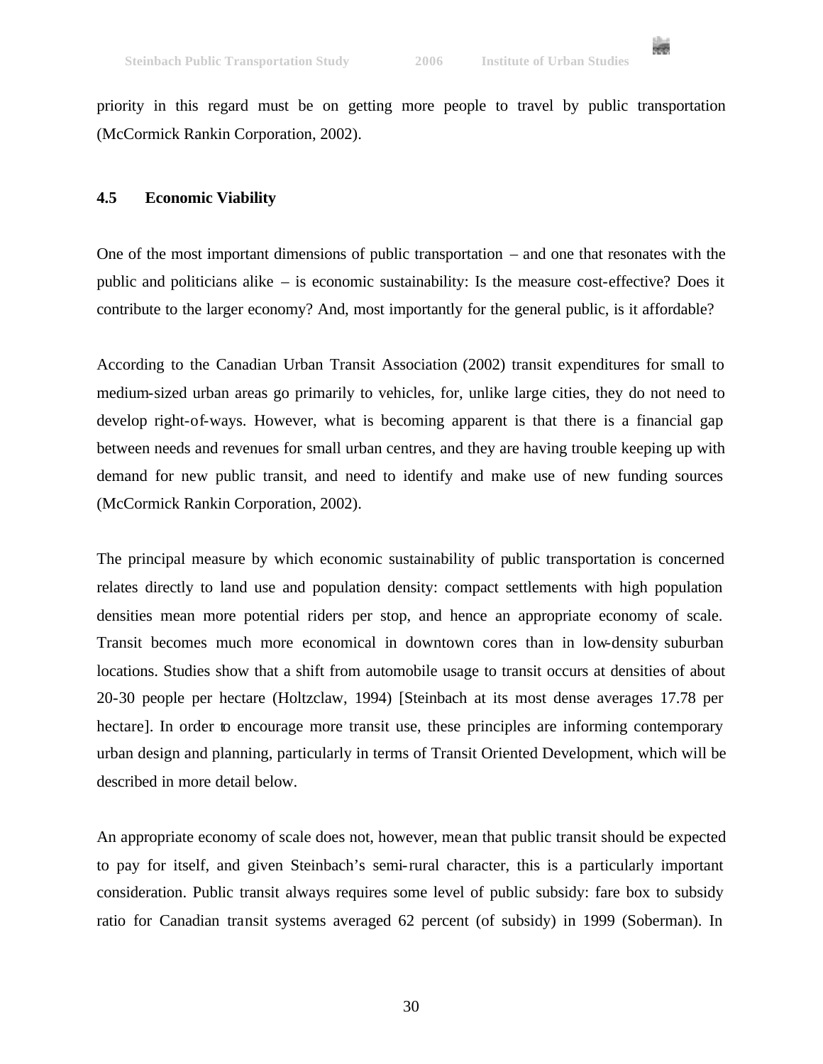priority in this regard must be on getting more people to travel by public transportation (McCormick Rankin Corporation, 2002).

### 4.5 Economic Viability

One of the most important dimensions of public transportation – and one that resonates with the public and politicians alike – is economic sustainability: Is the measure cost-effective? Does it contribute to the larger economy? And, most importantly for the general public, is it affordable?

According to the Canadian Urban Transit Association (2002) transit expenditures for small to medium-sized urban areas go primarily to vehicles, for, unlike large cities, they do not need to develop right-of-ways. However, what is becoming apparent is that there is a financial gap between needs and revenues for small urban centres, and they are having trouble keeping up with demand for new public transit, and need to identify and make use of new funding sources (McCormick Rankin Corporation, 2002).

The principal measure by which economic sustainability of public transportation is concerned relates directly to land use and population density: compact settlements with high population densities mean more potential riders per stop, and hence an appropriate economy of scale. Transit becomes much more economical in downtown cores than in low-density suburban locations. Studies show that a shift from automobile usage to transit occurs at densities of about 20-30 people per hectare (Holtzclaw, 1994) [Steinbach at its most dense averages 17.78 per hectare]. In order to encourage more transit use, these principles are informing contemporary urban design and planning, particularly in terms of Transit Oriented Development, which will be described in more detail below.

An appropriate economy of scale does not, however, mean that public transit should be expected to pay for itself, and given Steinbach's semi-rural character, this is a particularly important consideration. Public transit always requires some level of public subsidy: fare box to subsidy ratio for Canadian transit systems averaged 62 percent (of subsidy) in 1999 (Soberman). In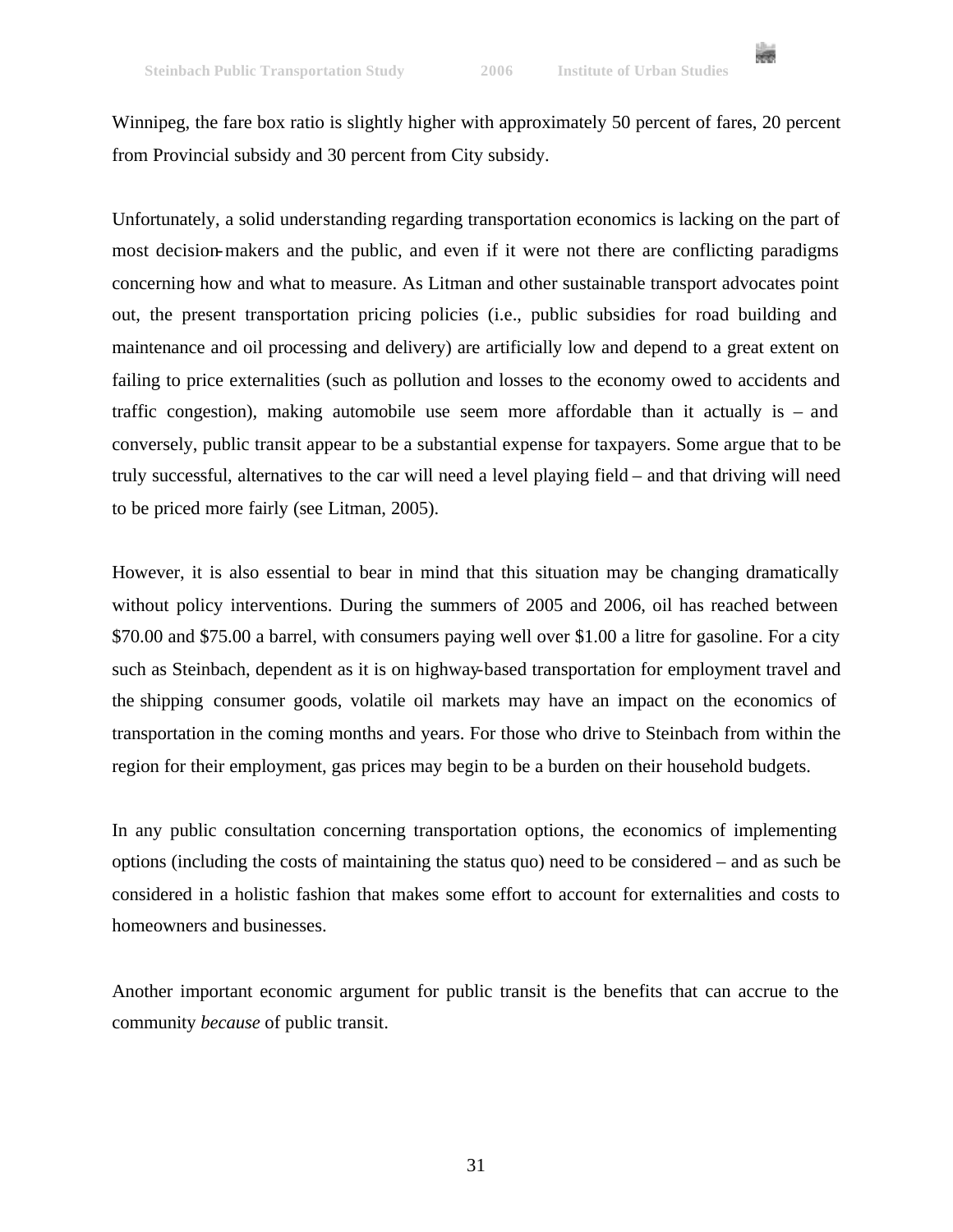Winnipeg, the fare box ratio is slightly higher with approximately 50 percent of fares, 20 percent from Provincial subsidy and 30 percent from City subsidy.

Unfortunately, a solid understanding regarding transportation economics is lacking on the part of most decision-makers and the public, and even if it were not there are conflicting paradigms concerning how and what to measure. As Litman and other sustainable transport advocates point out, the present transportation pricing policies (i.e., public subsidies for road building and maintenance and oil processing and delivery) are artificially low and depend to a great extent on failing to price externalities (such as pollution and losses to the economy owed to accidents and traffic congestion), making automobile use seem more affordable than it actually is – and conversely, public transit appear to be a substantial expense for taxpayers. Some argue that to be truly successful, alternatives to the car will need a level playing field – and that driving will need to be priced more fairly (see Litman, 2005).

However, it is also essential to bear in mind that this situation may be changing dramatically without policy interventions. During the summers of 2005 and 2006, oil has reached between $70.00 and $75.00 a barrel, with consumers paying well over $1.00 a litre for gasoline. For a city such as Steinbach, dependent as it is on highway-based transportation for employment travel and the shipping consumer goods, volatile oil markets may have an impact on the economics of transportation in the coming months and years. For those who drive to Steinbach from within the region for their employment, gas prices may begin to be a burden on their household budgets.

In any public consultation concerning transportation options, the economics of implementing options (including the costs of maintaining the status quo) need to be considered – and as such be considered in a holistic fashion that makes some effort to account for externalities and costs to homeowners and businesses.

Another important economic argument for public transit is the benefits that can accrue to the community *because* of public transit.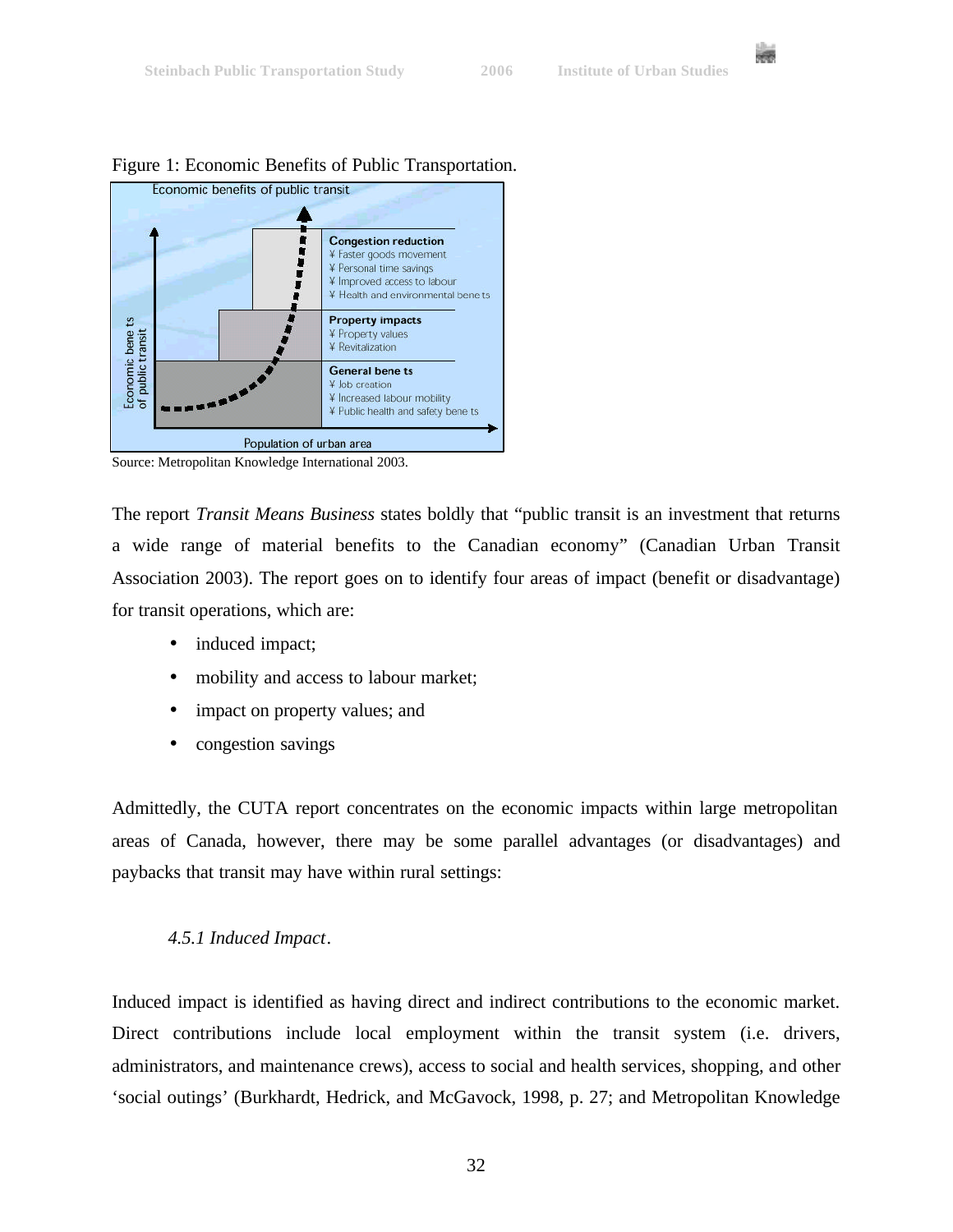Figure 1: Economic Benefits of Public Transportation.

Economic benefits of public transit

Congestion reduction
¥ Faster goods movement
¥ Personal time savings
¥ Improved access to labour
¥ Health and environmental bene ts

Property impacts
¥ Property values
¥ Revitalization

General bene ts
¥ Job creation
¥ Increased labour mobility
¥ Public health and safety bene ts

Economic bene ts of public transit

Population of urban area

Source: Metropolitan Knowledge International 2003.

The report *Transit Means Business* states boldly that "public transit is an investment that returns a wide range of material benefits to the Canadian economy" (Canadian Urban Transit Association 2003). The report goes on to identify four areas of impact (benefit or disadvantage) for transit operations, which are:

- induced impact;
- mobility and access to labour market;
- impact on property values; and
- congestion savings

Admittedly, the CUTA report concentrates on the economic impacts within large metropolitan areas of Canada, however, there may be some parallel advantages (or disadvantages) and paybacks that transit may have within rural settings:

*4.5.1 Induced Impact*.

Induced impact is identified as having direct and indirect contributions to the economic market. Direct contributions include local employment within the transit system (i.e. drivers, administrators, and maintenance crews), access to social and health services, shopping, and other 'social outings' (Burkhardt, Hedrick, and McGavock, 1998, p. 27; and Metropolitan Knowledge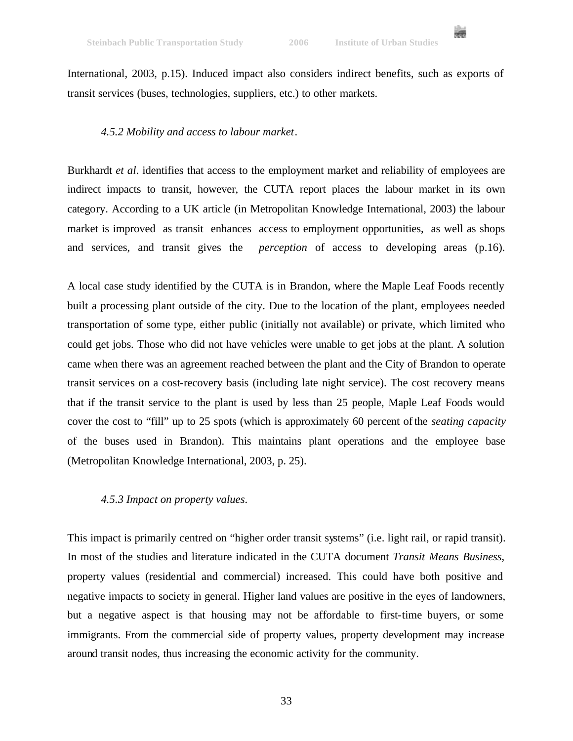International, 2003, p.15). Induced impact also considers indirect benefits, such as exports of transit services (buses, technologies, suppliers, etc.) to other markets.

### *4.5.2 Mobility and access to labour market*.

Burkhardt *et al*. identifies that access to the employment market and reliability of employees are indirect impacts to transit, however, the CUTA report places the labour market in its own category. According to a UK article (in Metropolitan Knowledge International, 2003) the labour market is improved as transit enhances access to employment opportunities, as well as shops and services, and transit gives the *perception* of access to developing areas (p.16).

A local case study identified by the CUTA is in Brandon, where the Maple Leaf Foods recently built a processing plant outside of the city. Due to the location of the plant, employees needed transportation of some type, either public (initially not available) or private, which limited who could get jobs. Those who did not have vehicles were unable to get jobs at the plant. A solution came when there was an agreement reached between the plant and the City of Brandon to operate transit services on a cost-recovery basis (including late night service). The cost recovery means that if the transit service to the plant is used by less than 25 people, Maple Leaf Foods would cover the cost to "fill" up to 25 spots (which is approximately 60 percent of the *seating capacity* of the buses used in Brandon). This maintains plant operations and the employee base (Metropolitan Knowledge International, 2003, p. 25).

### *4.5.3 Impact on property values*.

This impact is primarily centred on "higher order transit systems" (i.e. light rail, or rapid transit). In most of the studies and literature indicated in the CUTA document *Transit Means Business*, property values (residential and commercial) increased. This could have both positive and negative impacts to society in general. Higher land values are positive in the eyes of landowners, but a negative aspect is that housing may not be affordable to first-time buyers, or some immigrants. From the commercial side of property values, property development may increase around transit nodes, thus increasing the economic activity for the community.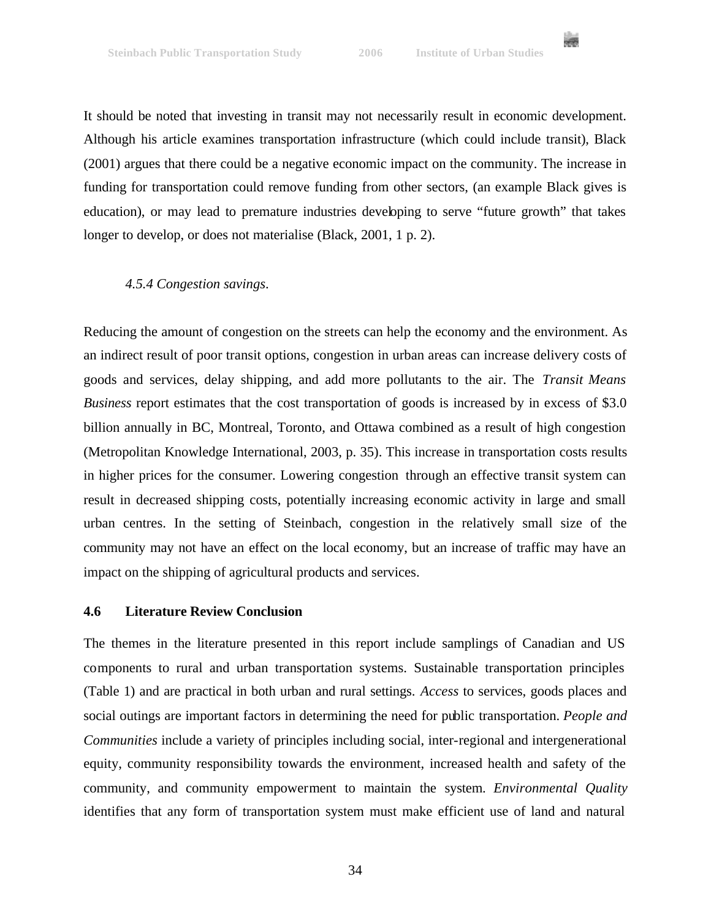It should be noted that investing in transit may not necessarily result in economic development. Although his article examines transportation infrastructure (which could include transit), Black (2001) argues that there could be a negative economic impact on the community. The increase in funding for transportation could remove funding from other sectors, (an example Black gives is education), or may lead to premature industries developing to serve "future growth" that takes longer to develop, or does not materialise (Black, 2001, 1 p. 2).

#### *4.5.4 Congestion savings.*

Reducing the amount of congestion on the streets can help the economy and the environment. As an indirect result of poor transit options, congestion in urban areas can increase delivery costs of goods and services, delay shipping, and add more pollutants to the air. The *Transit Means Business* report estimates that the cost transportation of goods is increased by in excess of $3.0 billion annually in BC, Montreal, Toronto, and Ottawa combined as a result of high congestion (Metropolitan Knowledge International, 2003, p. 35). This increase in transportation costs results in higher prices for the consumer. Lowering congestion through an effective transit system can result in decreased shipping costs, potentially increasing economic activity in large and small urban centres. In the setting of Steinbach, congestion in the relatively small size of the community may not have an effect on the local economy, but an increase of traffic may have an impact on the shipping of agricultural products and services.

### 4.6 Literature Review Conclusion

The themes in the literature presented in this report include samplings of Canadian and US components to rural and urban transportation systems. Sustainable transportation principles (Table 1) and are practical in both urban and rural settings. *Access* to services, goods places and social outings are important factors in determining the need for public transportation. *People and Communities* include a variety of principles including social, inter-regional and intergenerational equity, community responsibility towards the environment, increased health and safety of the community, and community empowerment to maintain the system. *Environmental Quality* identifies that any form of transportation system must make efficient use of land and natural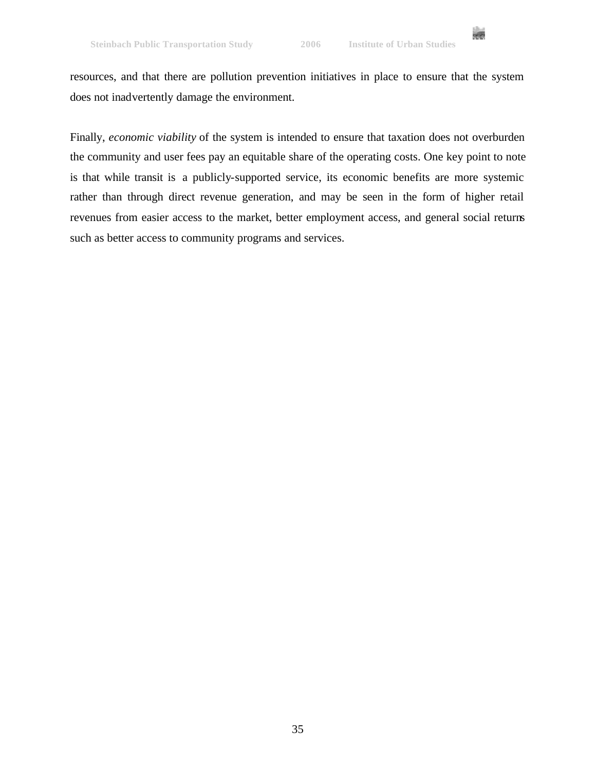resources, and that there are pollution prevention initiatives in place to ensure that the system does not inadvertently damage the environment.

Finally, *economic viability* of the system is intended to ensure that taxation does not overburden the community and user fees pay an equitable share of the operating costs. One key point to note is that while transit is a publicly-supported service, its economic benefits are more systemic rather than through direct revenue generation, and may be seen in the form of higher retail revenues from easier access to the market, better employment access, and general social returns such as better access to community programs and services.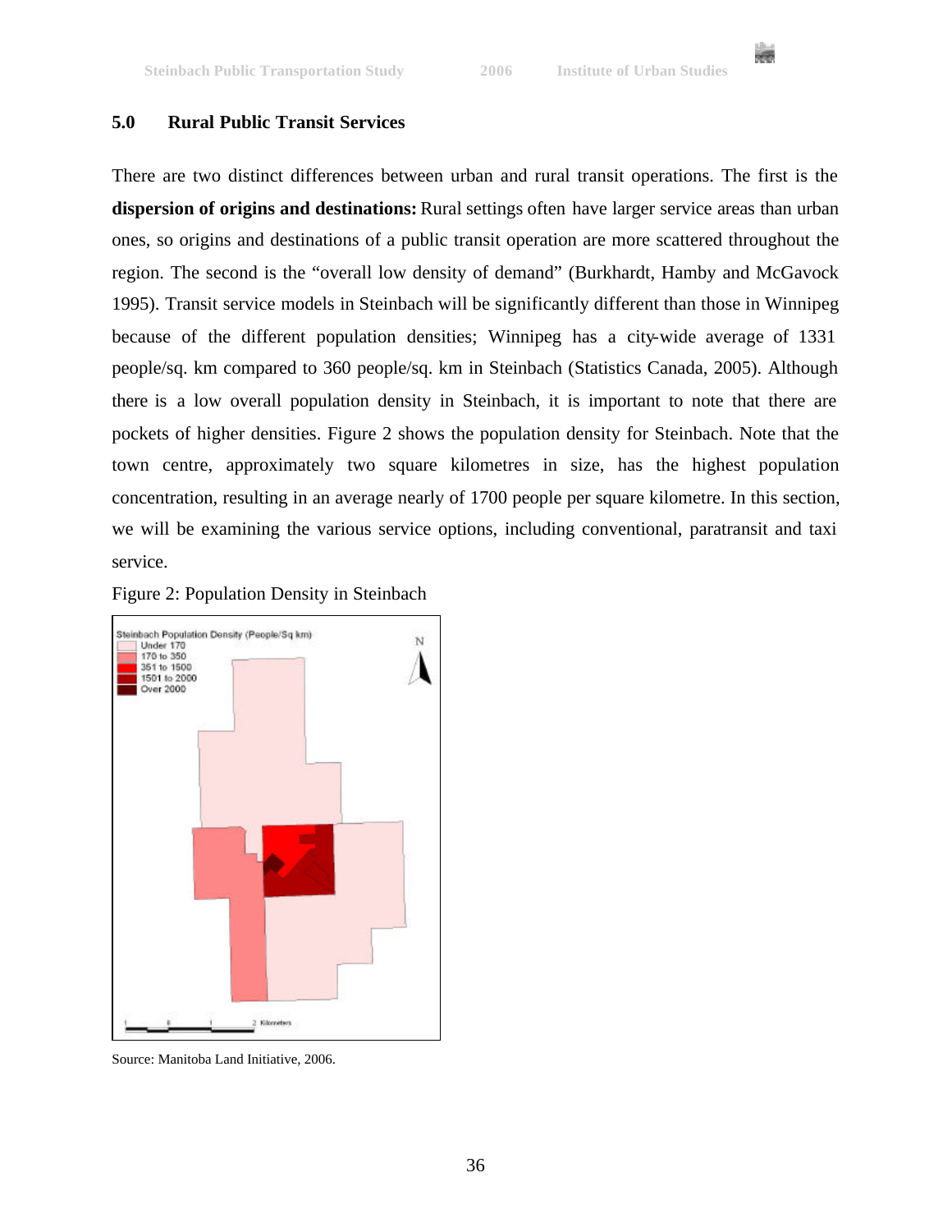## 5.0 Rural Public Transit Services

There are two distinct differences between urban and rural transit operations. The first is the **dispersion of origins and destinations:** Rural settings often have larger service areas than urban ones, so origins and destinations of a public transit operation are more scattered throughout the region. The second is the "overall low density of demand" (Burkhardt, Hamby and McGavock 1995). Transit service models in Steinbach will be significantly different than those in Winnipeg because of the different population densities; Winnipeg has a city-wide average of 1331 people/sq. km compared to 360 people/sq. km in Steinbach (Statistics Canada, 2005). Although there is a low overall population density in Steinbach, it is important to note that there are pockets of higher densities. Figure 2 shows the population density for Steinbach. Note that the town centre, approximately two square kilometres in size, has the highest population concentration, resulting in an average nearly of 1700 people per square kilometre. In this section, we will be examining the various service options, including conventional, paratransit and taxi service.

Figure 2: Population Density in Steinbach

Steinbach Population Density (People/Sq km)
Under 170
170 to 350
351 to 1500
1501 to 2000
Over 2000

N

2 Kilometers

Source: Manitoba Land Initiative, 2006.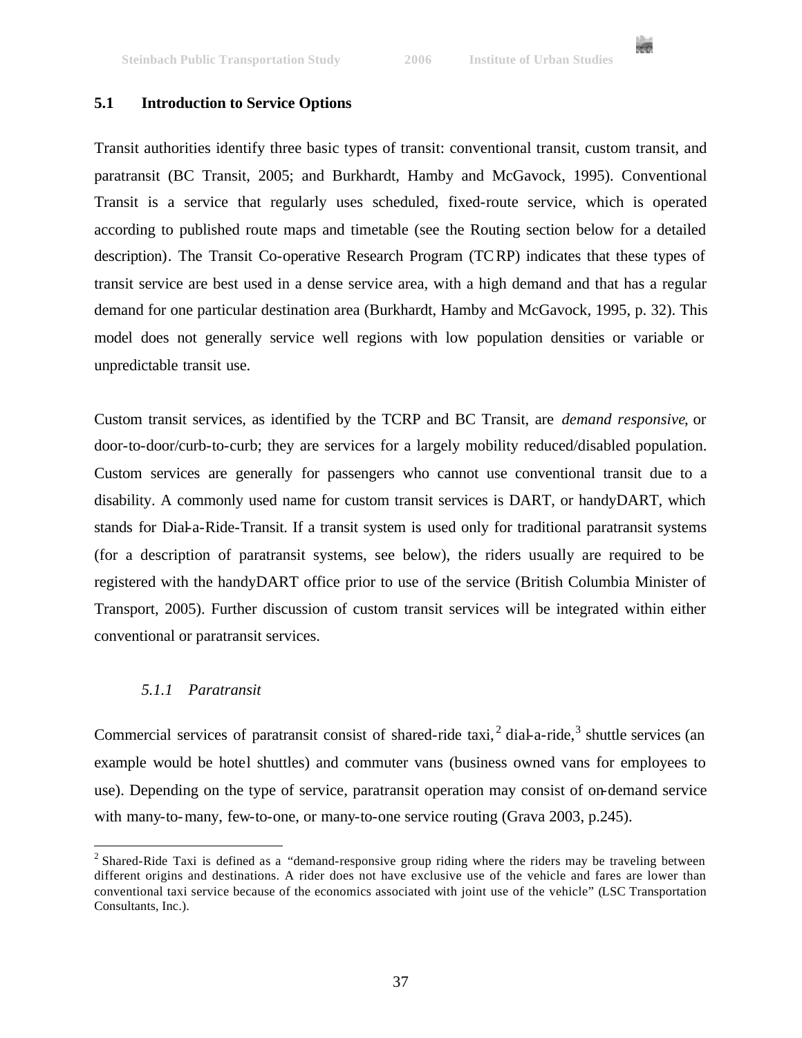## 5.1 Introduction to Service Options

Transit authorities identify three basic types of transit: conventional transit, custom transit, and paratransit (BC Transit, 2005; and Burkhardt, Hamby and McGavock, 1995). Conventional Transit is a service that regularly uses scheduled, fixed-route service, which is operated according to published route maps and timetable (see the Routing section below for a detailed description). The Transit Co-operative Research Program (TCRP) indicates that these types of transit service are best used in a dense service area, with a high demand and that has a regular demand for one particular destination area (Burkhardt, Hamby and McGavock, 1995, p. 32). This model does not generally service well regions with low population densities or variable or unpredictable transit use.

Custom transit services, as identified by the TCRP and BC Transit, are *demand responsive*, or door-to-door/curb-to-curb; they are services for a largely mobility reduced/disabled population. Custom services are generally for passengers who cannot use conventional transit due to a disability. A commonly used name for custom transit services is DART, or handyDART, which stands for Dial-a-Ride-Transit. If a transit system is used only for traditional paratransit systems (for a description of paratransit systems, see below), the riders usually are required to be registered with the handyDART office prior to use of the service (British Columbia Minister of Transport, 2005). Further discussion of custom transit services will be integrated within either conventional or paratransit services.

### *5.1.1 Paratransit*

Commercial services of paratransit consist of shared-ride taxi,[2] dial-a-ride,[3] shuttle services (an example would be hotel shuttles) and commuter vans (business owned vans for employees to use). Depending on the type of service, paratransit operation may consist of on-demand service with many-to-many, few-to-one, or many-to-one service routing (Grava 2003, p.245).

[2] Shared-Ride Taxi is defined as a "demand-responsive group riding where the riders may be traveling between different origins and destinations. A rider does not have exclusive use of the vehicle and fares are lower than conventional taxi service because of the economics associated with joint use of the vehicle" (LSC Transportation Consultants, Inc.).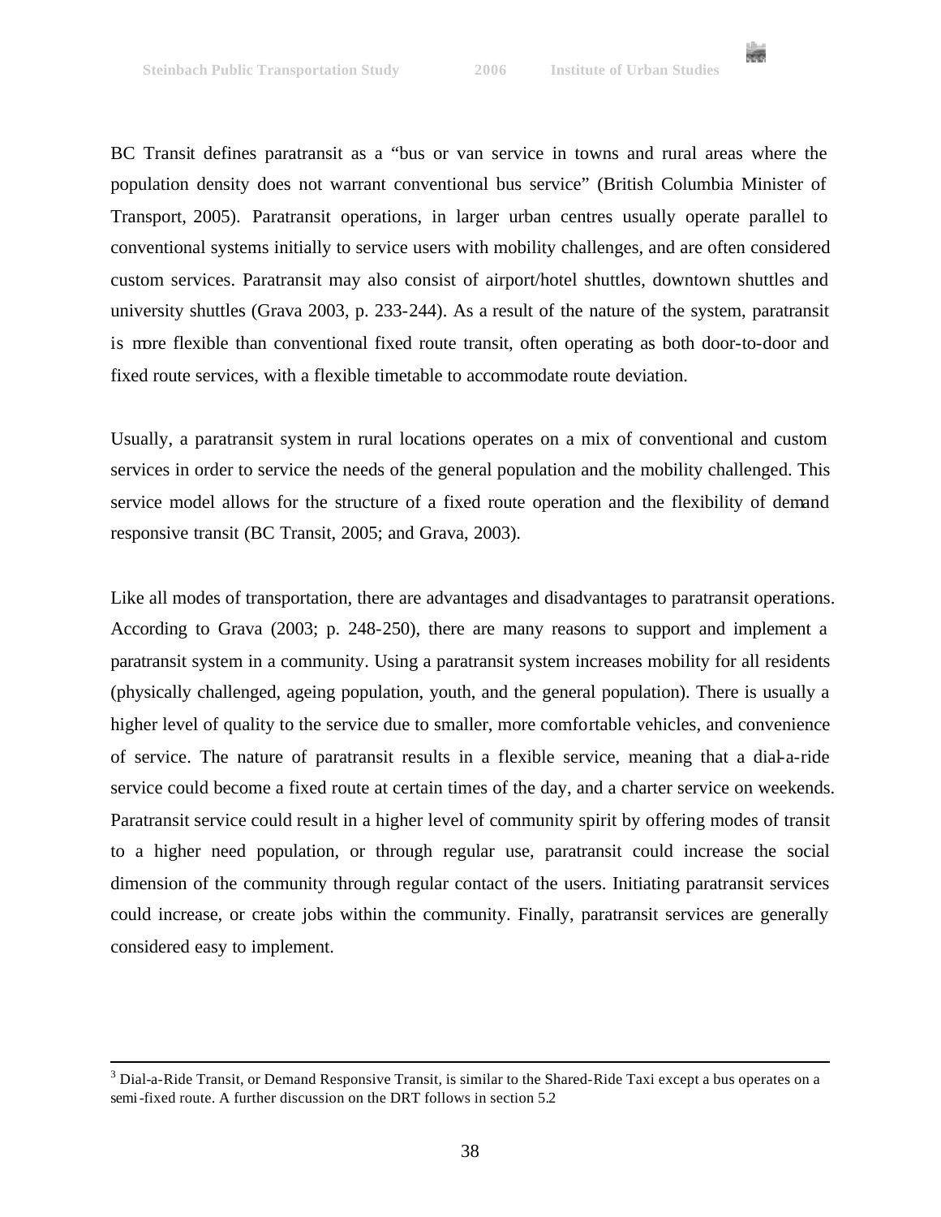BC Transit defines paratransit as a "bus or van service in towns and rural areas where the population density does not warrant conventional bus service" (British Columbia Minister of Transport, 2005). Paratransit operations, in larger urban centres usually operate parallel to conventional systems initially to service users with mobility challenges, and are often considered custom services. Paratransit may also consist of airport/hotel shuttles, downtown shuttles and university shuttles (Grava 2003, p. 233-244). As a result of the nature of the system, paratransit is more flexible than conventional fixed route transit, often operating as both door-to-door and fixed route services, with a flexible timetable to accommodate route deviation.

Usually, a paratransit system in rural locations operates on a mix of conventional and custom services in order to service the needs of the general population and the mobility challenged. This service model allows for the structure of a fixed route operation and the flexibility of demand responsive transit (BC Transit, 2005; and Grava, 2003).

Like all modes of transportation, there are advantages and disadvantages to paratransit operations. According to Grava (2003; p. 248-250), there are many reasons to support and implement a paratransit system in a community. Using a paratransit system increases mobility for all residents (physically challenged, ageing population, youth, and the general population). There is usually a higher level of quality to the service due to smaller, more comfortable vehicles, and convenience of service. The nature of paratransit results in a flexible service, meaning that a dial-a-ride service could become a fixed route at certain times of the day, and a charter service on weekends. Paratransit service could result in a higher level of community spirit by offering modes of transit to a higher need population, or through regular use, paratransit could increase the social dimension of the community through regular contact of the users. Initiating paratransit services could increase, or create jobs within the community. Finally, paratransit services are generally considered easy to implement.

---

[3] Dial-a-Ride Transit, or Demand Responsive Transit, is similar to the Shared-Ride Taxi except a bus operates on a semi-fixed route. A further discussion on the DRT follows in section 5.2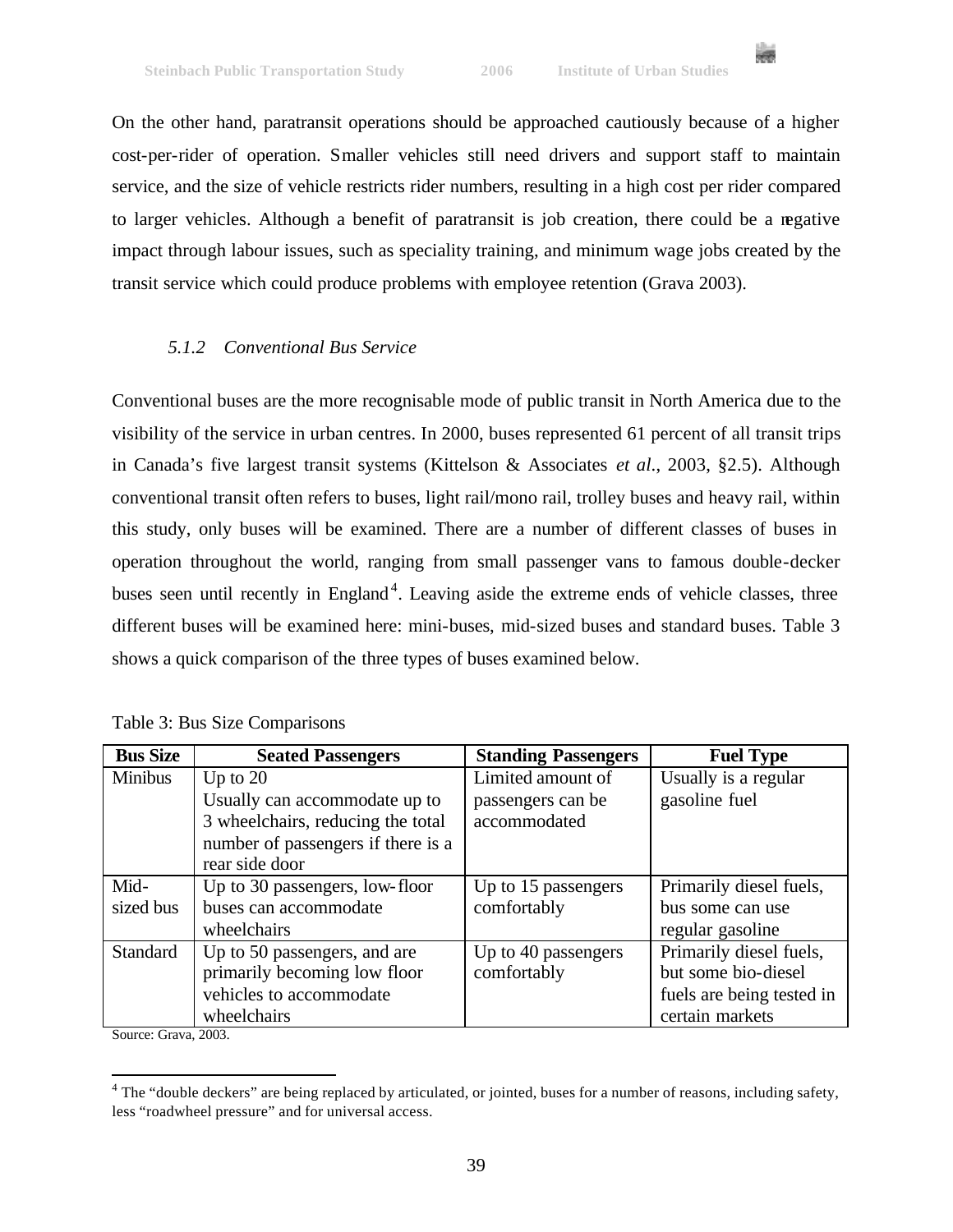On the other hand, paratransit operations should be approached cautiously because of a higher cost-per-rider of operation. Smaller vehicles still need drivers and support staff to maintain service, and the size of vehicle restricts rider numbers, resulting in a high cost per rider compared to larger vehicles. Although a benefit of paratransit is job creation, there could be a negative impact through labour issues, such as speciality training, and minimum wage jobs created by the transit service which could produce problems with employee retention (Grava 2003).

### *5.1.2 Conventional Bus Service*

Conventional buses are the more recognisable mode of public transit in North America due to the visibility of the service in urban centres. In 2000, buses represented 61 percent of all transit trips in Canada's five largest transit systems (Kittelson & Associates *et al*., 2003, §2.5). Although conventional transit often refers to buses, light rail/mono rail, trolley buses and heavy rail, within this study, only buses will be examined. There are a number of different classes of buses in operation throughout the world, ranging from small passenger vans to famous double-decker buses seen until recently in England[4]. Leaving aside the extreme ends of vehicle classes, three different buses will be examined here: mini-buses, mid-sized buses and standard buses. Table 3 shows a quick comparison of the three types of buses examined below.

Table 3: Bus Size Comparisons

| Bus Size | Seated Passengers | Standing Passengers | Fuel Type |
|---|---|---|---|
| Minibus | Up to 20 Usually can accommodate up to 3 wheelchairs, reducing the total number of passengers if there is a rear side door | Limited amount of passengers can be accommodated | Usually is a regular gasoline fuel |
| Mid-sized bus | Up to 30 passengers, low-floor buses can accommodate wheelchairs | Up to 15 passengers comfortably | Primarily diesel fuels, bus some can use regular gasoline |
| Standard | Up to 50 passengers, and are primarily becoming low floor vehicles to accommodate wheelchairs | Up to 40 passengers comfortably | Primarily diesel fuels, but some bio-diesel fuels are being tested in certain markets |

Source: Grava, 2003.

[4] The "double deckers" are being replaced by articulated, or jointed, buses for a number of reasons, including safety, less "roadwheel pressure" and for universal access.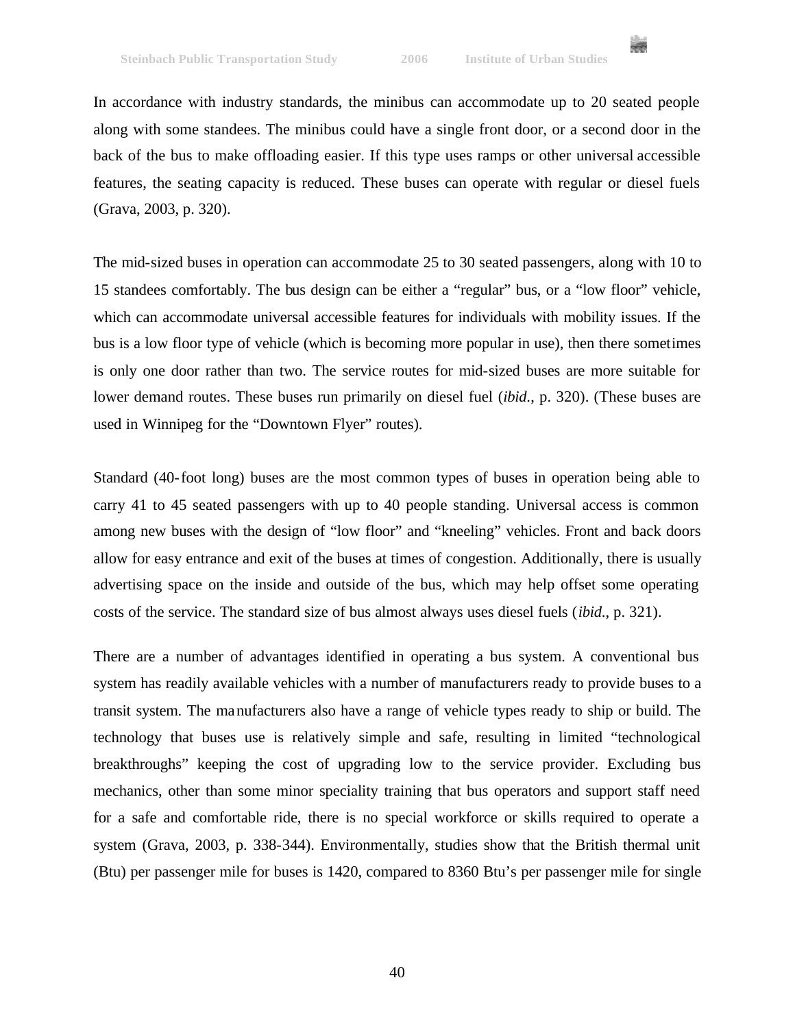In accordance with industry standards, the minibus can accommodate up to 20 seated people along with some standees. The minibus could have a single front door, or a second door in the back of the bus to make offloading easier. If this type uses ramps or other universal accessible features, the seating capacity is reduced. These buses can operate with regular or diesel fuels (Grava, 2003, p. 320).

The mid-sized buses in operation can accommodate 25 to 30 seated passengers, along with 10 to 15 standees comfortably. The bus design can be either a "regular" bus, or a "low floor" vehicle, which can accommodate universal accessible features for individuals with mobility issues. If the bus is a low floor type of vehicle (which is becoming more popular in use), then there sometimes is only one door rather than two. The service routes for mid-sized buses are more suitable for lower demand routes. These buses run primarily on diesel fuel (*ibid.*, p. 320). (These buses are used in Winnipeg for the "Downtown Flyer" routes).

Standard (40-foot long) buses are the most common types of buses in operation being able to carry 41 to 45 seated passengers with up to 40 people standing. Universal access is common among new buses with the design of "low floor" and "kneeling" vehicles. Front and back doors allow for easy entrance and exit of the buses at times of congestion. Additionally, there is usually advertising space on the inside and outside of the bus, which may help offset some operating costs of the service. The standard size of bus almost always uses diesel fuels (*ibid.*, p. 321).

There are a number of advantages identified in operating a bus system. A conventional bus system has readily available vehicles with a number of manufacturers ready to provide buses to a transit system. The manufacturers also have a range of vehicle types ready to ship or build. The technology that buses use is relatively simple and safe, resulting in limited "technological breakthroughs" keeping the cost of upgrading low to the service provider. Excluding bus mechanics, other than some minor speciality training that bus operators and support staff need for a safe and comfortable ride, there is no special workforce or skills required to operate a system (Grava, 2003, p. 338-344). Environmentally, studies show that the British thermal unit (Btu) per passenger mile for buses is 1420, compared to 8360 Btu's per passenger mile for single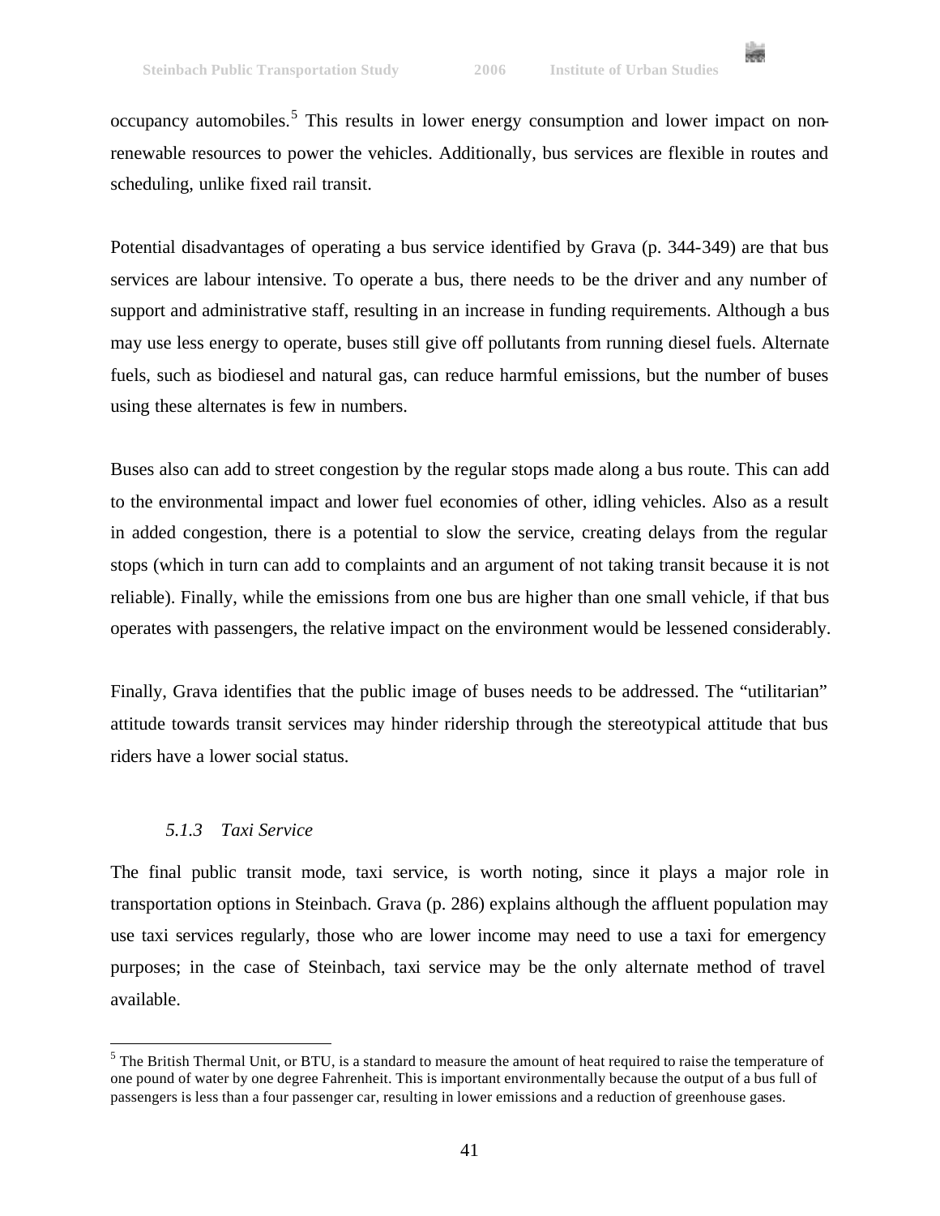occupancy automobiles.[5] This results in lower energy consumption and lower impact on non-renewable resources to power the vehicles. Additionally, bus services are flexible in routes and scheduling, unlike fixed rail transit.

Potential disadvantages of operating a bus service identified by Grava (p. 344-349) are that bus services are labour intensive. To operate a bus, there needs to be the driver and any number of support and administrative staff, resulting in an increase in funding requirements. Although a bus may use less energy to operate, buses still give off pollutants from running diesel fuels. Alternate fuels, such as biodiesel and natural gas, can reduce harmful emissions, but the number of buses using these alternates is few in numbers.

Buses also can add to street congestion by the regular stops made along a bus route. This can add to the environmental impact and lower fuel economies of other, idling vehicles. Also as a result in added congestion, there is a potential to slow the service, creating delays from the regular stops (which in turn can add to complaints and an argument of not taking transit because it is not reliable). Finally, while the emissions from one bus are higher than one small vehicle, if that bus operates with passengers, the relative impact on the environment would be lessened considerably.

Finally, Grava identifies that the public image of buses needs to be addressed. The "utilitarian" attitude towards transit services may hinder ridership through the stereotypical attitude that bus riders have a lower social status.

### *5.1.3 Taxi Service*

The final public transit mode, taxi service, is worth noting, since it plays a major role in transportation options in Steinbach. Grava (p. 286) explains although the affluent population may use taxi services regularly, those who are lower income may need to use a taxi for emergency purposes; in the case of Steinbach, taxi service may be the only alternate method of travel available.

---

[5] The British Thermal Unit, or BTU, is a standard to measure the amount of heat required to raise the temperature of one pound of water by one degree Fahrenheit. This is important environmentally because the output of a bus full of passengers is less than a four passenger car, resulting in lower emissions and a reduction of greenhouse gases.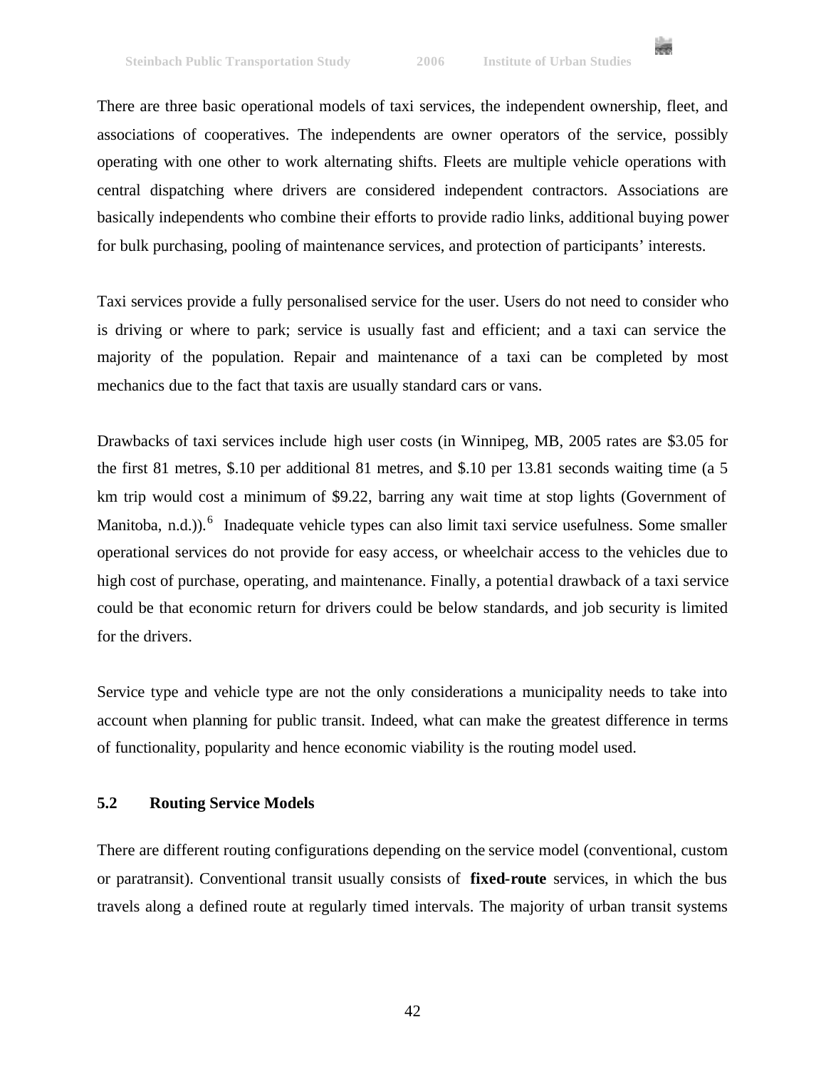There are three basic operational models of taxi services, the independent ownership, fleet, and associations of cooperatives. The independents are owner operators of the service, possibly operating with one other to work alternating shifts. Fleets are multiple vehicle operations with central dispatching where drivers are considered independent contractors. Associations are basically independents who combine their efforts to provide radio links, additional buying power for bulk purchasing, pooling of maintenance services, and protection of participants' interests.

Taxi services provide a fully personalised service for the user. Users do not need to consider who is driving or where to park; service is usually fast and efficient; and a taxi can service the majority of the population. Repair and maintenance of a taxi can be completed by most mechanics due to the fact that taxis are usually standard cars or vans.

Drawbacks of taxi services include high user costs (in Winnipeg, MB, 2005 rates are $3.05 for the first 81 metres, $.10 per additional 81 metres, and $.10 per 13.81 seconds waiting time (a 5 km trip would cost a minimum of $9.22, barring any wait time at stop lights (Government of Manitoba, n.d.)).[6] Inadequate vehicle types can also limit taxi service usefulness. Some smaller operational services do not provide for easy access, or wheelchair access to the vehicles due to high cost of purchase, operating, and maintenance. Finally, a potential drawback of a taxi service could be that economic return for drivers could be below standards, and job security is limited for the drivers.

Service type and vehicle type are not the only considerations a municipality needs to take into account when planning for public transit. Indeed, what can make the greatest difference in terms of functionality, popularity and hence economic viability is the routing model used.

## 5.2 Routing Service Models

There are different routing configurations depending on the service model (conventional, custom or paratransit). Conventional transit usually consists of **fixed-route** services, in which the bus travels along a defined route at regularly timed intervals. The majority of urban transit systems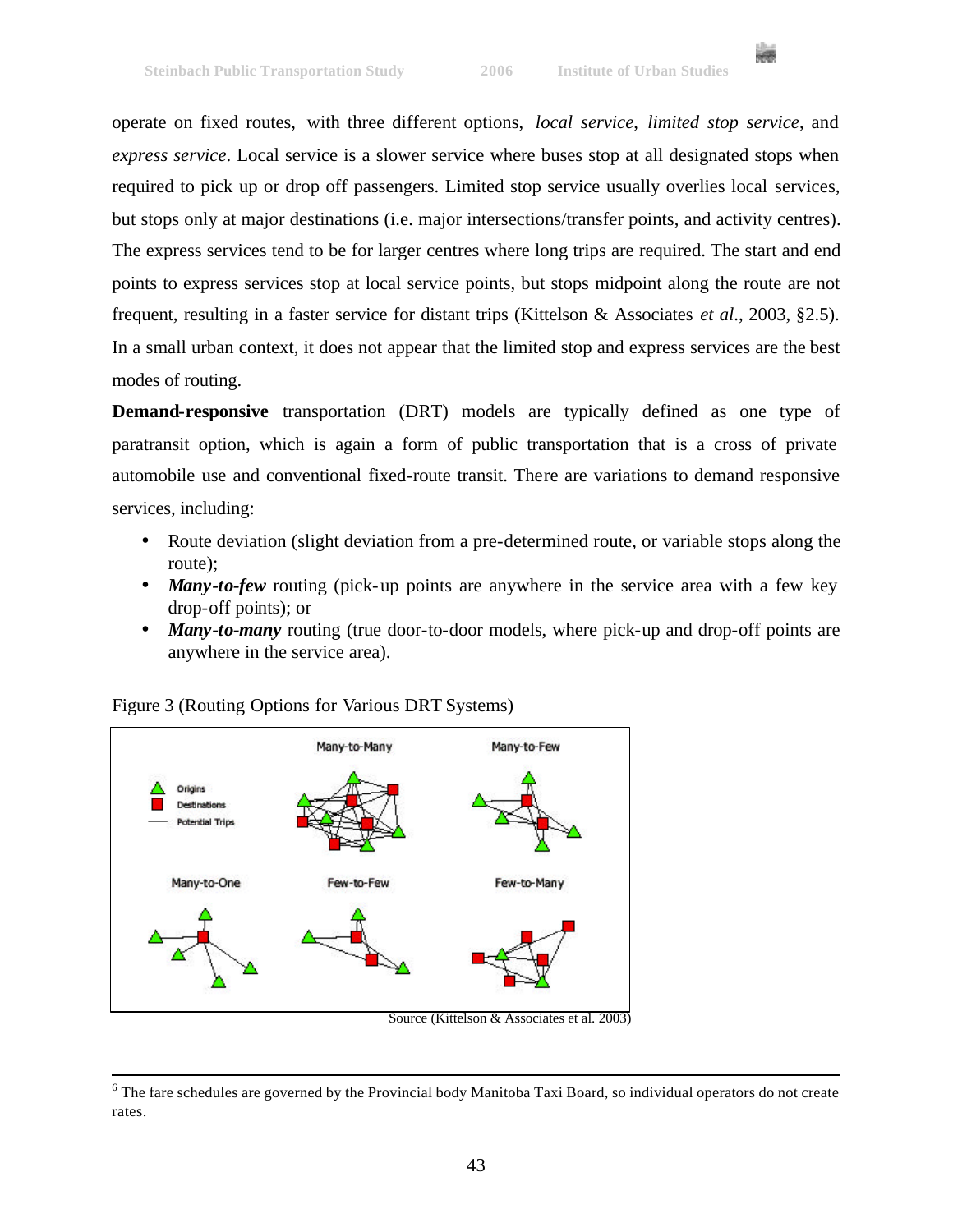operate on fixed routes, with three different options, *local service*, *limited stop service*, and *express service*. Local service is a slower service where buses stop at all designated stops when required to pick up or drop off passengers. Limited stop service usually overlies local services, but stops only at major destinations (i.e. major intersections/transfer points, and activity centres). The express services tend to be for larger centres where long trips are required. The start and end points to express services stop at local service points, but stops midpoint along the route are not frequent, resulting in a faster service for distant trips (Kittelson & Associates *et al*., 2003, §2.5). In a small urban context, it does not appear that the limited stop and express services are the best modes of routing.

**Demand-responsive** transportation (DRT) models are typically defined as one type of paratransit option, which is again a form of public transportation that is a cross of private automobile use and conventional fixed-route transit. There are variations to demand responsive services, including:

- Route deviation (slight deviation from a pre-determined route, or variable stops along the route);
- ***Many-to-few*** routing (pick-up points are anywhere in the service area with a few key drop-off points); or
- ***Many-to-many*** routing (true door-to-door models, where pick-up and drop-off points are anywhere in the service area).

Figure 3 (Routing Options for Various DRT Systems)

Origins
Destinations
Potential Trips
Many-to-Many
Many-to-Few
Many-to-One
Few-to-Few
Few-to-Many

Source (Kittelson & Associates et al. 2003)

---

[6] The fare schedules are governed by the Provincial body Manitoba Taxi Board, so individual operators do not create rates.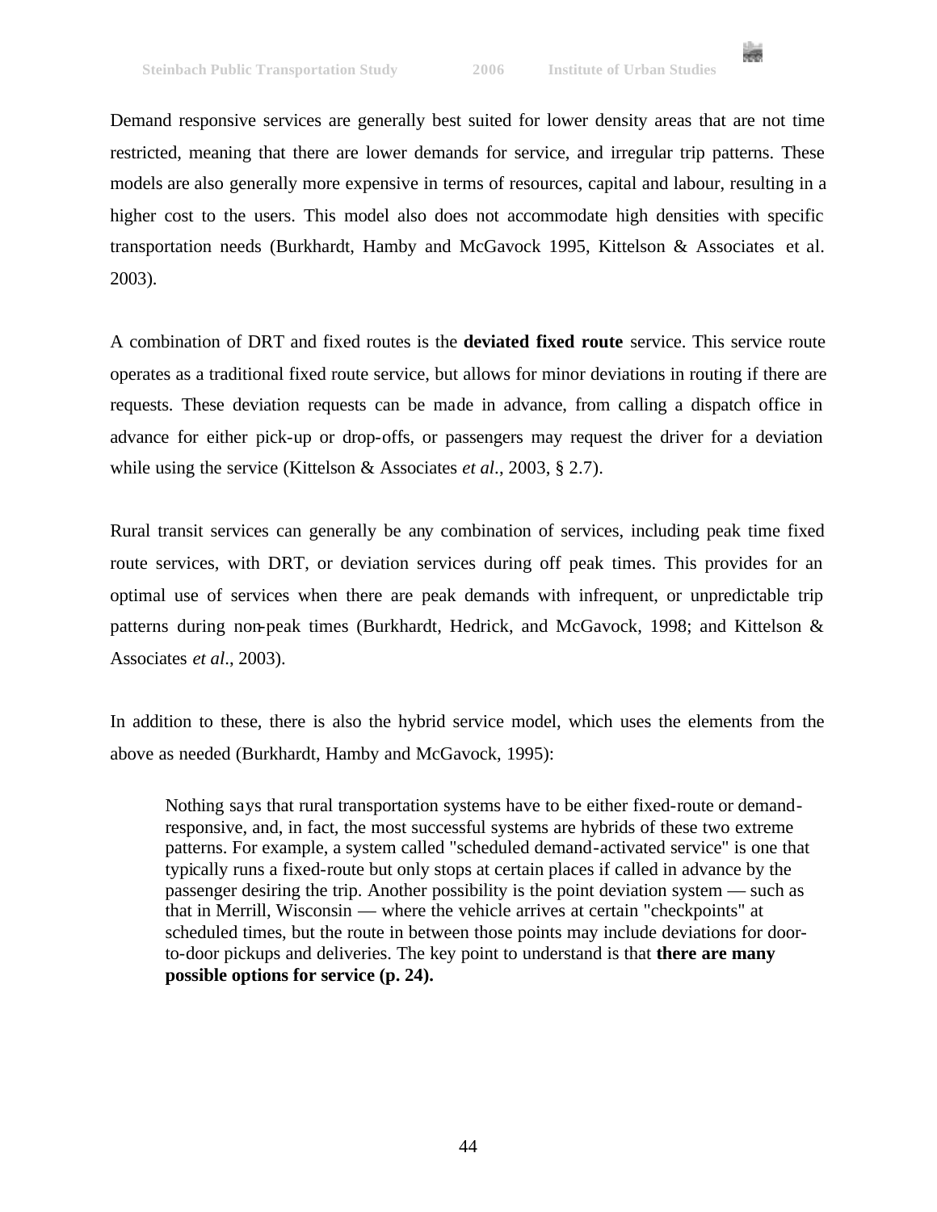Demand responsive services are generally best suited for lower density areas that are not time restricted, meaning that there are lower demands for service, and irregular trip patterns. These models are also generally more expensive in terms of resources, capital and labour, resulting in a higher cost to the users. This model also does not accommodate high densities with specific transportation needs (Burkhardt, Hamby and McGavock 1995, Kittelson & Associates et al. 2003).

A combination of DRT and fixed routes is the **deviated fixed route** service. This service route operates as a traditional fixed route service, but allows for minor deviations in routing if there are requests. These deviation requests can be made in advance, from calling a dispatch office in advance for either pick-up or drop-offs, or passengers may request the driver for a deviation while using the service (Kittelson & Associates *et al*., 2003, § 2.7).

Rural transit services can generally be any combination of services, including peak time fixed route services, with DRT, or deviation services during off peak times. This provides for an optimal use of services when there are peak demands with infrequent, or unpredictable trip patterns during non-peak times (Burkhardt, Hedrick, and McGavock, 1998; and Kittelson & Associates *et al*., 2003).

In addition to these, there is also the hybrid service model, which uses the elements from the above as needed (Burkhardt, Hamby and McGavock, 1995):

> Nothing says that rural transportation systems have to be either fixed-route or demand-responsive, and, in fact, the most successful systems are hybrids of these two extreme patterns. For example, a system called "scheduled demand-activated service" is one that typically runs a fixed-route but only stops at certain places if called in advance by the passenger desiring the trip. Another possibility is the point deviation system — such as that in Merrill, Wisconsin — where the vehicle arrives at certain "checkpoints" at scheduled times, but the route in between those points may include deviations for door-to-door pickups and deliveries. The key point to understand is that **there are many possible options for service (p. 24).**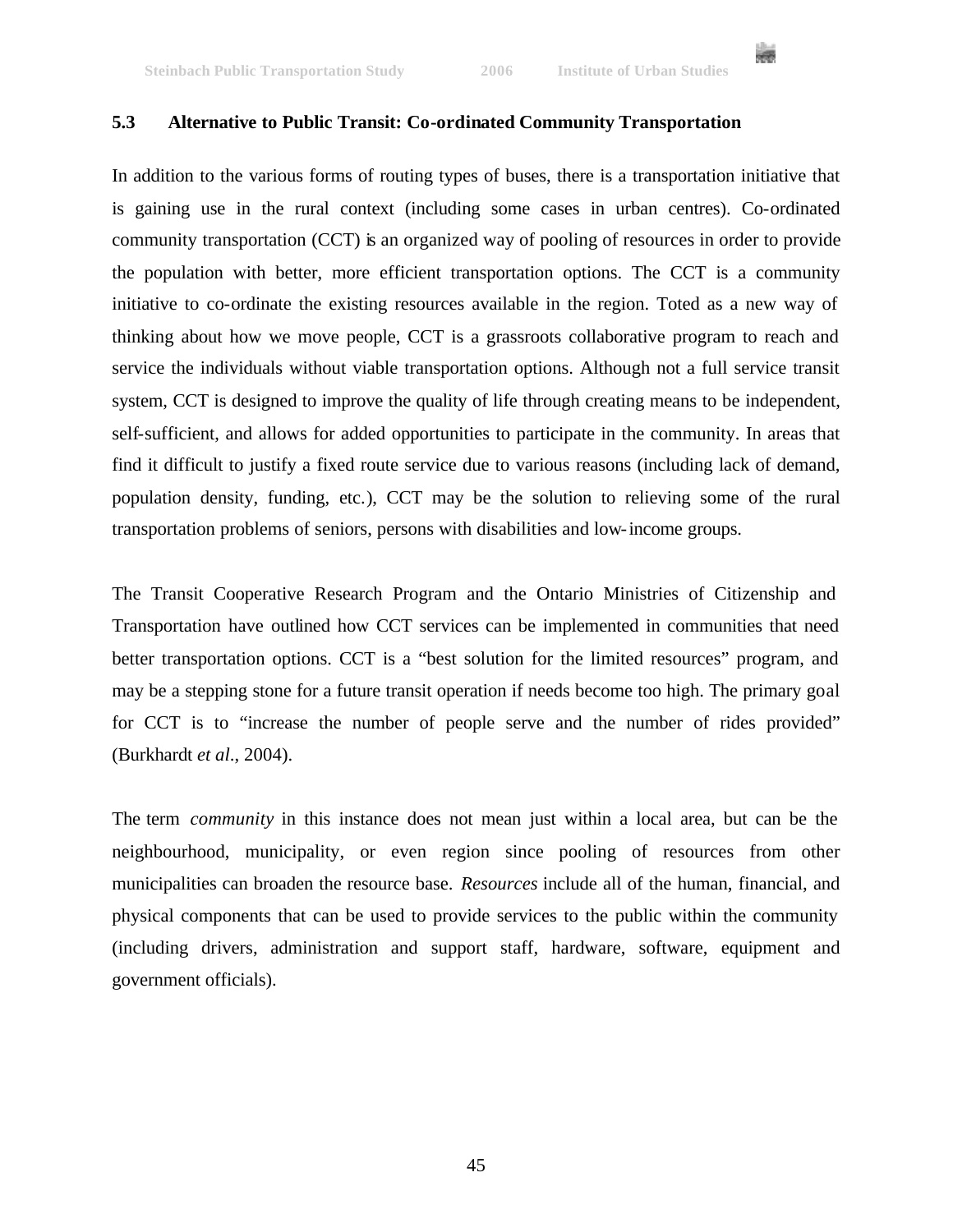### 5.3 Alternative to Public Transit: Co-ordinated Community Transportation

In addition to the various forms of routing types of buses, there is a transportation initiative that is gaining use in the rural context (including some cases in urban centres). Co-ordinated community transportation (CCT) is an organized way of pooling of resources in order to provide the population with better, more efficient transportation options. The CCT is a community initiative to co-ordinate the existing resources available in the region. Toted as a new way of thinking about how we move people, CCT is a grassroots collaborative program to reach and service the individuals without viable transportation options. Although not a full service transit system, CCT is designed to improve the quality of life through creating means to be independent, self-sufficient, and allows for added opportunities to participate in the community. In areas that find it difficult to justify a fixed route service due to various reasons (including lack of demand, population density, funding, etc.), CCT may be the solution to relieving some of the rural transportation problems of seniors, persons with disabilities and low-income groups.

The Transit Cooperative Research Program and the Ontario Ministries of Citizenship and Transportation have outlined how CCT services can be implemented in communities that need better transportation options. CCT is a "best solution for the limited resources" program, and may be a stepping stone for a future transit operation if needs become too high. The primary goal for CCT is to "increase the number of people serve and the number of rides provided" (Burkhardt *et al*., 2004).

The term *community* in this instance does not mean just within a local area, but can be the neighbourhood, municipality, or even region since pooling of resources from other municipalities can broaden the resource base. *Resources* include all of the human, financial, and physical components that can be used to provide services to the public within the community (including drivers, administration and support staff, hardware, software, equipment and government officials).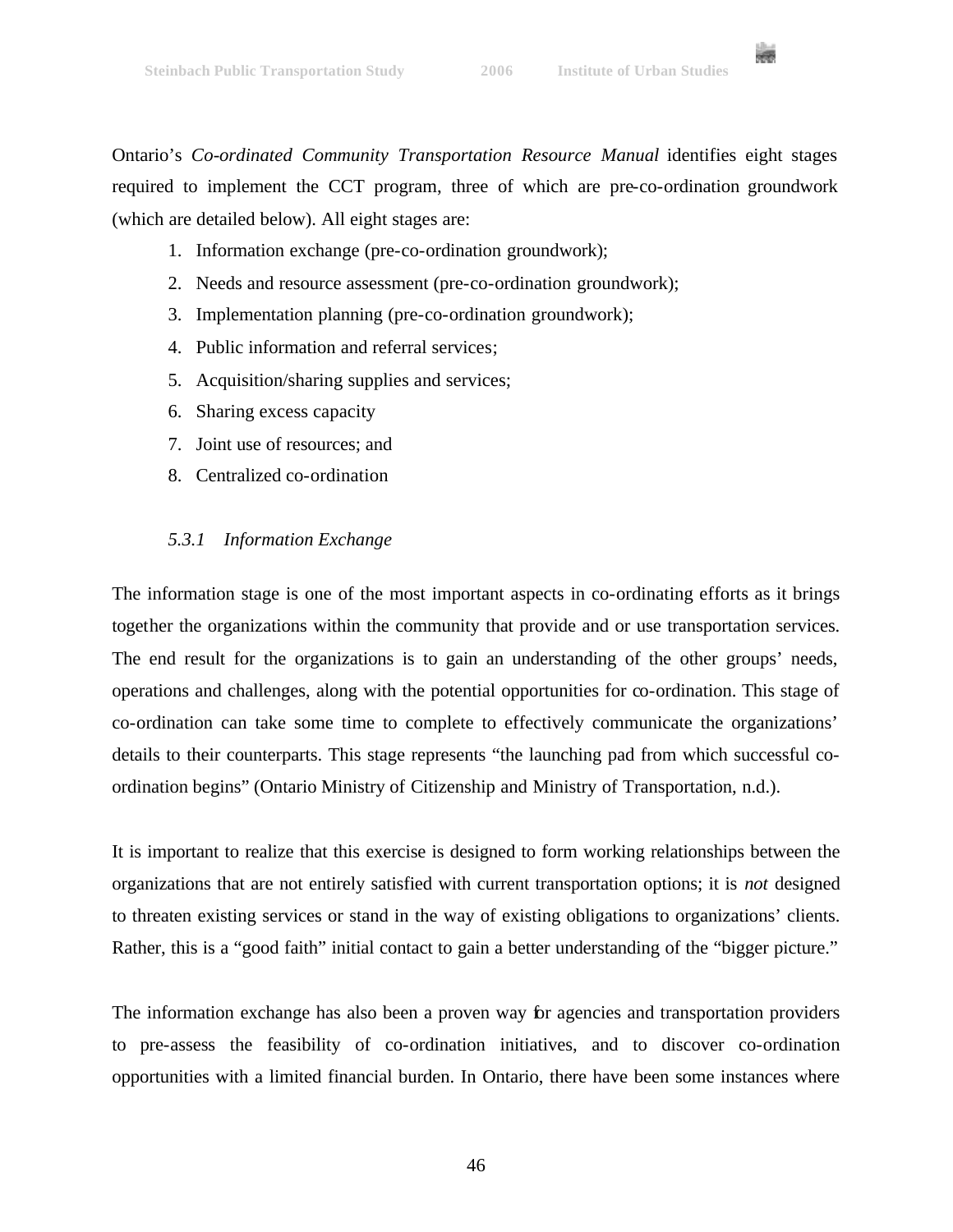Ontario's *Co-ordinated Community Transportation Resource Manual* identifies eight stages required to implement the CCT program, three of which are pre-co-ordination groundwork (which are detailed below). All eight stages are:

1. Information exchange (pre-co-ordination groundwork);
2. Needs and resource assessment (pre-co-ordination groundwork);
3. Implementation planning (pre-co-ordination groundwork);
4. Public information and referral services;
5. Acquisition/sharing supplies and services;
6. Sharing excess capacity
7. Joint use of resources; and
8. Centralized co-ordination

### *5.3.1 Information Exchange*

The information stage is one of the most important aspects in co-ordinating efforts as it brings together the organizations within the community that provide and or use transportation services. The end result for the organizations is to gain an understanding of the other groups' needs, operations and challenges, along with the potential opportunities for co-ordination. This stage of co-ordination can take some time to complete to effectively communicate the organizations' details to their counterparts. This stage represents "the launching pad from which successful co-ordination begins" (Ontario Ministry of Citizenship and Ministry of Transportation, n.d.).

It is important to realize that this exercise is designed to form working relationships between the organizations that are not entirely satisfied with current transportation options; it is *not* designed to threaten existing services or stand in the way of existing obligations to organizations' clients. Rather, this is a "good faith" initial contact to gain a better understanding of the "bigger picture."

The information exchange has also been a proven way for agencies and transportation providers to pre-assess the feasibility of co-ordination initiatives, and to discover co-ordination opportunities with a limited financial burden. In Ontario, there have been some instances where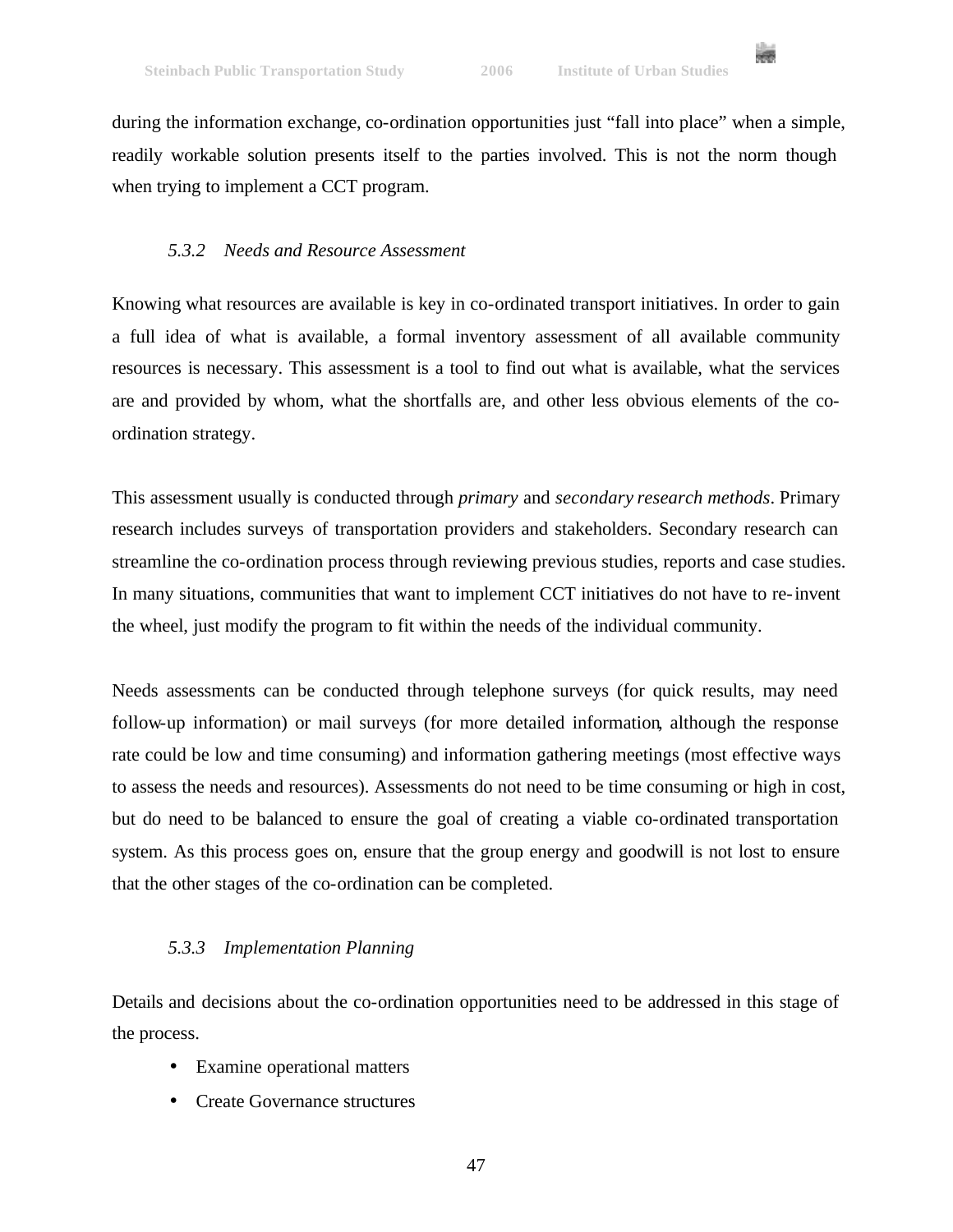during the information exchange, co-ordination opportunities just "fall into place" when a simple, readily workable solution presents itself to the parties involved. This is not the norm though when trying to implement a CCT program.

### *5.3.2 Needs and Resource Assessment*

Knowing what resources are available is key in co-ordinated transport initiatives. In order to gain a full idea of what is available, a formal inventory assessment of all available community resources is necessary. This assessment is a tool to find out what is available, what the services are and provided by whom, what the shortfalls are, and other less obvious elements of the co-ordination strategy.

This assessment usually is conducted through *primary* and *secondary research methods*. Primary research includes surveys of transportation providers and stakeholders. Secondary research can streamline the co-ordination process through reviewing previous studies, reports and case studies. In many situations, communities that want to implement CCT initiatives do not have to re-invent the wheel, just modify the program to fit within the needs of the individual community.

Needs assessments can be conducted through telephone surveys (for quick results, may need follow-up information) or mail surveys (for more detailed information, although the response rate could be low and time consuming) and information gathering meetings (most effective ways to assess the needs and resources). Assessments do not need to be time consuming or high in cost, but do need to be balanced to ensure the goal of creating a viable co-ordinated transportation system. As this process goes on, ensure that the group energy and goodwill is not lost to ensure that the other stages of the co-ordination can be completed.

### *5.3.3 Implementation Planning*

Details and decisions about the co-ordination opportunities need to be addressed in this stage of the process.

- Examine operational matters
- Create Governance structures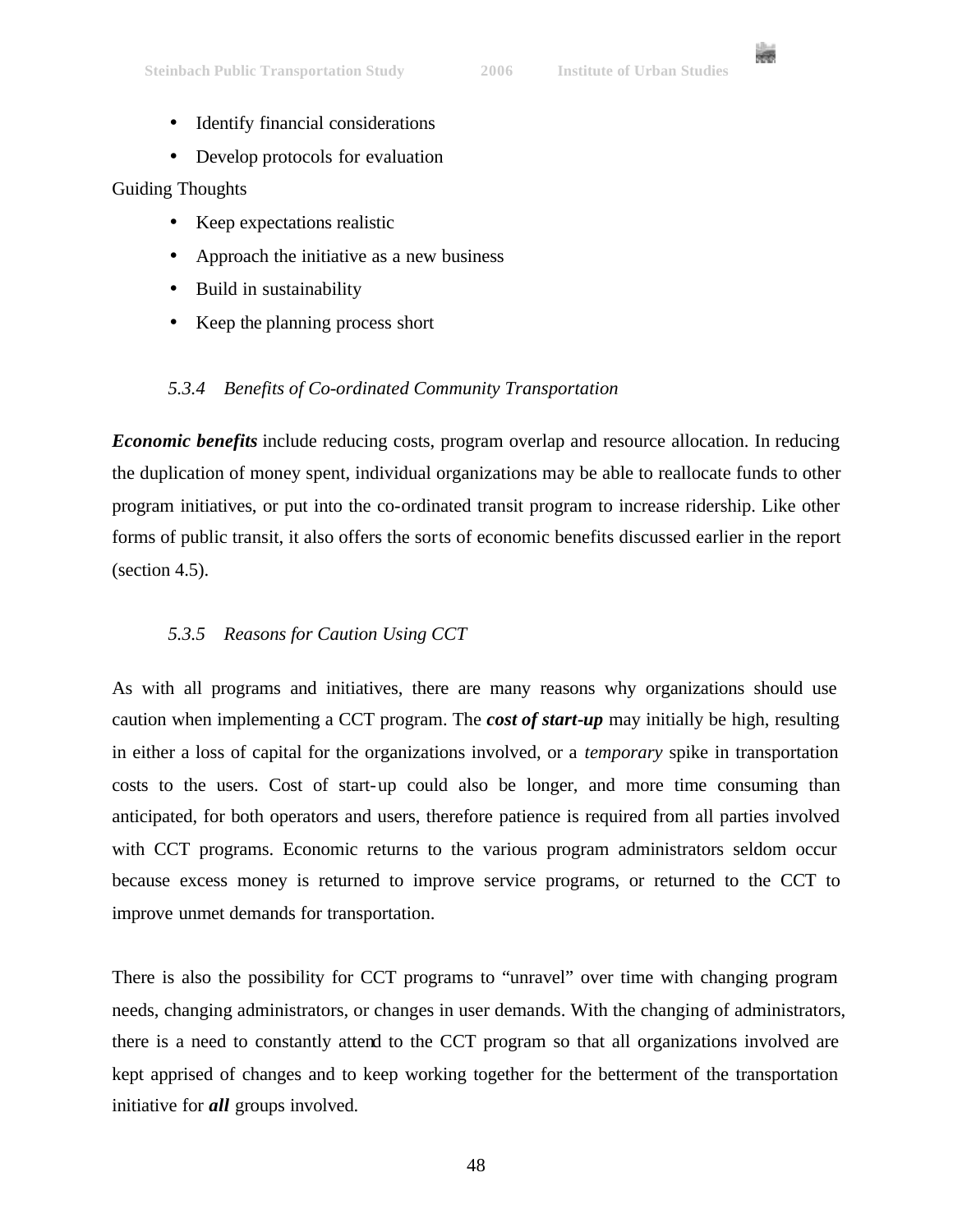- Identify financial considerations
- Develop protocols for evaluation

Guiding Thoughts

- Keep expectations realistic
- Approach the initiative as a new business
- Build in sustainability
- Keep the planning process short

### *5.3.4 Benefits of Co-ordinated Community Transportation*

***Economic benefits*** include reducing costs, program overlap and resource allocation. In reducing the duplication of money spent, individual organizations may be able to reallocate funds to other program initiatives, or put into the co-ordinated transit program to increase ridership. Like other forms of public transit, it also offers the sorts of economic benefits discussed earlier in the report (section 4.5).

### *5.3.5 Reasons for Caution Using CCT*

As with all programs and initiatives, there are many reasons why organizations should use caution when implementing a CCT program. The ***cost of start-up*** may initially be high, resulting in either a loss of capital for the organizations involved, or a *temporary* spike in transportation costs to the users. Cost of start-up could also be longer, and more time consuming than anticipated, for both operators and users, therefore patience is required from all parties involved with CCT programs. Economic returns to the various program administrators seldom occur because excess money is returned to improve service programs, or returned to the CCT to improve unmet demands for transportation.

There is also the possibility for CCT programs to "unravel" over time with changing program needs, changing administrators, or changes in user demands. With the changing of administrators, there is a need to constantly attend to the CCT program so that all organizations involved are kept apprised of changes and to keep working together for the betterment of the transportation initiative for ***all*** groups involved.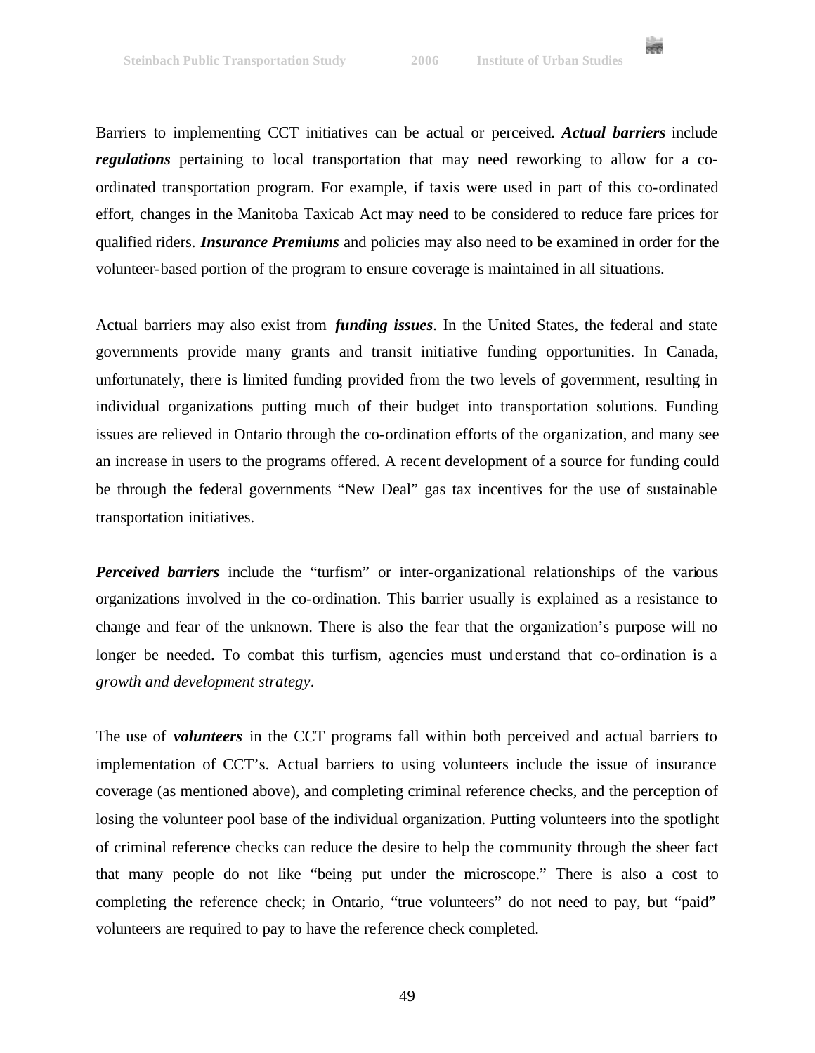Barriers to implementing CCT initiatives can be actual or perceived. ***Actual barriers*** include ***regulations*** pertaining to local transportation that may need reworking to allow for a co-ordinated transportation program. For example, if taxis were used in part of this co-ordinated effort, changes in the Manitoba Taxicab Act may need to be considered to reduce fare prices for qualified riders. ***Insurance Premiums*** and policies may also need to be examined in order for the volunteer-based portion of the program to ensure coverage is maintained in all situations.

Actual barriers may also exist from ***funding issues***. In the United States, the federal and state governments provide many grants and transit initiative funding opportunities. In Canada, unfortunately, there is limited funding provided from the two levels of government, resulting in individual organizations putting much of their budget into transportation solutions. Funding issues are relieved in Ontario through the co-ordination efforts of the organization, and many see an increase in users to the programs offered. A recent development of a source for funding could be through the federal governments "New Deal" gas tax incentives for the use of sustainable transportation initiatives.

***Perceived barriers*** include the "turfism" or inter-organizational relationships of the various organizations involved in the co-ordination. This barrier usually is explained as a resistance to change and fear of the unknown. There is also the fear that the organization's purpose will no longer be needed. To combat this turfism, agencies must understand that co-ordination is a *growth and development strategy*.

The use of ***volunteers*** in the CCT programs fall within both perceived and actual barriers to implementation of CCT's. Actual barriers to using volunteers include the issue of insurance coverage (as mentioned above), and completing criminal reference checks, and the perception of losing the volunteer pool base of the individual organization. Putting volunteers into the spotlight of criminal reference checks can reduce the desire to help the community through the sheer fact that many people do not like "being put under the microscope." There is also a cost to completing the reference check; in Ontario, "true volunteers" do not need to pay, but "paid" volunteers are required to pay to have the reference check completed.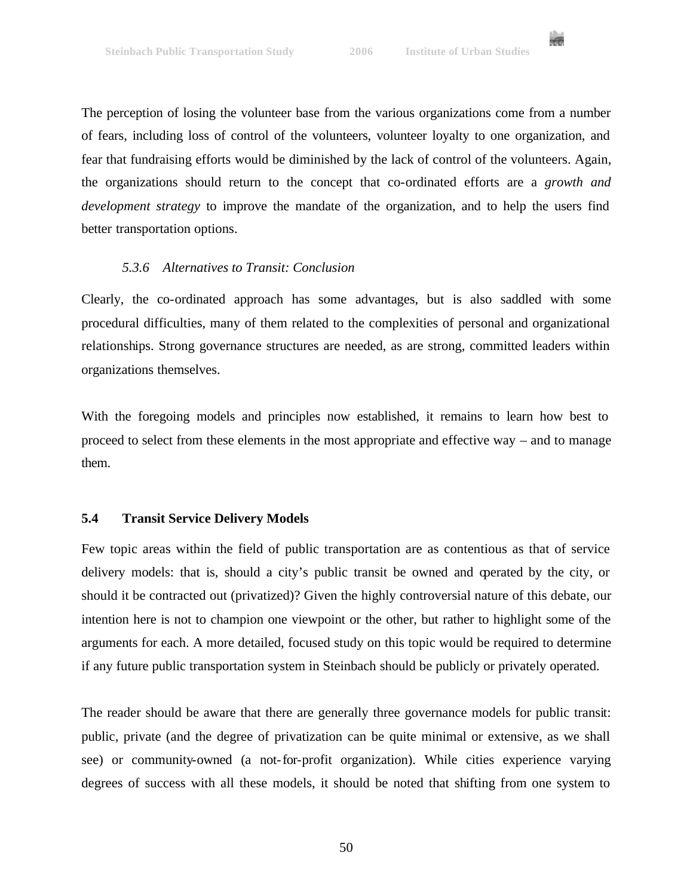The perception of losing the volunteer base from the various organizations come from a number of fears, including loss of control of the volunteers, volunteer loyalty to one organization, and fear that fundraising efforts would be diminished by the lack of control of the volunteers. Again, the organizations should return to the concept that co-ordinated efforts are a *growth and development strategy* to improve the mandate of the organization, and to help the users find better transportation options.

#### *5.3.6 Alternatives to Transit: Conclusion*

Clearly, the co-ordinated approach has some advantages, but is also saddled with some procedural difficulties, many of them related to the complexities of personal and organizational relationships. Strong governance structures are needed, as are strong, committed leaders within organizations themselves.

With the foregoing models and principles now established, it remains to learn how best to proceed to select from these elements in the most appropriate and effective way – and to manage them.

### 5.4 Transit Service Delivery Models

Few topic areas within the field of public transportation are as contentious as that of service delivery models: that is, should a city's public transit be owned and operated by the city, or should it be contracted out (privatized)? Given the highly controversial nature of this debate, our intention here is not to champion one viewpoint or the other, but rather to highlight some of the arguments for each. A more detailed, focused study on this topic would be required to determine if any future public transportation system in Steinbach should be publicly or privately operated.

The reader should be aware that there are generally three governance models for public transit: public, private (and the degree of privatization can be quite minimal or extensive, as we shall see) or community-owned (a not-for-profit organization). While cities experience varying degrees of success with all these models, it should be noted that shifting from one system to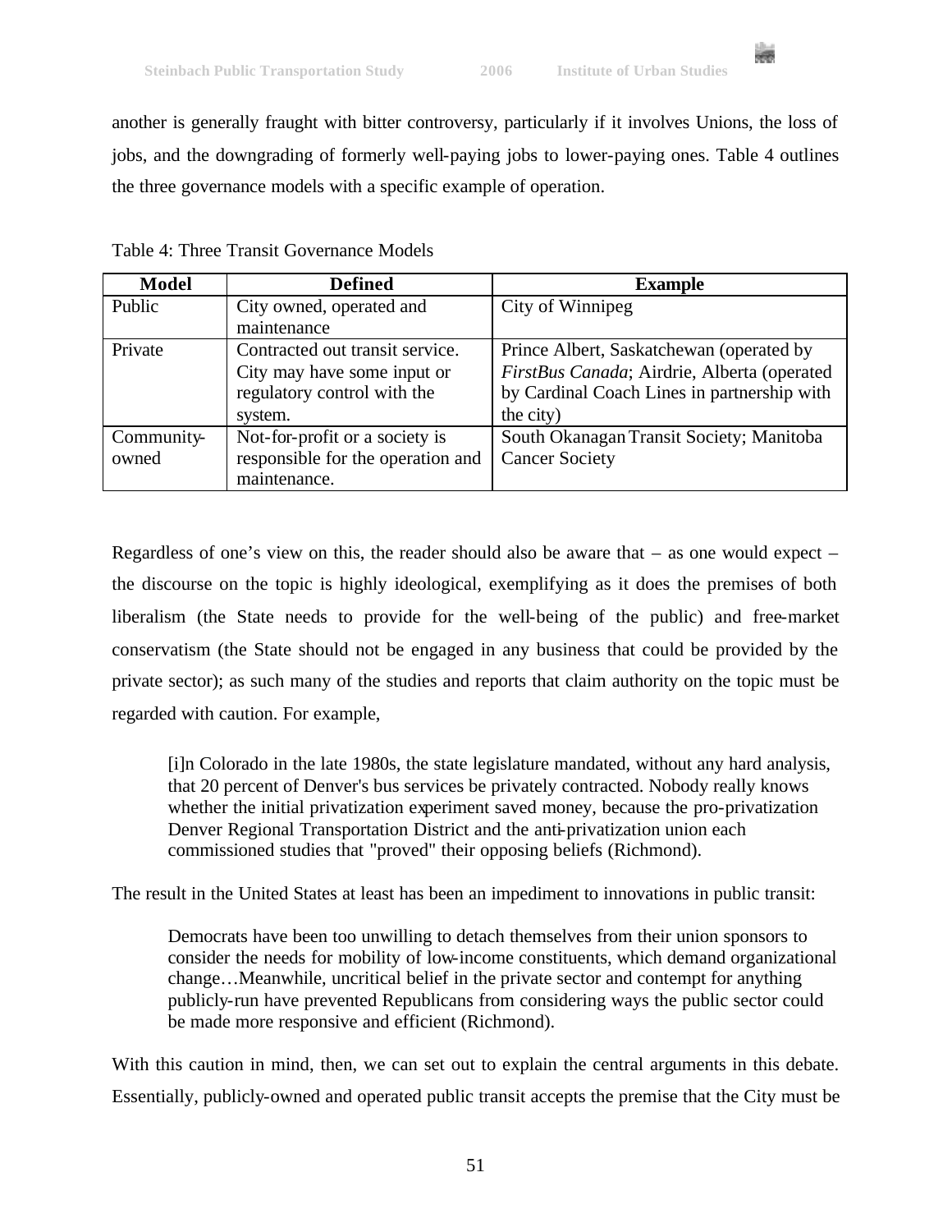another is generally fraught with bitter controversy, particularly if it involves Unions, the loss of jobs, and the downgrading of formerly well-paying jobs to lower-paying ones. Table 4 outlines the three governance models with a specific example of operation.

Table 4: Three Transit Governance Models

| Model | Defined | Example |
|---|---|---|
| Public | City owned, operated and maintenance | City of Winnipeg |
| Private | Contracted out transit service. City may have some input or regulatory control with the system. | Prince Albert, Saskatchewan (operated by *FirstBus Canada*; Airdrie, Alberta (operated by Cardinal Coach Lines in partnership with the city) |
| Community-owned | Not-for-profit or a society is responsible for the operation and maintenance. | South Okanagan Transit Society; Manitoba Cancer Society |

Regardless of one's view on this, the reader should also be aware that – as one would expect – the discourse on the topic is highly ideological, exemplifying as it does the premises of both liberalism (the State needs to provide for the well-being of the public) and free-market conservatism (the State should not be engaged in any business that could be provided by the private sector); as such many of the studies and reports that claim authority on the topic must be regarded with caution. For example,

> [i]n Colorado in the late 1980s, the state legislature mandated, without any hard analysis, that 20 percent of Denver's bus services be privately contracted. Nobody really knows whether the initial privatization experiment saved money, because the pro-privatization Denver Regional Transportation District and the anti-privatization union each commissioned studies that "proved" their opposing beliefs (Richmond).

The result in the United States at least has been an impediment to innovations in public transit:

> Democrats have been too unwilling to detach themselves from their union sponsors to consider the needs for mobility of low-income constituents, which demand organizational change…Meanwhile, uncritical belief in the private sector and contempt for anything publicly-run have prevented Republicans from considering ways the public sector could be made more responsive and efficient (Richmond).

With this caution in mind, then, we can set out to explain the central arguments in this debate. Essentially, publicly-owned and operated public transit accepts the premise that the City must be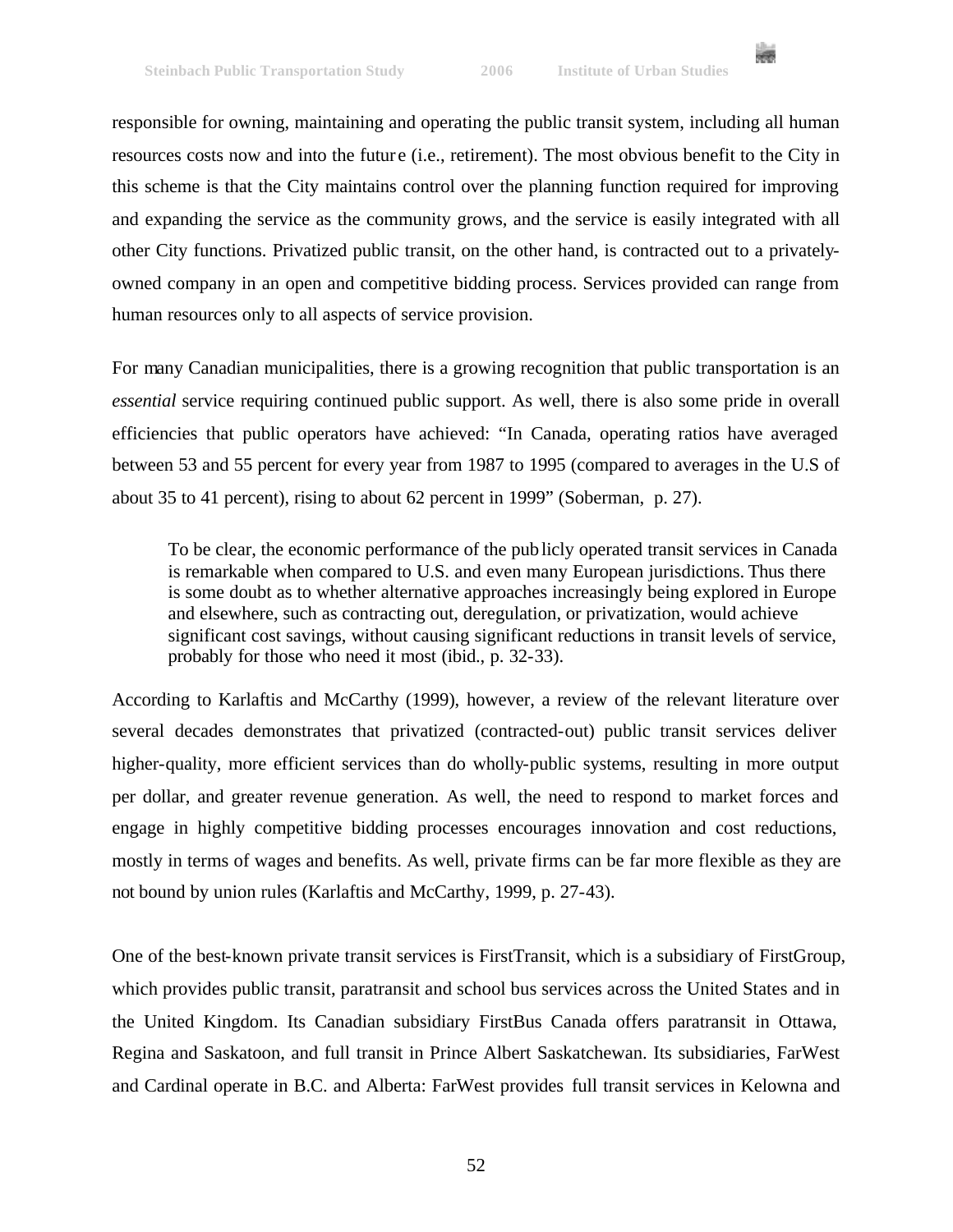responsible for owning, maintaining and operating the public transit system, including all human resources costs now and into the future (i.e., retirement). The most obvious benefit to the City in this scheme is that the City maintains control over the planning function required for improving and expanding the service as the community grows, and the service is easily integrated with all other City functions. Privatized public transit, on the other hand, is contracted out to a privately-owned company in an open and competitive bidding process. Services provided can range from human resources only to all aspects of service provision.

For many Canadian municipalities, there is a growing recognition that public transportation is an *essential* service requiring continued public support. As well, there is also some pride in overall efficiencies that public operators have achieved: "In Canada, operating ratios have averaged between 53 and 55 percent for every year from 1987 to 1995 (compared to averages in the U.S of about 35 to 41 percent), rising to about 62 percent in 1999" (Soberman, p. 27).

> To be clear, the economic performance of the publicly operated transit services in Canada is remarkable when compared to U.S. and even many European jurisdictions. Thus there is some doubt as to whether alternative approaches increasingly being explored in Europe and elsewhere, such as contracting out, deregulation, or privatization, would achieve significant cost savings, without causing significant reductions in transit levels of service, probably for those who need it most (ibid., p. 32-33).

According to Karlaftis and McCarthy (1999), however, a review of the relevant literature over several decades demonstrates that privatized (contracted-out) public transit services deliver higher-quality, more efficient services than do wholly-public systems, resulting in more output per dollar, and greater revenue generation. As well, the need to respond to market forces and engage in highly competitive bidding processes encourages innovation and cost reductions, mostly in terms of wages and benefits. As well, private firms can be far more flexible as they are not bound by union rules (Karlaftis and McCarthy, 1999, p. 27-43).

One of the best-known private transit services is FirstTransit, which is a subsidiary of FirstGroup, which provides public transit, paratransit and school bus services across the United States and in the United Kingdom. Its Canadian subsidiary FirstBus Canada offers paratransit in Ottawa, Regina and Saskatoon, and full transit in Prince Albert Saskatchewan. Its subsidiaries, FarWest and Cardinal operate in B.C. and Alberta: FarWest provides full transit services in Kelowna and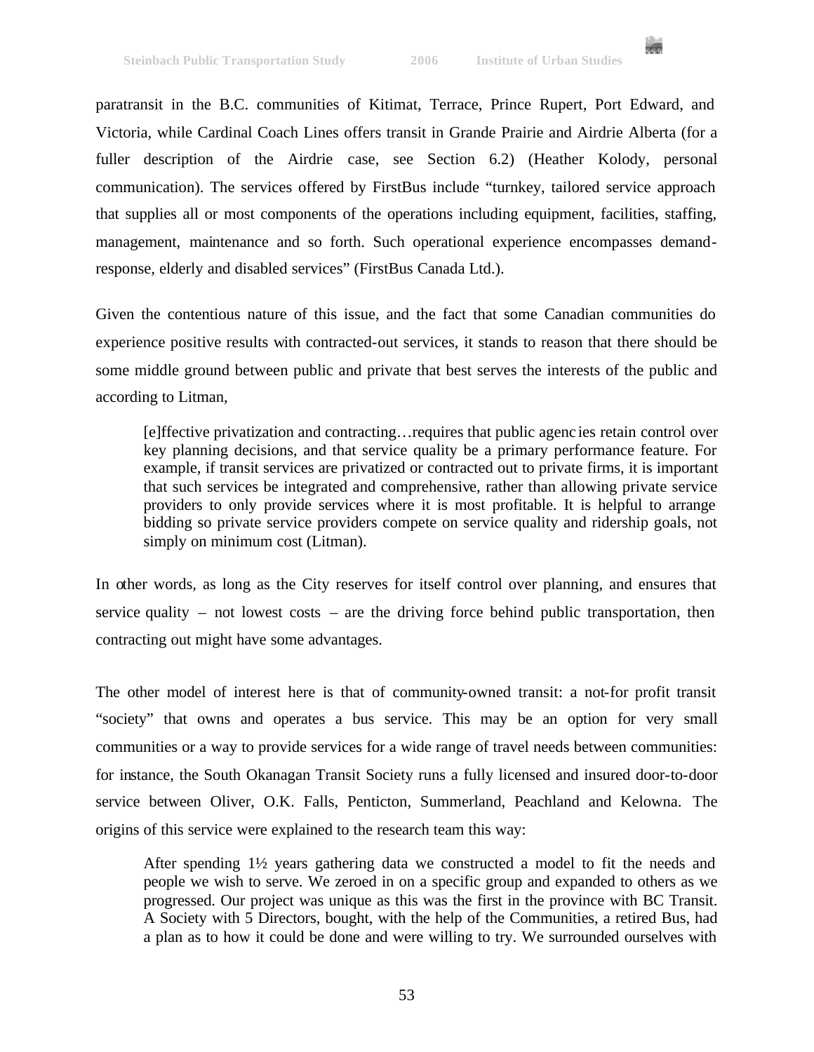paratransit in the B.C. communities of Kitimat, Terrace, Prince Rupert, Port Edward, and Victoria, while Cardinal Coach Lines offers transit in Grande Prairie and Airdrie Alberta (for a fuller description of the Airdrie case, see Section 6.2) (Heather Kolody, personal communication). The services offered by FirstBus include "turnkey, tailored service approach that supplies all or most components of the operations including equipment, facilities, staffing, management, maintenance and so forth. Such operational experience encompasses demand-response, elderly and disabled services" (FirstBus Canada Ltd.).

Given the contentious nature of this issue, and the fact that some Canadian communities do experience positive results with contracted-out services, it stands to reason that there should be some middle ground between public and private that best serves the interests of the public and according to Litman,

> [e]ffective privatization and contracting…requires that public agencies retain control over key planning decisions, and that service quality be a primary performance feature. For example, if transit services are privatized or contracted out to private firms, it is important that such services be integrated and comprehensive, rather than allowing private service providers to only provide services where it is most profitable. It is helpful to arrange bidding so private service providers compete on service quality and ridership goals, not simply on minimum cost (Litman).

In other words, as long as the City reserves for itself control over planning, and ensures that service quality – not lowest costs – are the driving force behind public transportation, then contracting out might have some advantages.

The other model of interest here is that of community-owned transit: a not-for profit transit "society" that owns and operates a bus service. This may be an option for very small communities or a way to provide services for a wide range of travel needs between communities: for instance, the South Okanagan Transit Society runs a fully licensed and insured door-to-door service between Oliver, O.K. Falls, Penticton, Summerland, Peachland and Kelowna. The origins of this service were explained to the research team this way:

> After spending 1½ years gathering data we constructed a model to fit the needs and people we wish to serve. We zeroed in on a specific group and expanded to others as we progressed. Our project was unique as this was the first in the province with BC Transit. A Society with 5 Directors, bought, with the help of the Communities, a retired Bus, had a plan as to how it could be done and were willing to try. We surrounded ourselves with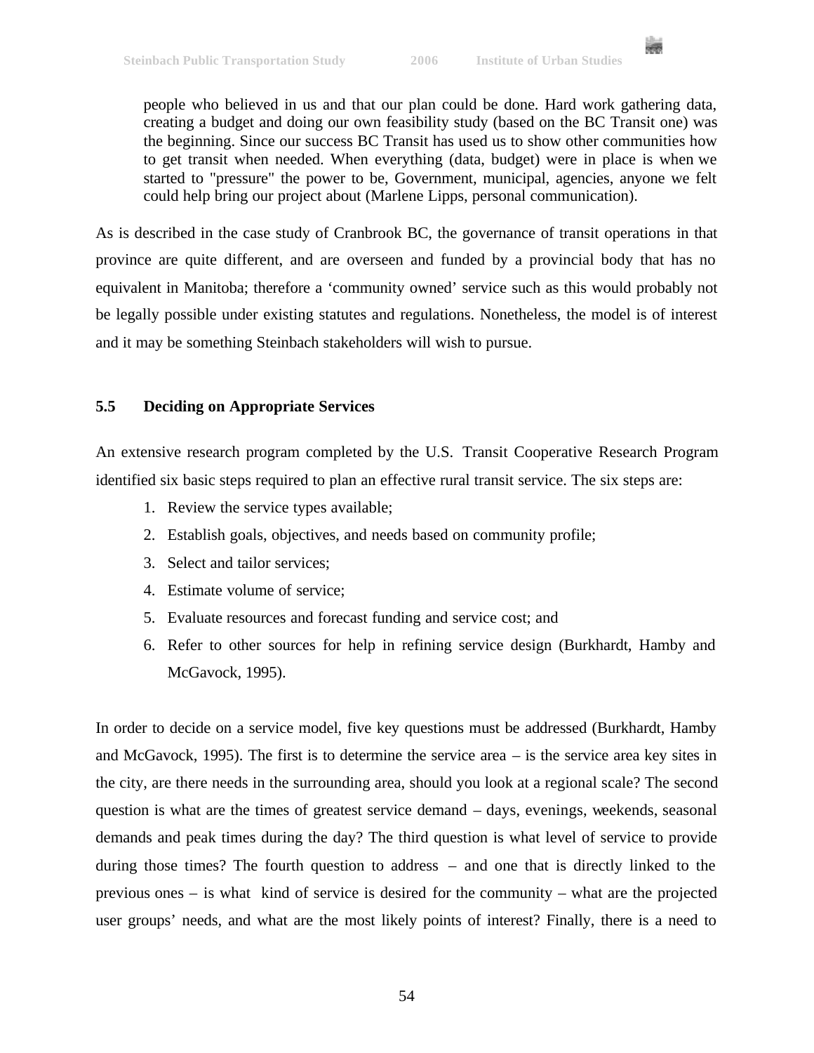> people who believed in us and that our plan could be done. Hard work gathering data, creating a budget and doing our own feasibility study (based on the BC Transit one) was the beginning. Since our success BC Transit has used us to show other communities how to get transit when needed. When everything (data, budget) were in place is when we started to "pressure" the power to be, Government, municipal, agencies, anyone we felt could help bring our project about (Marlene Lipps, personal communication).

As is described in the case study of Cranbrook BC, the governance of transit operations in that province are quite different, and are overseen and funded by a provincial body that has no equivalent in Manitoba; therefore a 'community owned' service such as this would probably not be legally possible under existing statutes and regulations. Nonetheless, the model is of interest and it may be something Steinbach stakeholders will wish to pursue.

### 5.5 Deciding on Appropriate Services

An extensive research program completed by the U.S. Transit Cooperative Research Program identified six basic steps required to plan an effective rural transit service. The six steps are:

1. Review the service types available;
2. Establish goals, objectives, and needs based on community profile;
3. Select and tailor services;
4. Estimate volume of service;
5. Evaluate resources and forecast funding and service cost; and
6. Refer to other sources for help in refining service design (Burkhardt, Hamby and McGavock, 1995).

In order to decide on a service model, five key questions must be addressed (Burkhardt, Hamby and McGavock, 1995). The first is to determine the service area – is the service area key sites in the city, are there needs in the surrounding area, should you look at a regional scale? The second question is what are the times of greatest service demand – days, evenings, weekends, seasonal demands and peak times during the day? The third question is what level of service to provide during those times? The fourth question to address – and one that is directly linked to the previous ones – is what kind of service is desired for the community – what are the projected user groups' needs, and what are the most likely points of interest? Finally, there is a need to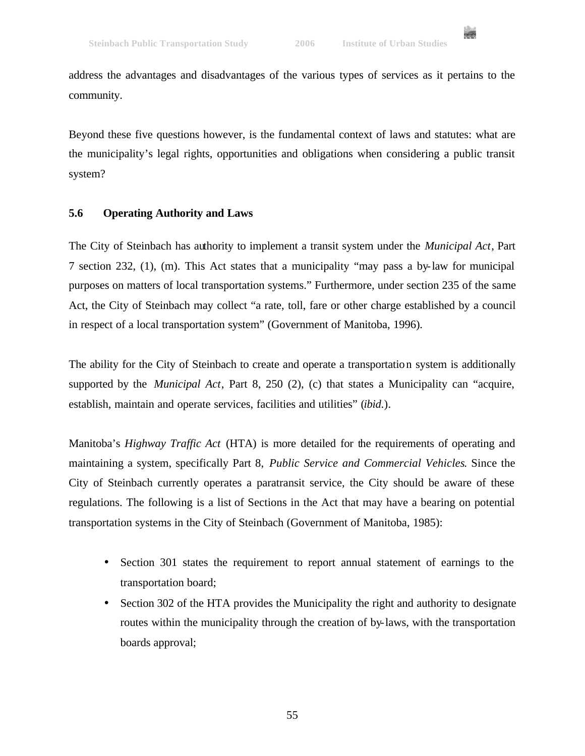address the advantages and disadvantages of the various types of services as it pertains to the community.

Beyond these five questions however, is the fundamental context of laws and statutes: what are the municipality's legal rights, opportunities and obligations when considering a public transit system?

### 5.6 Operating Authority and Laws

The City of Steinbach has authority to implement a transit system under the *Municipal Act*, Part 7 section 232, (1), (m). This Act states that a municipality "may pass a by-law for municipal purposes on matters of local transportation systems." Furthermore, under section 235 of the same Act, the City of Steinbach may collect "a rate, toll, fare or other charge established by a council in respect of a local transportation system" (Government of Manitoba, 1996).

The ability for the City of Steinbach to create and operate a transportation system is additionally supported by the *Municipal Act*, Part 8, 250 (2), (c) that states a Municipality can "acquire, establish, maintain and operate services, facilities and utilities" (*ibid.*).

Manitoba's *Highway Traffic Act* (HTA) is more detailed for the requirements of operating and maintaining a system, specifically Part 8, *Public Service and Commercial Vehicles*. Since the City of Steinbach currently operates a paratransit service, the City should be aware of these regulations. The following is a list of Sections in the Act that may have a bearing on potential transportation systems in the City of Steinbach (Government of Manitoba, 1985):

- Section 301 states the requirement to report annual statement of earnings to the transportation board;
- Section 302 of the HTA provides the Municipality the right and authority to designate routes within the municipality through the creation of by-laws, with the transportation boards approval;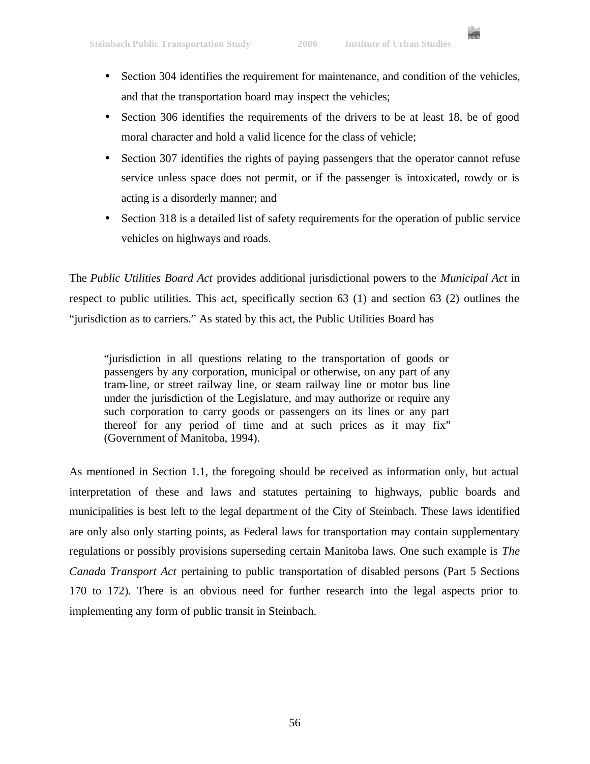- Section 304 identifies the requirement for maintenance, and condition of the vehicles, and that the transportation board may inspect the vehicles;
- Section 306 identifies the requirements of the drivers to be at least 18, be of good moral character and hold a valid licence for the class of vehicle;
- Section 307 identifies the rights of paying passengers that the operator cannot refuse service unless space does not permit, or if the passenger is intoxicated, rowdy or is acting is a disorderly manner; and
- Section 318 is a detailed list of safety requirements for the operation of public service vehicles on highways and roads.

The *Public Utilities Board Act* provides additional jurisdictional powers to the *Municipal Act* in respect to public utilities. This act, specifically section 63 (1) and section 63 (2) outlines the "jurisdiction as to carriers." As stated by this act, the Public Utilities Board has

> "jurisdiction in all questions relating to the transportation of goods or passengers by any corporation, municipal or otherwise, on any part of any tram-line, or street railway line, or steam railway line or motor bus line under the jurisdiction of the Legislature, and may authorize or require any such corporation to carry goods or passengers on its lines or any part thereof for any period of time and at such prices as it may fix" (Government of Manitoba, 1994).

As mentioned in Section 1.1, the foregoing should be received as information only, but actual interpretation of these and laws and statutes pertaining to highways, public boards and municipalities is best left to the legal department of the City of Steinbach. These laws identified are only also only starting points, as Federal laws for transportation may contain supplementary regulations or possibly provisions superseding certain Manitoba laws. One such example is *The Canada Transport Act* pertaining to public transportation of disabled persons (Part 5 Sections 170 to 172). There is an obvious need for further research into the legal aspects prior to implementing any form of public transit in Steinbach.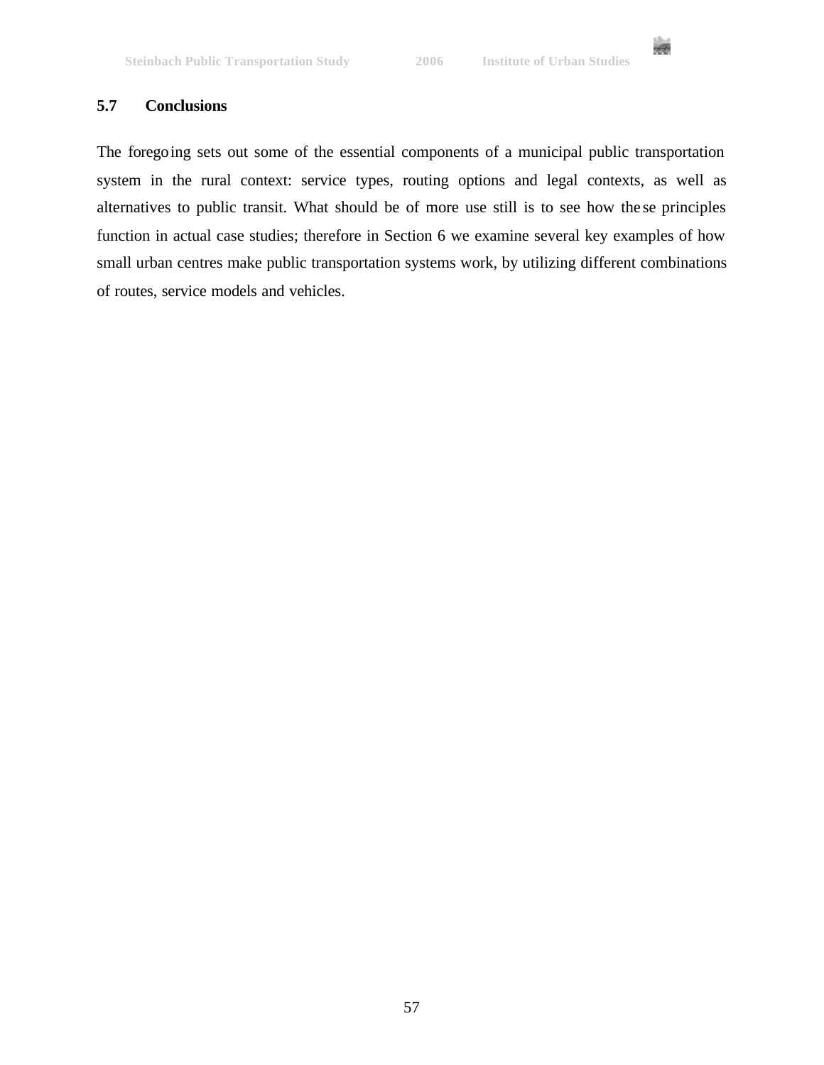### 5.7 Conclusions

The foregoing sets out some of the essential components of a municipal public transportation system in the rural context: service types, routing options and legal contexts, as well as alternatives to public transit. What should be of more use still is to see how these principles function in actual case studies; therefore in Section 6 we examine several key examples of how small urban centres make public transportation systems work, by utilizing different combinations of routes, service models and vehicles.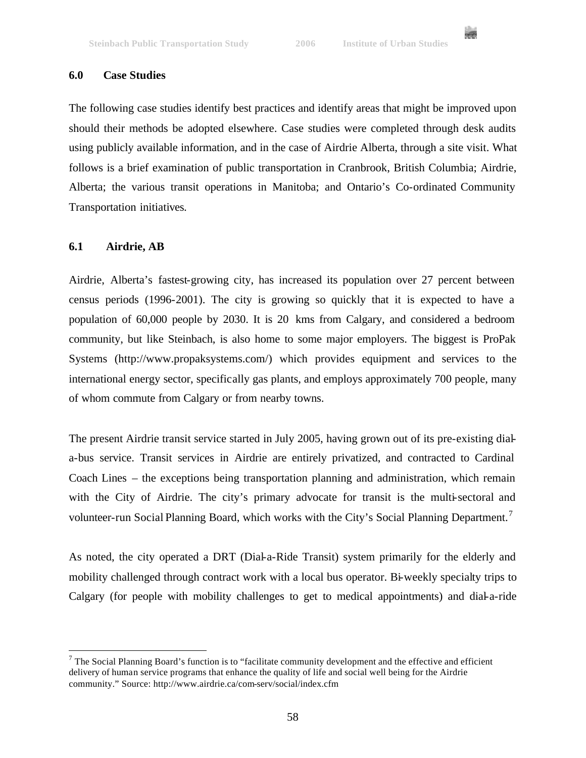## 6.0 Case Studies

The following case studies identify best practices and identify areas that might be improved upon should their methods be adopted elsewhere. Case studies were completed through desk audits using publicly available information, and in the case of Airdrie Alberta, through a site visit. What follows is a brief examination of public transportation in Cranbrook, British Columbia; Airdrie, Alberta; the various transit operations in Manitoba; and Ontario's Co-ordinated Community Transportation initiatives.

### 6.1 Airdrie, AB

Airdrie, Alberta's fastest-growing city, has increased its population over 27 percent between census periods (1996-2001). The city is growing so quickly that it is expected to have a population of 60,000 people by 2030. It is 20 kms from Calgary, and considered a bedroom community, but like Steinbach, is also home to some major employers. The biggest is ProPak Systems (http://www.propaksystems.com/) which provides equipment and services to the international energy sector, specifically gas plants, and employs approximately 700 people, many of whom commute from Calgary or from nearby towns.

The present Airdrie transit service started in July 2005, having grown out of its pre-existing dial-a-bus service. Transit services in Airdrie are entirely privatized, and contracted to Cardinal Coach Lines – the exceptions being transportation planning and administration, which remain with the City of Airdrie. The city's primary advocate for transit is the multi-sectoral and volunteer-run Social Planning Board, which works with the City's Social Planning Department.[7]

As noted, the city operated a DRT (Dial-a-Ride Transit) system primarily for the elderly and mobility challenged through contract work with a local bus operator. Bi-weekly specialty trips to Calgary (for people with mobility challenges to get to medical appointments) and dial-a-ride

---

[7] The Social Planning Board's function is to "facilitate community development and the effective and efficient delivery of human service programs that enhance the quality of life and social well being for the Airdrie community." Source: http://www.airdrie.ca/com-serv/social/index.cfm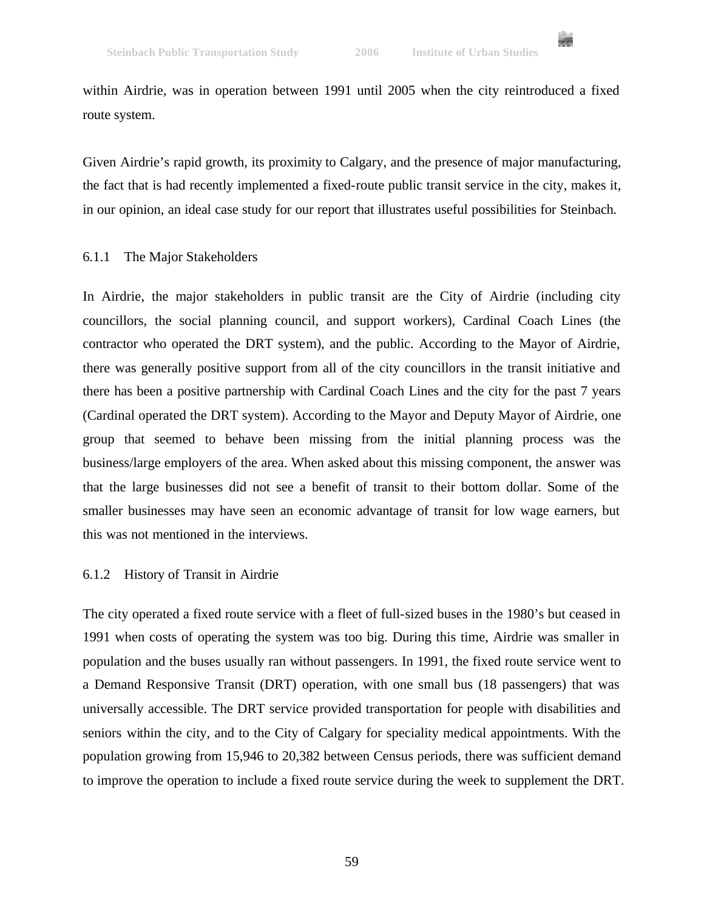within Airdrie, was in operation between 1991 until 2005 when the city reintroduced a fixed route system.

Given Airdrie's rapid growth, its proximity to Calgary, and the presence of major manufacturing, the fact that is had recently implemented a fixed-route public transit service in the city, makes it, in our opinion, an ideal case study for our report that illustrates useful possibilities for Steinbach.

### 6.1.1 The Major Stakeholders

In Airdrie, the major stakeholders in public transit are the City of Airdrie (including city councillors, the social planning council, and support workers), Cardinal Coach Lines (the contractor who operated the DRT system), and the public. According to the Mayor of Airdrie, there was generally positive support from all of the city councillors in the transit initiative and there has been a positive partnership with Cardinal Coach Lines and the city for the past 7 years (Cardinal operated the DRT system). According to the Mayor and Deputy Mayor of Airdrie, one group that seemed to behave been missing from the initial planning process was the business/large employers of the area. When asked about this missing component, the answer was that the large businesses did not see a benefit of transit to their bottom dollar. Some of the smaller businesses may have seen an economic advantage of transit for low wage earners, but this was not mentioned in the interviews.

### 6.1.2 History of Transit in Airdrie

The city operated a fixed route service with a fleet of full-sized buses in the 1980's but ceased in 1991 when costs of operating the system was too big. During this time, Airdrie was smaller in population and the buses usually ran without passengers. In 1991, the fixed route service went to a Demand Responsive Transit (DRT) operation, with one small bus (18 passengers) that was universally accessible. The DRT service provided transportation for people with disabilities and seniors within the city, and to the City of Calgary for speciality medical appointments. With the population growing from 15,946 to 20,382 between Census periods, there was sufficient demand to improve the operation to include a fixed route service during the week to supplement the DRT.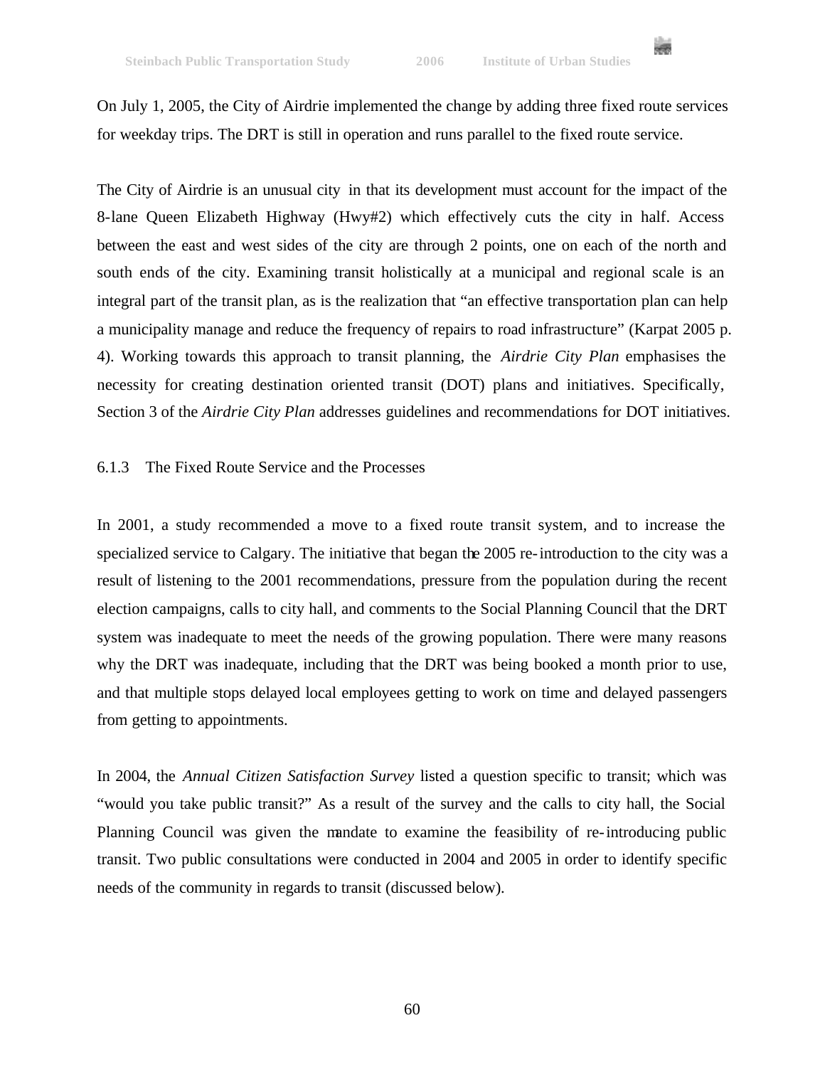On July 1, 2005, the City of Airdrie implemented the change by adding three fixed route services for weekday trips. The DRT is still in operation and runs parallel to the fixed route service.

The City of Airdrie is an unusual city in that its development must account for the impact of the 8-lane Queen Elizabeth Highway (Hwy#2) which effectively cuts the city in half. Access between the east and west sides of the city are through 2 points, one on each of the north and south ends of the city. Examining transit holistically at a municipal and regional scale is an integral part of the transit plan, as is the realization that "an effective transportation plan can help a municipality manage and reduce the frequency of repairs to road infrastructure" (Karpat 2005 p. 4). Working towards this approach to transit planning, the *Airdrie City Plan* emphasises the necessity for creating destination oriented transit (DOT) plans and initiatives. Specifically, Section 3 of the *Airdrie City Plan* addresses guidelines and recommendations for DOT initiatives.

### 6.1.3 The Fixed Route Service and the Processes

In 2001, a study recommended a move to a fixed route transit system, and to increase the specialized service to Calgary. The initiative that began the 2005 re-introduction to the city was a result of listening to the 2001 recommendations, pressure from the population during the recent election campaigns, calls to city hall, and comments to the Social Planning Council that the DRT system was inadequate to meet the needs of the growing population. There were many reasons why the DRT was inadequate, including that the DRT was being booked a month prior to use, and that multiple stops delayed local employees getting to work on time and delayed passengers from getting to appointments.

In 2004, the *Annual Citizen Satisfaction Survey* listed a question specific to transit; which was "would you take public transit?" As a result of the survey and the calls to city hall, the Social Planning Council was given the mandate to examine the feasibility of re-introducing public transit. Two public consultations were conducted in 2004 and 2005 in order to identify specific needs of the community in regards to transit (discussed below).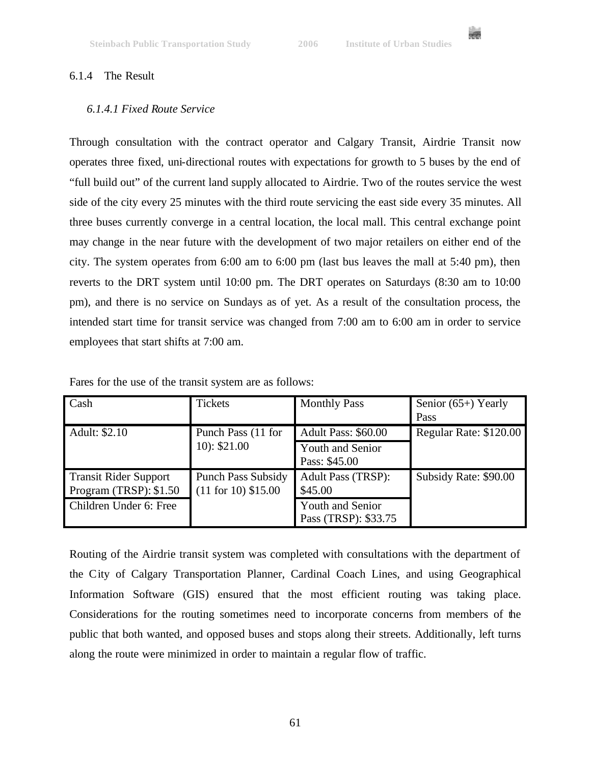### 6.1.4 The Result

#### *6.1.4.1 Fixed Route Service*

Through consultation with the contract operator and Calgary Transit, Airdrie Transit now operates three fixed, uni-directional routes with expectations for growth to 5 buses by the end of "full build out" of the current land supply allocated to Airdrie. Two of the routes service the west side of the city every 25 minutes with the third route servicing the east side every 35 minutes. All three buses currently converge in a central location, the local mall. This central exchange point may change in the near future with the development of two major retailers on either end of the city. The system operates from 6:00 am to 6:00 pm (last bus leaves the mall at 5:40 pm), then reverts to the DRT system until 10:00 pm. The DRT operates on Saturdays (8:30 am to 10:00 pm), and there is no service on Sundays as of yet. As a result of the consultation process, the intended start time for transit service was changed from 7:00 am to 6:00 am in order to service employees that start shifts at 7:00 am.

Fares for the use of the transit system are as follows:

| Cash | Tickets | Monthly Pass | Senior (65+) Yearly Pass |
|---|---|---|---|
| Adult: $2.10 | Punch Pass (11 for 10): $21.00 | Adult Pass: $60.00 | Regular Rate: $120.00 |
| | | Youth and Senior Pass: $45.00 | |
| Transit Rider Support Program (TRSP): $1.50 | Punch Pass Subsidy (11 for 10) $15.00 | Adult Pass (TRSP): $45.00 | Subsidy Rate: $90.00 |
| Children Under 6: Free | | Youth and Senior Pass (TRSP): $33.75 | |

Routing of the Airdrie transit system was completed with consultations with the department of the City of Calgary Transportation Planner, Cardinal Coach Lines, and using Geographical Information Software (GIS) ensured that the most efficient routing was taking place. Considerations for the routing sometimes need to incorporate concerns from members of the public that both wanted, and opposed buses and stops along their streets. Additionally, left turns along the route were minimized in order to maintain a regular flow of traffic.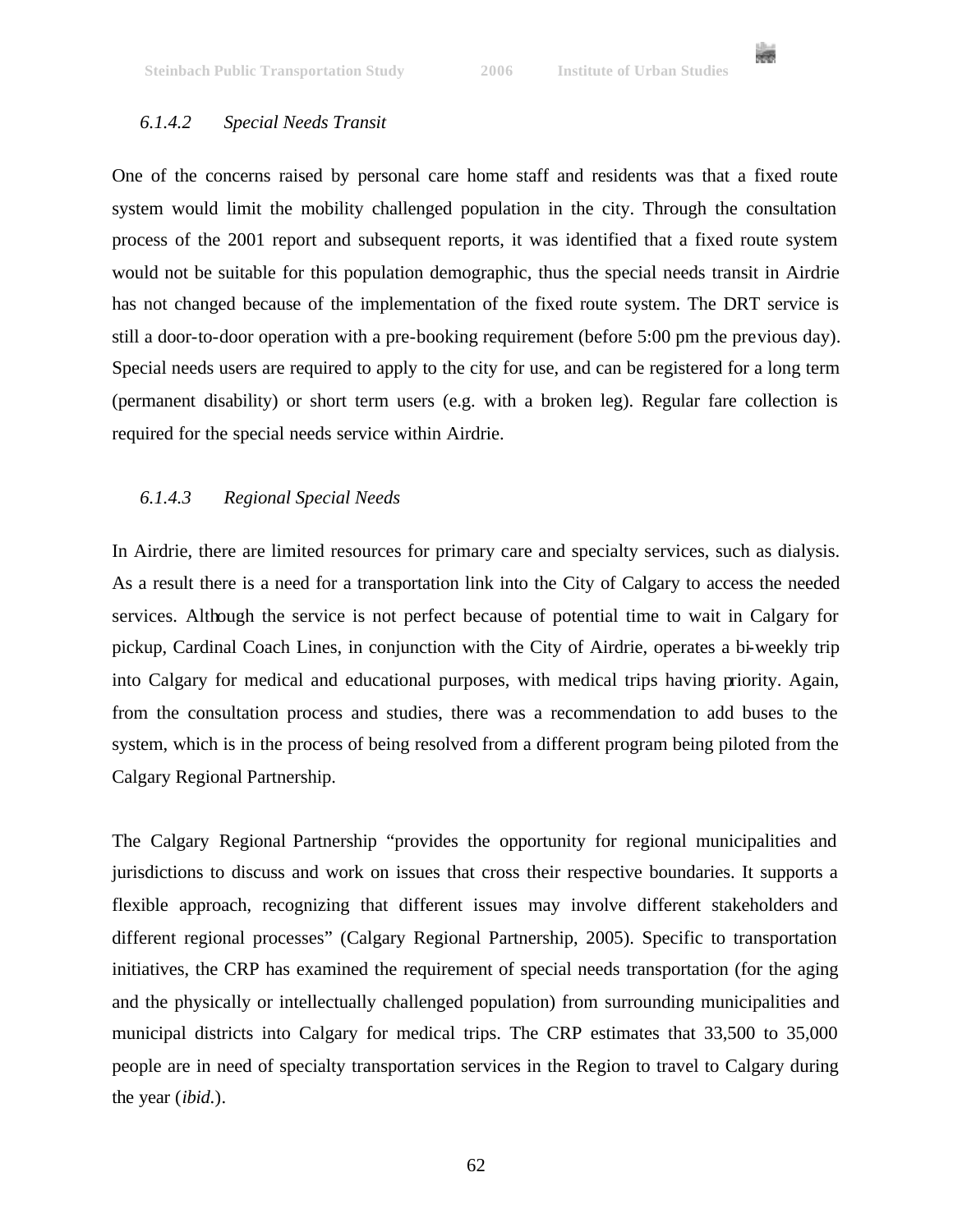#### *6.1.4.2 Special Needs Transit*

One of the concerns raised by personal care home staff and residents was that a fixed route system would limit the mobility challenged population in the city. Through the consultation process of the 2001 report and subsequent reports, it was identified that a fixed route system would not be suitable for this population demographic, thus the special needs transit in Airdrie has not changed because of the implementation of the fixed route system. The DRT service is still a door-to-door operation with a pre-booking requirement (before 5:00 pm the previous day). Special needs users are required to apply to the city for use, and can be registered for a long term (permanent disability) or short term users (e.g. with a broken leg). Regular fare collection is required for the special needs service within Airdrie.

#### *6.1.4.3 Regional Special Needs*

In Airdrie, there are limited resources for primary care and specialty services, such as dialysis. As a result there is a need for a transportation link into the City of Calgary to access the needed services. Although the service is not perfect because of potential time to wait in Calgary for pickup, Cardinal Coach Lines, in conjunction with the City of Airdrie, operates a bi-weekly trip into Calgary for medical and educational purposes, with medical trips having priority. Again, from the consultation process and studies, there was a recommendation to add buses to the system, which is in the process of being resolved from a different program being piloted from the Calgary Regional Partnership.

The Calgary Regional Partnership "provides the opportunity for regional municipalities and jurisdictions to discuss and work on issues that cross their respective boundaries. It supports a flexible approach, recognizing that different issues may involve different stakeholders and different regional processes" (Calgary Regional Partnership, 2005). Specific to transportation initiatives, the CRP has examined the requirement of special needs transportation (for the aging and the physically or intellectually challenged population) from surrounding municipalities and municipal districts into Calgary for medical trips. The CRP estimates that 33,500 to 35,000 people are in need of specialty transportation services in the Region to travel to Calgary during the year (*ibid.*).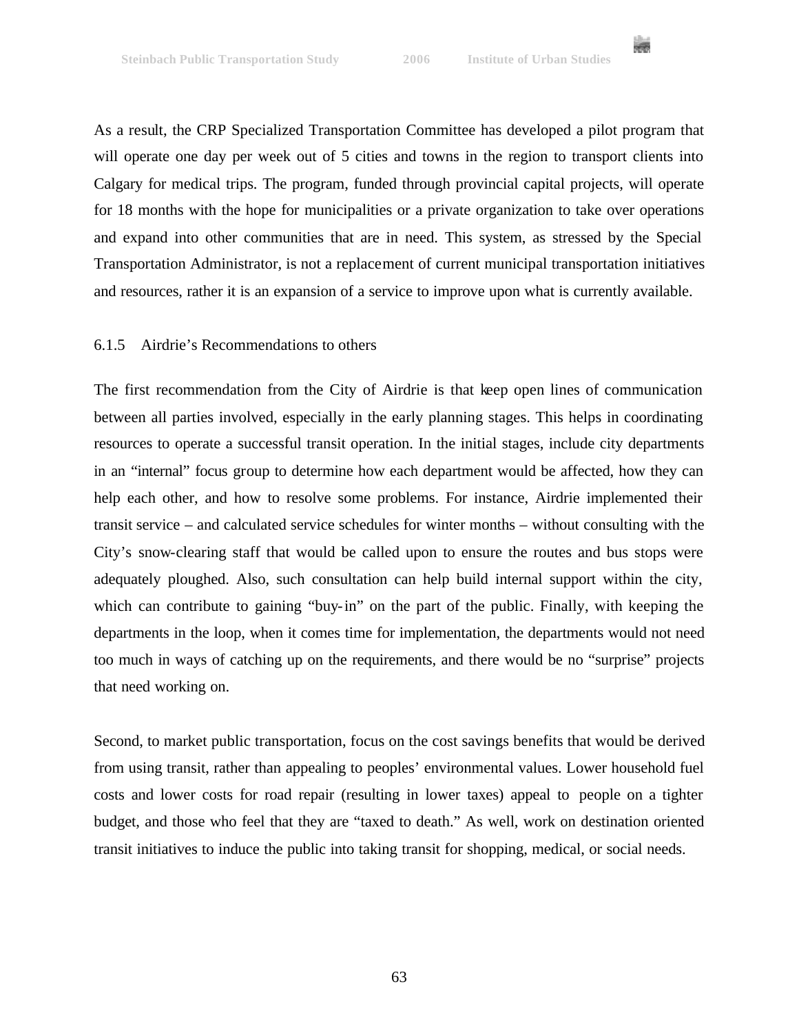As a result, the CRP Specialized Transportation Committee has developed a pilot program that will operate one day per week out of 5 cities and towns in the region to transport clients into Calgary for medical trips. The program, funded through provincial capital projects, will operate for 18 months with the hope for municipalities or a private organization to take over operations and expand into other communities that are in need. This system, as stressed by the Special Transportation Administrator, is not a replacement of current municipal transportation initiatives and resources, rather it is an expansion of a service to improve upon what is currently available.

### 6.1.5 Airdrie's Recommendations to others

The first recommendation from the City of Airdrie is that keep open lines of communication between all parties involved, especially in the early planning stages. This helps in coordinating resources to operate a successful transit operation. In the initial stages, include city departments in an "internal" focus group to determine how each department would be affected, how they can help each other, and how to resolve some problems. For instance, Airdrie implemented their transit service – and calculated service schedules for winter months – without consulting with the City's snow-clearing staff that would be called upon to ensure the routes and bus stops were adequately ploughed. Also, such consultation can help build internal support within the city, which can contribute to gaining "buy-in" on the part of the public. Finally, with keeping the departments in the loop, when it comes time for implementation, the departments would not need too much in ways of catching up on the requirements, and there would be no "surprise" projects that need working on.

Second, to market public transportation, focus on the cost savings benefits that would be derived from using transit, rather than appealing to peoples' environmental values. Lower household fuel costs and lower costs for road repair (resulting in lower taxes) appeal to people on a tighter budget, and those who feel that they are "taxed to death." As well, work on destination oriented transit initiatives to induce the public into taking transit for shopping, medical, or social needs.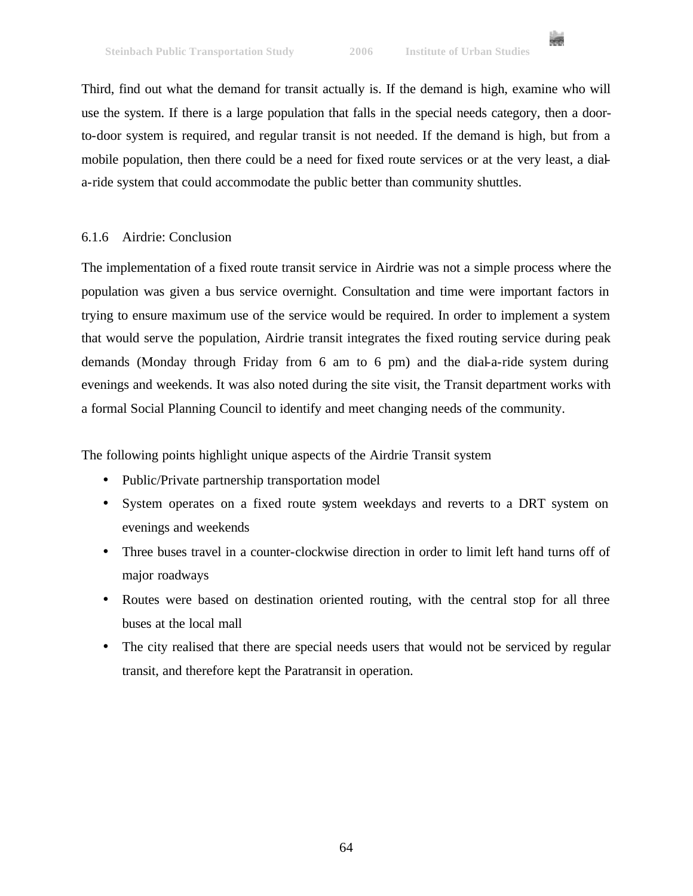Third, find out what the demand for transit actually is. If the demand is high, examine who will use the system. If there is a large population that falls in the special needs category, then a door-to-door system is required, and regular transit is not needed. If the demand is high, but from a mobile population, then there could be a need for fixed route services or at the very least, a dial-a-ride system that could accommodate the public better than community shuttles.

### 6.1.6 Airdrie: Conclusion

The implementation of a fixed route transit service in Airdrie was not a simple process where the population was given a bus service overnight. Consultation and time were important factors in trying to ensure maximum use of the service would be required. In order to implement a system that would serve the population, Airdrie transit integrates the fixed routing service during peak demands (Monday through Friday from 6 am to 6 pm) and the dial-a-ride system during evenings and weekends. It was also noted during the site visit, the Transit department works with a formal Social Planning Council to identify and meet changing needs of the community.

The following points highlight unique aspects of the Airdrie Transit system

- Public/Private partnership transportation model
- System operates on a fixed route system weekdays and reverts to a DRT system on evenings and weekends
- Three buses travel in a counter-clockwise direction in order to limit left hand turns off of major roadways
- Routes were based on destination oriented routing, with the central stop for all three buses at the local mall
- The city realised that there are special needs users that would not be serviced by regular transit, and therefore kept the Paratransit in operation.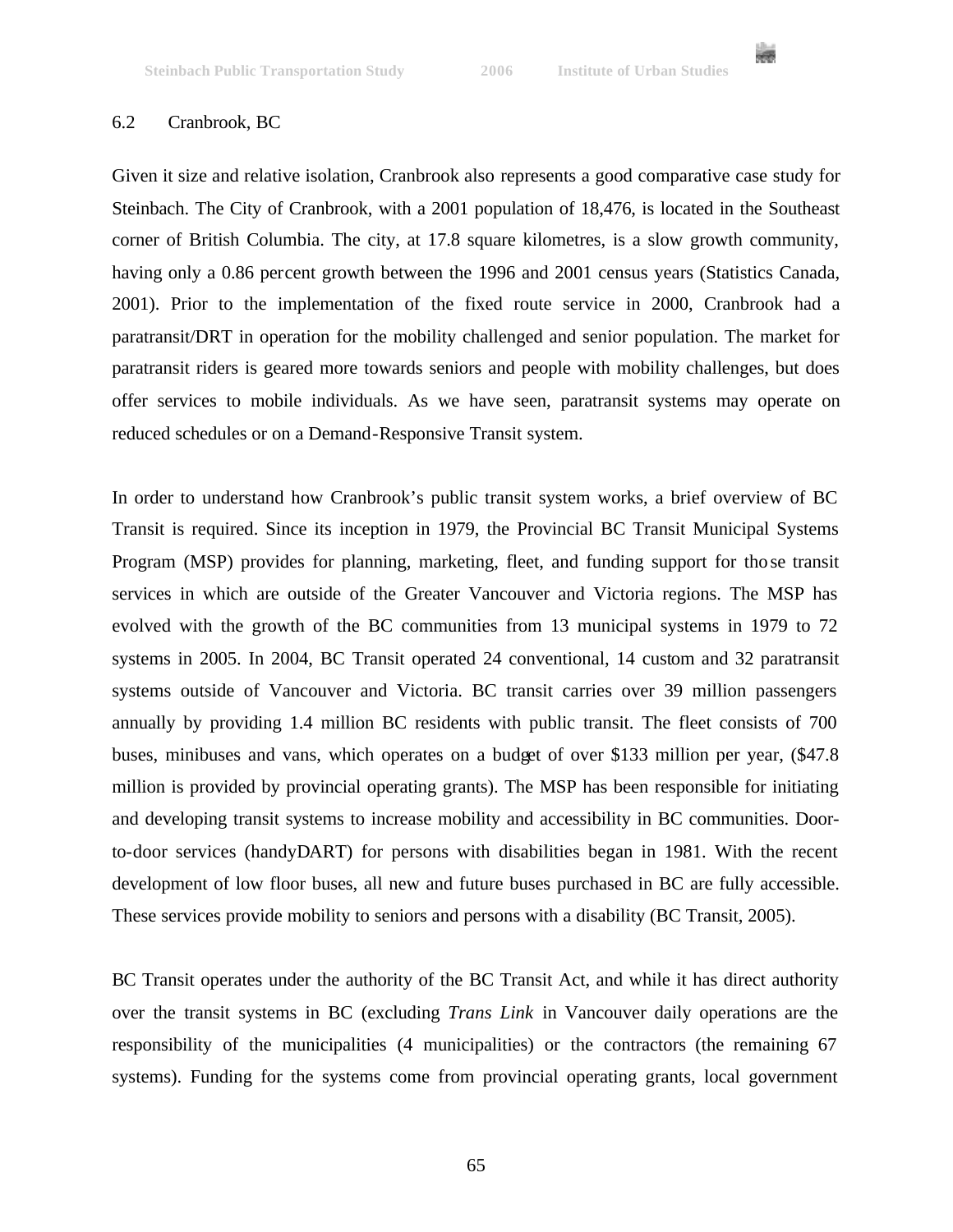## 6.2 Cranbrook, BC

Given it size and relative isolation, Cranbrook also represents a good comparative case study for Steinbach. The City of Cranbrook, with a 2001 population of 18,476, is located in the Southeast corner of British Columbia. The city, at 17.8 square kilometres, is a slow growth community, having only a 0.86 percent growth between the 1996 and 2001 census years (Statistics Canada, 2001). Prior to the implementation of the fixed route service in 2000, Cranbrook had a paratransit/DRT in operation for the mobility challenged and senior population. The market for paratransit riders is geared more towards seniors and people with mobility challenges, but does offer services to mobile individuals. As we have seen, paratransit systems may operate on reduced schedules or on a Demand-Responsive Transit system.

In order to understand how Cranbrook's public transit system works, a brief overview of BC Transit is required. Since its inception in 1979, the Provincial BC Transit Municipal Systems Program (MSP) provides for planning, marketing, fleet, and funding support for those transit services in which are outside of the Greater Vancouver and Victoria regions. The MSP has evolved with the growth of the BC communities from 13 municipal systems in 1979 to 72 systems in 2005. In 2004, BC Transit operated 24 conventional, 14 custom and 32 paratransit systems outside of Vancouver and Victoria. BC transit carries over 39 million passengers annually by providing 1.4 million BC residents with public transit. The fleet consists of 700 buses, minibuses and vans, which operates on a budget of over $133 million per year, ($47.8 million is provided by provincial operating grants). The MSP has been responsible for initiating and developing transit systems to increase mobility and accessibility in BC communities. Door-to-door services (handyDART) for persons with disabilities began in 1981. With the recent development of low floor buses, all new and future buses purchased in BC are fully accessible. These services provide mobility to seniors and persons with a disability (BC Transit, 2005).

BC Transit operates under the authority of the BC Transit Act, and while it has direct authority over the transit systems in BC (excluding *Trans Link* in Vancouver daily operations are the responsibility of the municipalities (4 municipalities) or the contractors (the remaining 67 systems). Funding for the systems come from provincial operating grants, local government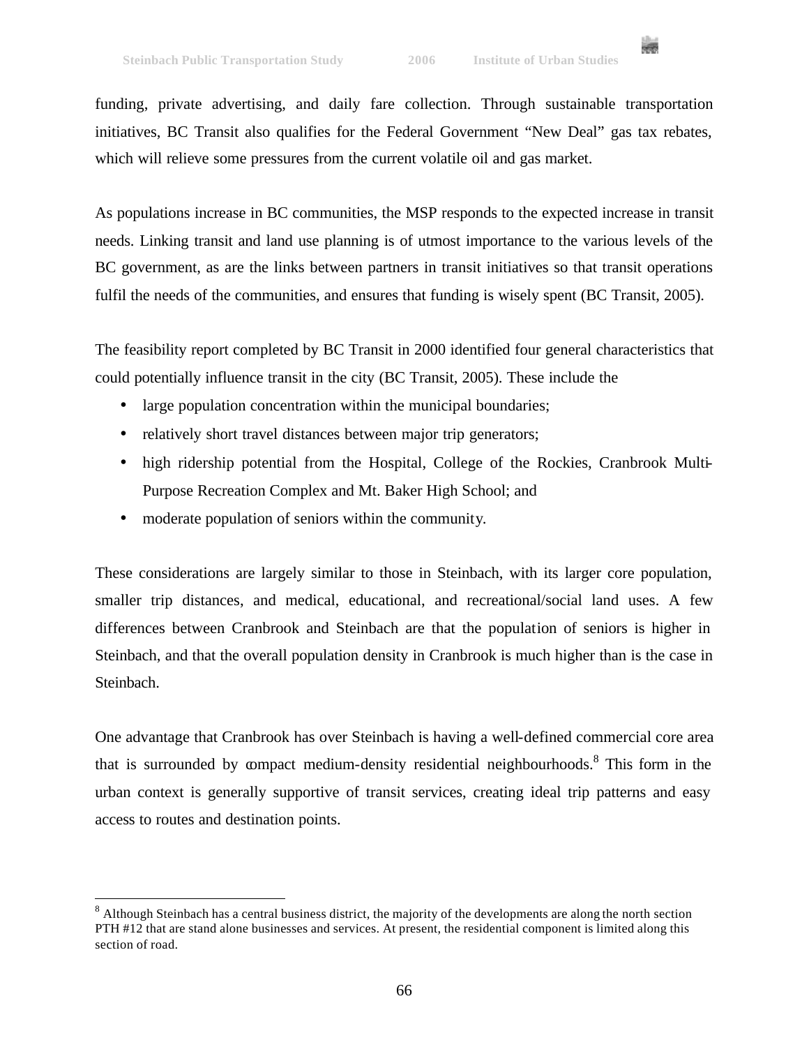funding, private advertising, and daily fare collection. Through sustainable transportation initiatives, BC Transit also qualifies for the Federal Government "New Deal" gas tax rebates, which will relieve some pressures from the current volatile oil and gas market.

As populations increase in BC communities, the MSP responds to the expected increase in transit needs. Linking transit and land use planning is of utmost importance to the various levels of the BC government, as are the links between partners in transit initiatives so that transit operations fulfil the needs of the communities, and ensures that funding is wisely spent (BC Transit, 2005).

The feasibility report completed by BC Transit in 2000 identified four general characteristics that could potentially influence transit in the city (BC Transit, 2005). These include the

- large population concentration within the municipal boundaries;
- relatively short travel distances between major trip generators;
- high ridership potential from the Hospital, College of the Rockies, Cranbrook Multi-Purpose Recreation Complex and Mt. Baker High School; and
- moderate population of seniors within the community.

These considerations are largely similar to those in Steinbach, with its larger core population, smaller trip distances, and medical, educational, and recreational/social land uses. A few differences between Cranbrook and Steinbach are that the population of seniors is higher in Steinbach, and that the overall population density in Cranbrook is much higher than is the case in Steinbach.

One advantage that Cranbrook has over Steinbach is having a well-defined commercial core area that is surrounded by compact medium-density residential neighbourhoods.[8] This form in the urban context is generally supportive of transit services, creating ideal trip patterns and easy access to routes and destination points.

---

[8] Although Steinbach has a central business district, the majority of the developments are along the north section PTH #12 that are stand alone businesses and services. At present, the residential component is limited along this section of road.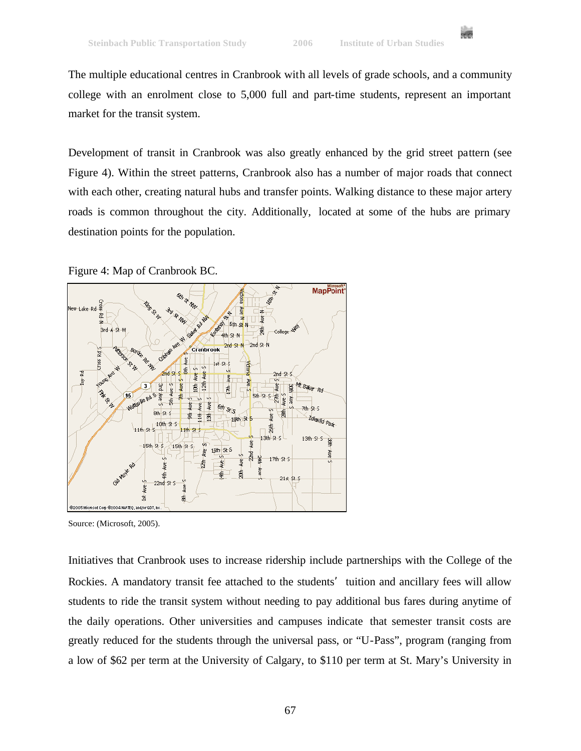The multiple educational centres in Cranbrook with all levels of grade schools, and a community college with an enrolment close to 5,000 full and part-time students, represent an important market for the transit system.

Development of transit in Cranbrook was also greatly enhanced by the grid street pattern (see Figure 4). Within the street patterns, Cranbrook also has a number of major roads that connect with each other, creating natural hubs and transfer points. Walking distance to these major artery roads is common throughout the city. Additionally, located at some of the hubs are primary destination points for the population.

Figure 4: Map of Cranbrook BC.

Source: (Microsoft, 2005).

Initiatives that Cranbrook uses to increase ridership include partnerships with the College of the Rockies. A mandatory transit fee attached to the students' tuition and ancillary fees will allow students to ride the transit system without needing to pay additional bus fares during anytime of the daily operations. Other universities and campuses indicate that semester transit costs are greatly reduced for the students through the universal pass, or "U-Pass", program (ranging from a low of $62 per term at the University of Calgary, to $110 per term at St. Mary's University in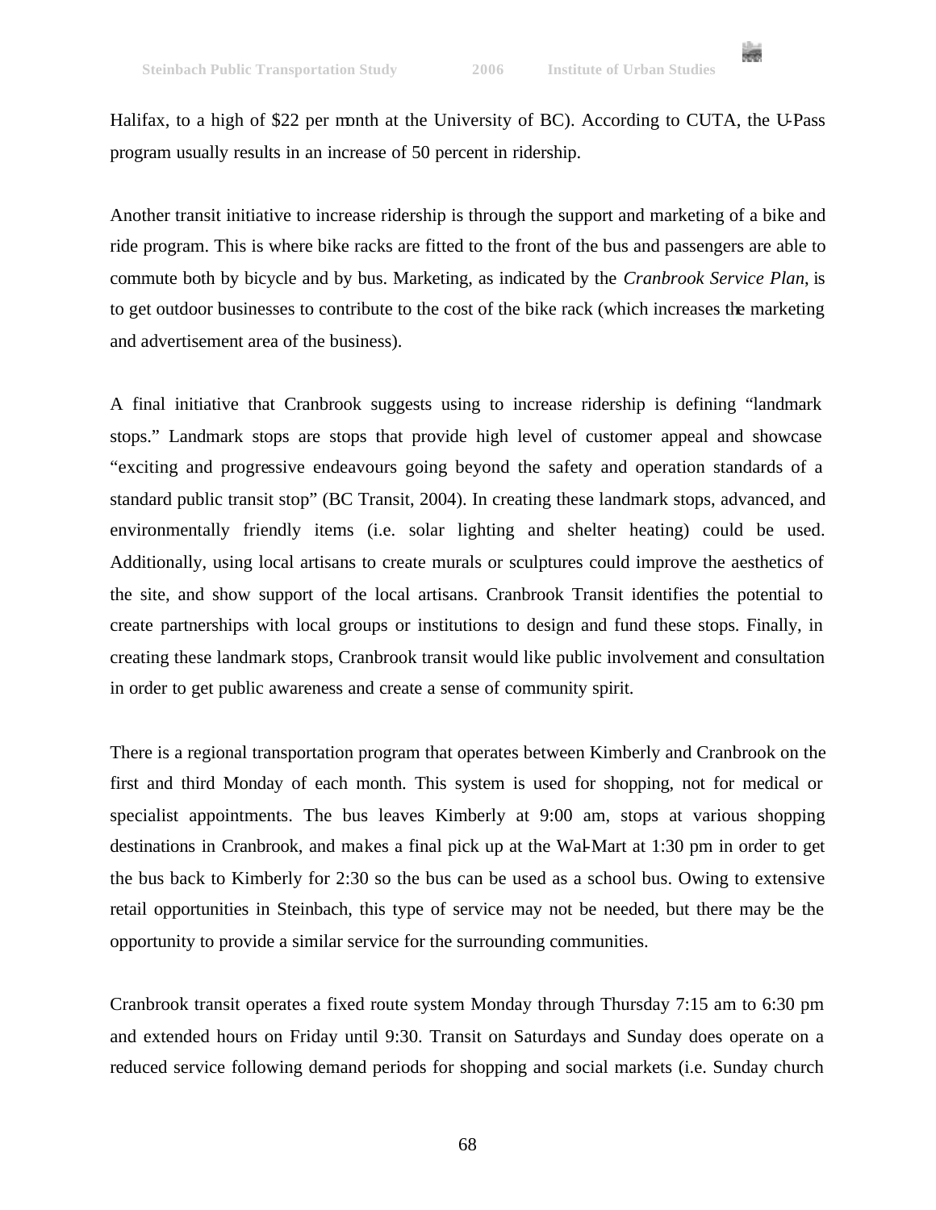Halifax, to a high of $22 per month at the University of BC). According to CUTA, the U-Pass program usually results in an increase of 50 percent in ridership.

Another transit initiative to increase ridership is through the support and marketing of a bike and ride program. This is where bike racks are fitted to the front of the bus and passengers are able to commute both by bicycle and by bus. Marketing, as indicated by the *Cranbrook Service Plan*, is to get outdoor businesses to contribute to the cost of the bike rack (which increases the marketing and advertisement area of the business).

A final initiative that Cranbrook suggests using to increase ridership is defining "landmark stops." Landmark stops are stops that provide high level of customer appeal and showcase "exciting and progressive endeavours going beyond the safety and operation standards of a standard public transit stop" (BC Transit, 2004). In creating these landmark stops, advanced, and environmentally friendly items (i.e. solar lighting and shelter heating) could be used. Additionally, using local artisans to create murals or sculptures could improve the aesthetics of the site, and show support of the local artisans. Cranbrook Transit identifies the potential to create partnerships with local groups or institutions to design and fund these stops. Finally, in creating these landmark stops, Cranbrook transit would like public involvement and consultation in order to get public awareness and create a sense of community spirit.

There is a regional transportation program that operates between Kimberly and Cranbrook on the first and third Monday of each month. This system is used for shopping, not for medical or specialist appointments. The bus leaves Kimberly at 9:00 am, stops at various shopping destinations in Cranbrook, and makes a final pick up at the Wal-Mart at 1:30 pm in order to get the bus back to Kimberly for 2:30 so the bus can be used as a school bus. Owing to extensive retail opportunities in Steinbach, this type of service may not be needed, but there may be the opportunity to provide a similar service for the surrounding communities.

Cranbrook transit operates a fixed route system Monday through Thursday 7:15 am to 6:30 pm and extended hours on Friday until 9:30. Transit on Saturdays and Sunday does operate on a reduced service following demand periods for shopping and social markets (i.e. Sunday church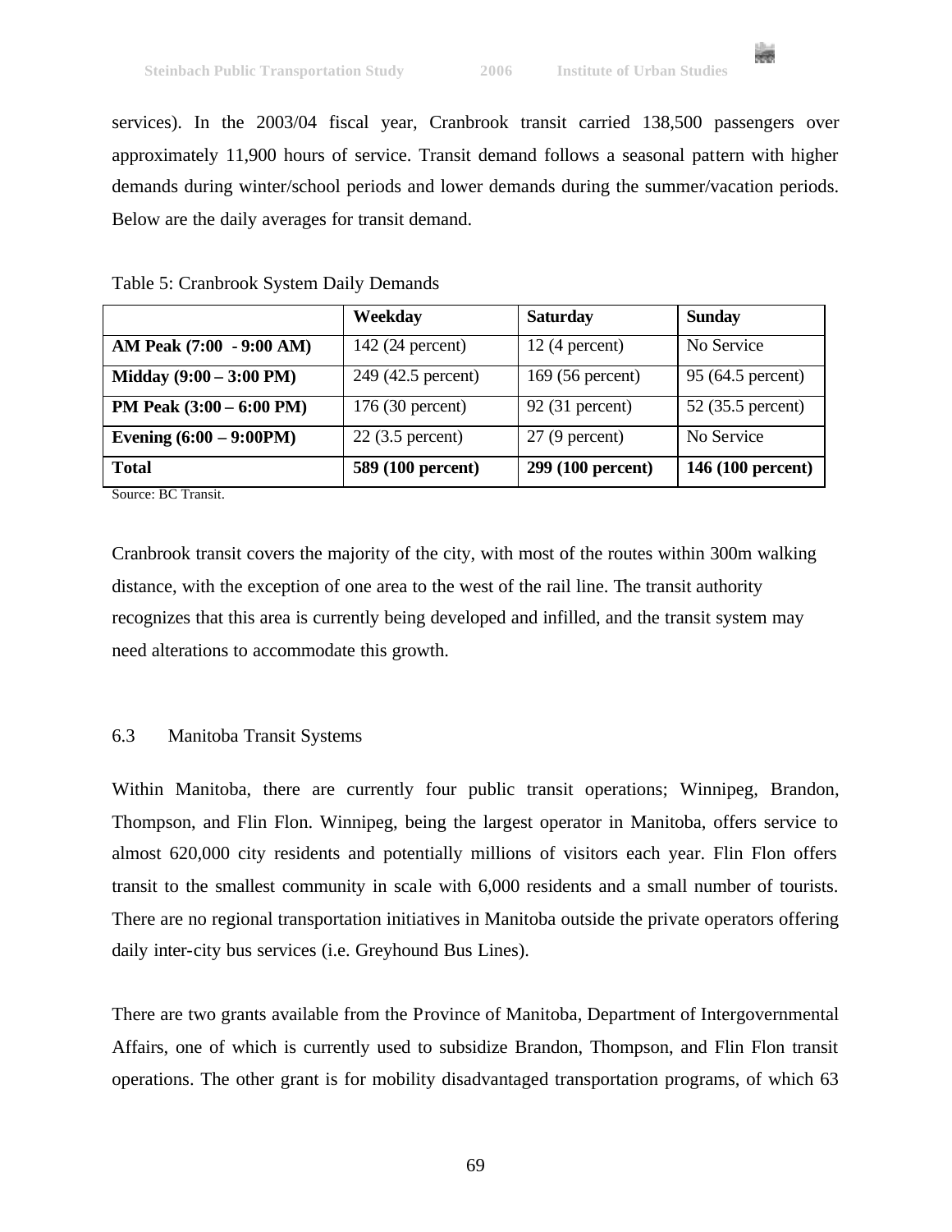services). In the 2003/04 fiscal year, Cranbrook transit carried 138,500 passengers over approximately 11,900 hours of service. Transit demand follows a seasonal pattern with higher demands during winter/school periods and lower demands during the summer/vacation periods. Below are the daily averages for transit demand.

Table 5: Cranbrook System Daily Demands

| | Weekday | Saturday | Sunday |
|---|---|---|---|
| **AM Peak (7:00 - 9:00 AM)** | 142 (24 percent) | 12 (4 percent) | No Service |
| **Midday (9:00 – 3:00 PM)** | 249 (42.5 percent) | 169 (56 percent) | 95 (64.5 percent) |
| **PM Peak (3:00 – 6:00 PM)** | 176 (30 percent) | 92 (31 percent) | 52 (35.5 percent) |
| **Evening (6:00 – 9:00PM)** | 22 (3.5 percent) | 27 (9 percent) | No Service |
| **Total** | **589 (100 percent)** | **299 (100 percent)** | **146 (100 percent)** |

Source: BC Transit.

Cranbrook transit covers the majority of the city, with most of the routes within 300m walking distance, with the exception of one area to the west of the rail line. The transit authority recognizes that this area is currently being developed and infilled, and the transit system may need alterations to accommodate this growth.

### 6.3 Manitoba Transit Systems

Within Manitoba, there are currently four public transit operations; Winnipeg, Brandon, Thompson, and Flin Flon. Winnipeg, being the largest operator in Manitoba, offers service to almost 620,000 city residents and potentially millions of visitors each year. Flin Flon offers transit to the smallest community in scale with 6,000 residents and a small number of tourists. There are no regional transportation initiatives in Manitoba outside the private operators offering daily inter-city bus services (i.e. Greyhound Bus Lines).

There are two grants available from the Province of Manitoba, Department of Intergovernmental Affairs, one of which is currently used to subsidize Brandon, Thompson, and Flin Flon transit operations. The other grant is for mobility disadvantaged transportation programs, of which 63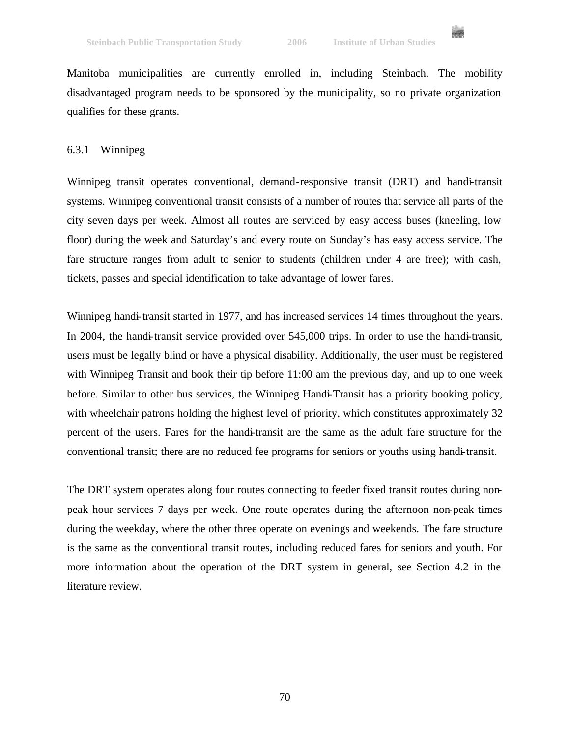Manitoba municipalities are currently enrolled in, including Steinbach. The mobility disadvantaged program needs to be sponsored by the municipality, so no private organization qualifies for these grants.

### 6.3.1 Winnipeg

Winnipeg transit operates conventional, demand-responsive transit (DRT) and handi-transit systems. Winnipeg conventional transit consists of a number of routes that service all parts of the city seven days per week. Almost all routes are serviced by easy access buses (kneeling, low floor) during the week and Saturday's and every route on Sunday's has easy access service. The fare structure ranges from adult to senior to students (children under 4 are free); with cash, tickets, passes and special identification to take advantage of lower fares.

Winnipeg handi-transit started in 1977, and has increased services 14 times throughout the years. In 2004, the handi-transit service provided over 545,000 trips. In order to use the handi-transit, users must be legally blind or have a physical disability. Additionally, the user must be registered with Winnipeg Transit and book their tip before 11:00 am the previous day, and up to one week before. Similar to other bus services, the Winnipeg Handi-Transit has a priority booking policy, with wheelchair patrons holding the highest level of priority, which constitutes approximately 32 percent of the users. Fares for the handi-transit are the same as the adult fare structure for the conventional transit; there are no reduced fee programs for seniors or youths using handi-transit.

The DRT system operates along four routes connecting to feeder fixed transit routes during non-peak hour services 7 days per week. One route operates during the afternoon non-peak times during the weekday, where the other three operate on evenings and weekends. The fare structure is the same as the conventional transit routes, including reduced fares for seniors and youth. For more information about the operation of the DRT system in general, see Section 4.2 in the literature review.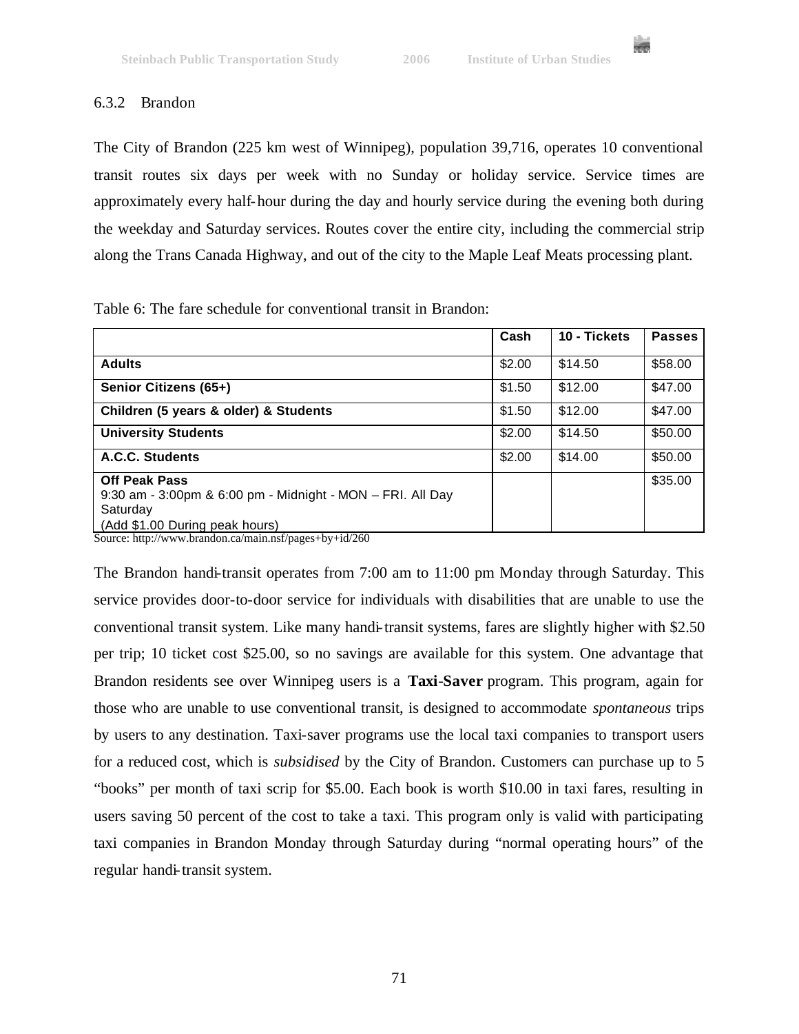### 6.3.2 Brandon

The City of Brandon (225 km west of Winnipeg), population 39,716, operates 10 conventional transit routes six days per week with no Sunday or holiday service. Service times are approximately every half-hour during the day and hourly service during the evening both during the weekday and Saturday services. Routes cover the entire city, including the commercial strip along the Trans Canada Highway, and out of the city to the Maple Leaf Meats processing plant.

Table 6: The fare schedule for conventional transit in Brandon:

| | Cash | 10 - Tickets | Passes |
|---|---|---|---|
| **Adults** | $2.00 | $14.50 | $58.00 |
| **Senior Citizens (65+)** | $1.50 | $12.00 | $47.00 |
| **Children (5 years & older) & Students** | $1.50 | $12.00 | $47.00 |
| **University Students** | $2.00 | $14.50 | $50.00 |
| **A.C.C. Students** | $2.00 | $14.00 | $50.00 |
| **Off Peak Pass** 9:30 am - 3:00pm & 6:00 pm - Midnight - MON – FRI. All Day Saturday (Add $1.00 During peak hours) | | | $35.00 |

Source: http://www.brandon.ca/main.nsf/pages+by+id/260

The Brandon handi-transit operates from 7:00 am to 11:00 pm Monday through Saturday. This service provides door-to-door service for individuals with disabilities that are unable to use the conventional transit system. Like many handi-transit systems, fares are slightly higher with $2.50 per trip; 10 ticket cost $25.00, so no savings are available for this system. One advantage that Brandon residents see over Winnipeg users is a **Taxi-Saver** program. This program, again for those who are unable to use conventional transit, is designed to accommodate *spontaneous* trips by users to any destination. Taxi-saver programs use the local taxi companies to transport users for a reduced cost, which is *subsidised* by the City of Brandon. Customers can purchase up to 5 "books" per month of taxi scrip for $5.00. Each book is worth $10.00 in taxi fares, resulting in users saving 50 percent of the cost to take a taxi. This program only is valid with participating taxi companies in Brandon Monday through Saturday during "normal operating hours" of the regular handi-transit system.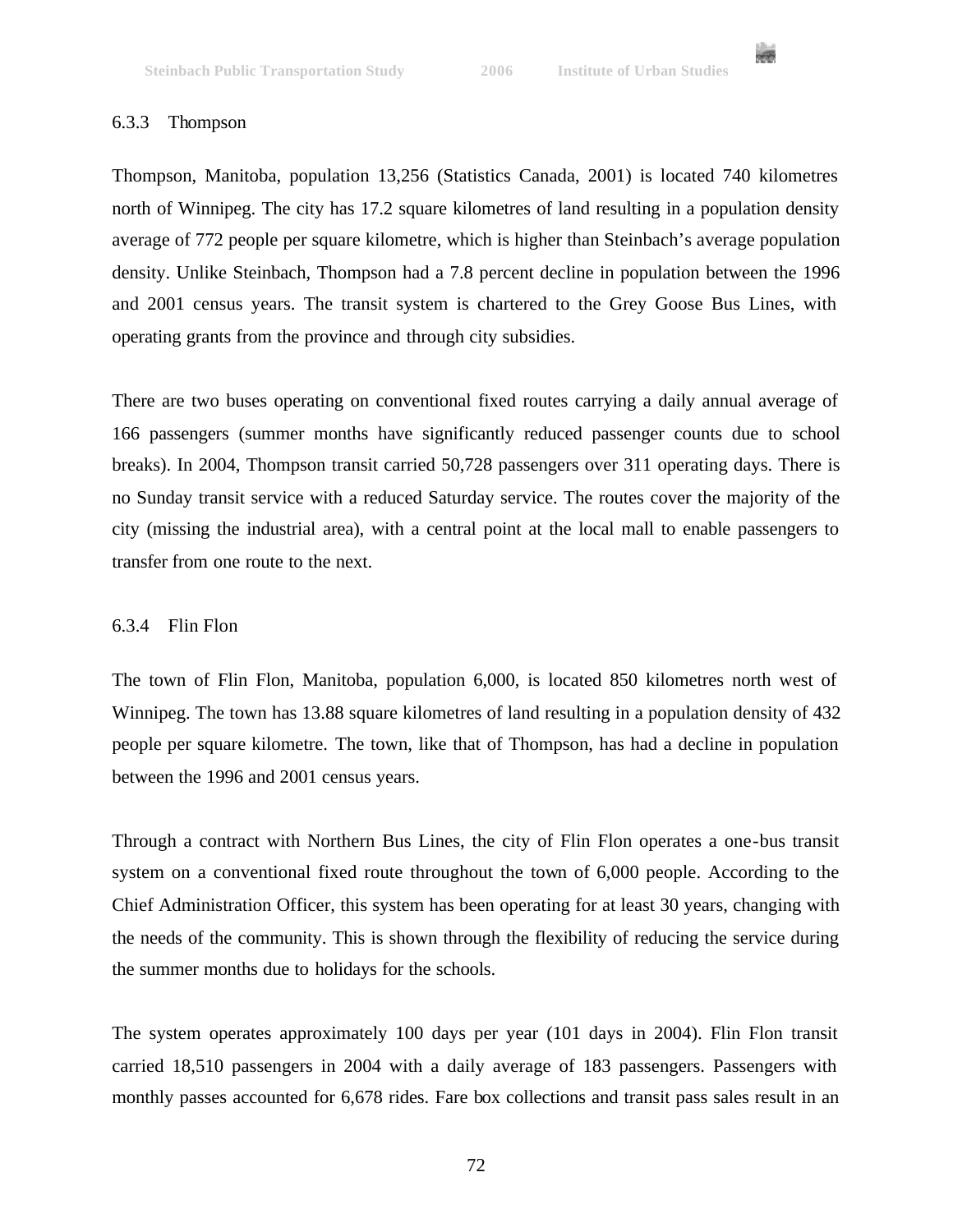### 6.3.3 Thompson

Thompson, Manitoba, population 13,256 (Statistics Canada, 2001) is located 740 kilometres north of Winnipeg. The city has 17.2 square kilometres of land resulting in a population density average of 772 people per square kilometre, which is higher than Steinbach's average population density. Unlike Steinbach, Thompson had a 7.8 percent decline in population between the 1996 and 2001 census years. The transit system is chartered to the Grey Goose Bus Lines, with operating grants from the province and through city subsidies.

There are two buses operating on conventional fixed routes carrying a daily annual average of 166 passengers (summer months have significantly reduced passenger counts due to school breaks). In 2004, Thompson transit carried 50,728 passengers over 311 operating days. There is no Sunday transit service with a reduced Saturday service. The routes cover the majority of the city (missing the industrial area), with a central point at the local mall to enable passengers to transfer from one route to the next.

### 6.3.4 Flin Flon

The town of Flin Flon, Manitoba, population 6,000, is located 850 kilometres north west of Winnipeg. The town has 13.88 square kilometres of land resulting in a population density of 432 people per square kilometre. The town, like that of Thompson, has had a decline in population between the 1996 and 2001 census years.

Through a contract with Northern Bus Lines, the city of Flin Flon operates a one-bus transit system on a conventional fixed route throughout the town of 6,000 people. According to the Chief Administration Officer, this system has been operating for at least 30 years, changing with the needs of the community. This is shown through the flexibility of reducing the service during the summer months due to holidays for the schools.

The system operates approximately 100 days per year (101 days in 2004). Flin Flon transit carried 18,510 passengers in 2004 with a daily average of 183 passengers. Passengers with monthly passes accounted for 6,678 rides. Fare box collections and transit pass sales result in an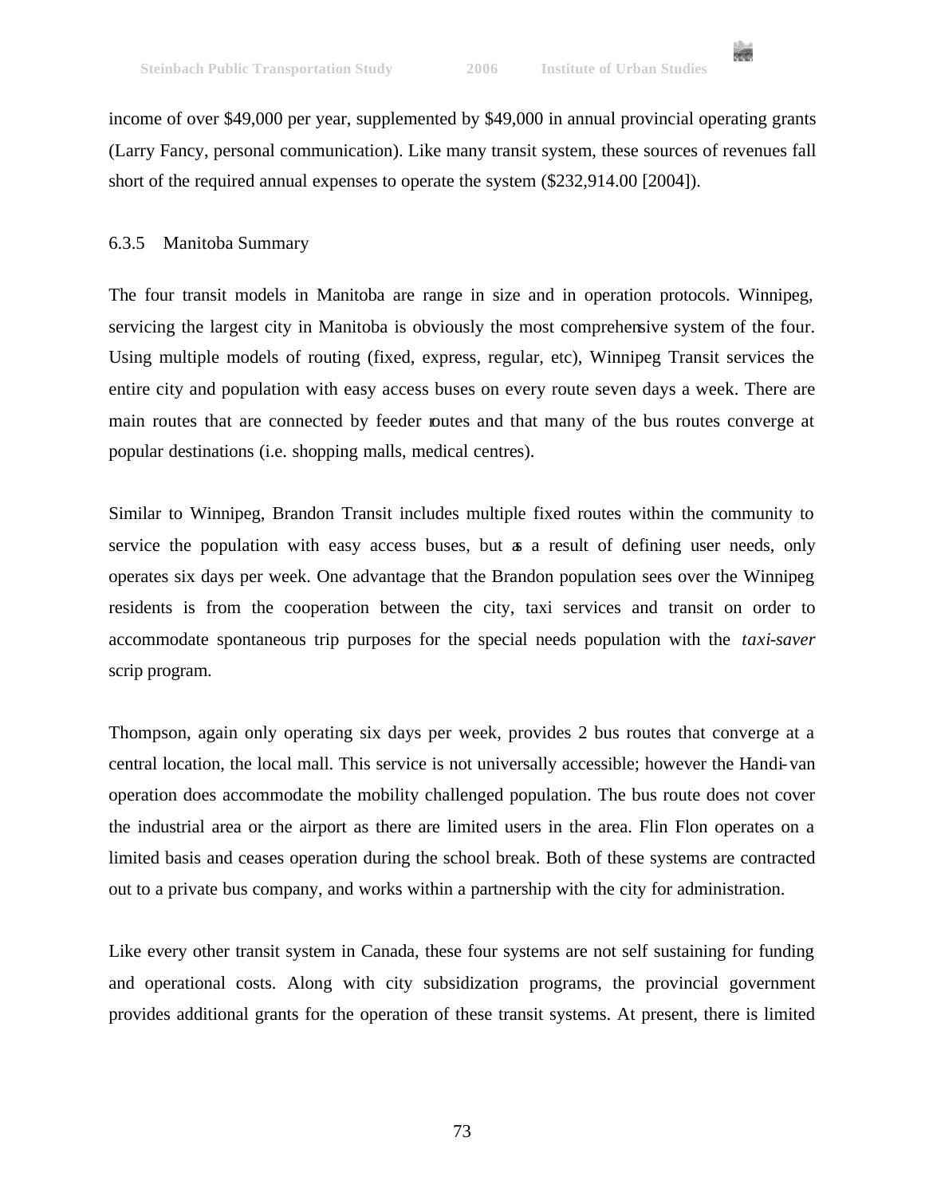income of over $49,000 per year, supplemented by $49,000 in annual provincial operating grants (Larry Fancy, personal communication). Like many transit system, these sources of revenues fall short of the required annual expenses to operate the system ($232,914.00 [2004]).

### 6.3.5 Manitoba Summary

The four transit models in Manitoba are range in size and in operation protocols. Winnipeg, servicing the largest city in Manitoba is obviously the most comprehensive system of the four. Using multiple models of routing (fixed, express, regular, etc), Winnipeg Transit services the entire city and population with easy access buses on every route seven days a week. There are main routes that are connected by feeder routes and that many of the bus routes converge at popular destinations (i.e. shopping malls, medical centres).

Similar to Winnipeg, Brandon Transit includes multiple fixed routes within the community to service the population with easy access buses, but as a result of defining user needs, only operates six days per week. One advantage that the Brandon population sees over the Winnipeg residents is from the cooperation between the city, taxi services and transit on order to accommodate spontaneous trip purposes for the special needs population with the *taxi-saver* scrip program.

Thompson, again only operating six days per week, provides 2 bus routes that converge at a central location, the local mall. This service is not universally accessible; however the Handi-van operation does accommodate the mobility challenged population. The bus route does not cover the industrial area or the airport as there are limited users in the area. Flin Flon operates on a limited basis and ceases operation during the school break. Both of these systems are contracted out to a private bus company, and works within a partnership with the city for administration.

Like every other transit system in Canada, these four systems are not self sustaining for funding and operational costs. Along with city subsidization programs, the provincial government provides additional grants for the operation of these transit systems. At present, there is limited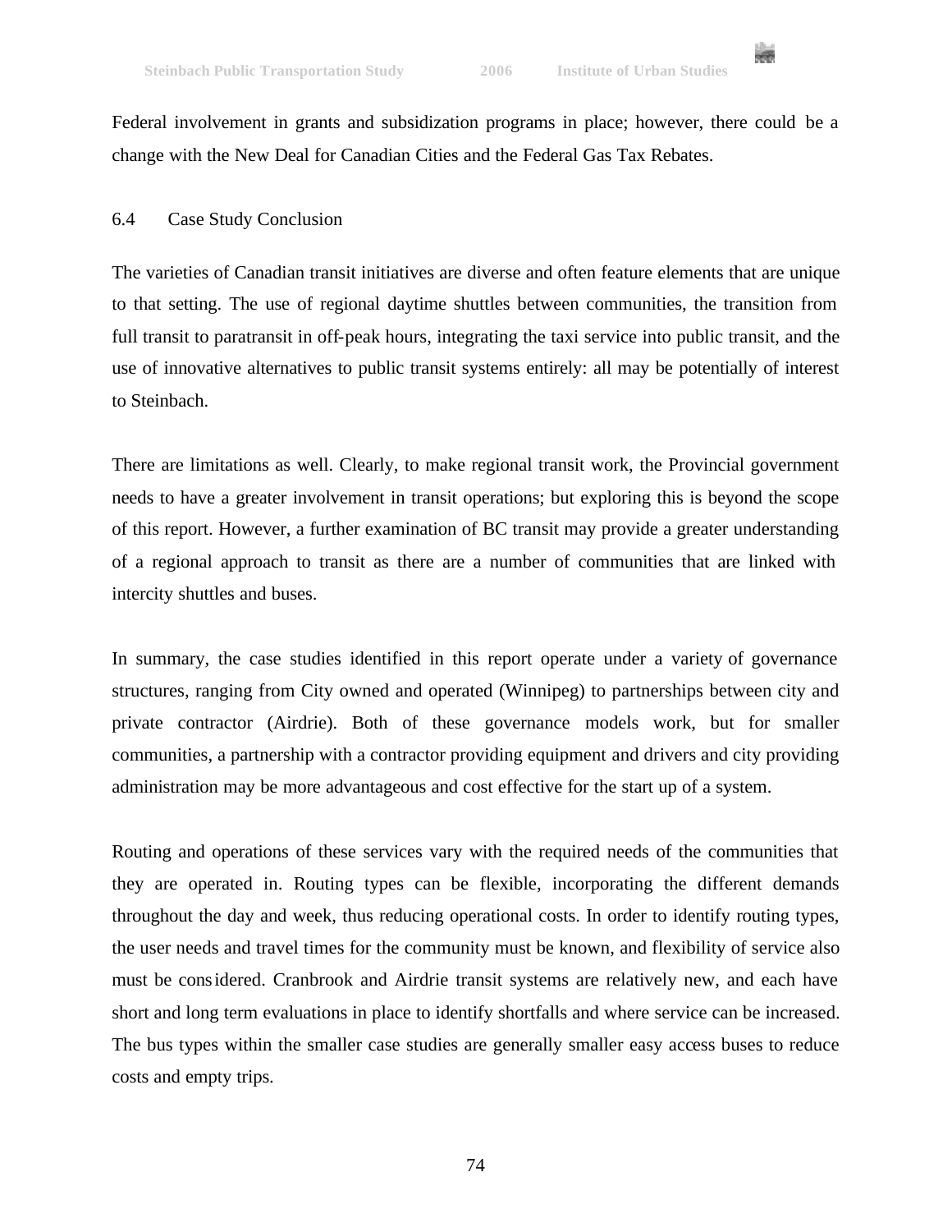Federal involvement in grants and subsidization programs in place; however, there could be a change with the New Deal for Canadian Cities and the Federal Gas Tax Rebates.

### 6.4 Case Study Conclusion

The varieties of Canadian transit initiatives are diverse and often feature elements that are unique to that setting. The use of regional daytime shuttles between communities, the transition from full transit to paratransit in off-peak hours, integrating the taxi service into public transit, and the use of innovative alternatives to public transit systems entirely: all may be potentially of interest to Steinbach.

There are limitations as well. Clearly, to make regional transit work, the Provincial government needs to have a greater involvement in transit operations; but exploring this is beyond the scope of this report. However, a further examination of BC transit may provide a greater understanding of a regional approach to transit as there are a number of communities that are linked with intercity shuttles and buses.

In summary, the case studies identified in this report operate under a variety of governance structures, ranging from City owned and operated (Winnipeg) to partnerships between city and private contractor (Airdrie). Both of these governance models work, but for smaller communities, a partnership with a contractor providing equipment and drivers and city providing administration may be more advantageous and cost effective for the start up of a system.

Routing and operations of these services vary with the required needs of the communities that they are operated in. Routing types can be flexible, incorporating the different demands throughout the day and week, thus reducing operational costs. In order to identify routing types, the user needs and travel times for the community must be known, and flexibility of service also must be considered. Cranbrook and Airdrie transit systems are relatively new, and each have short and long term evaluations in place to identify shortfalls and where service can be increased. The bus types within the smaller case studies are generally smaller easy access buses to reduce costs and empty trips.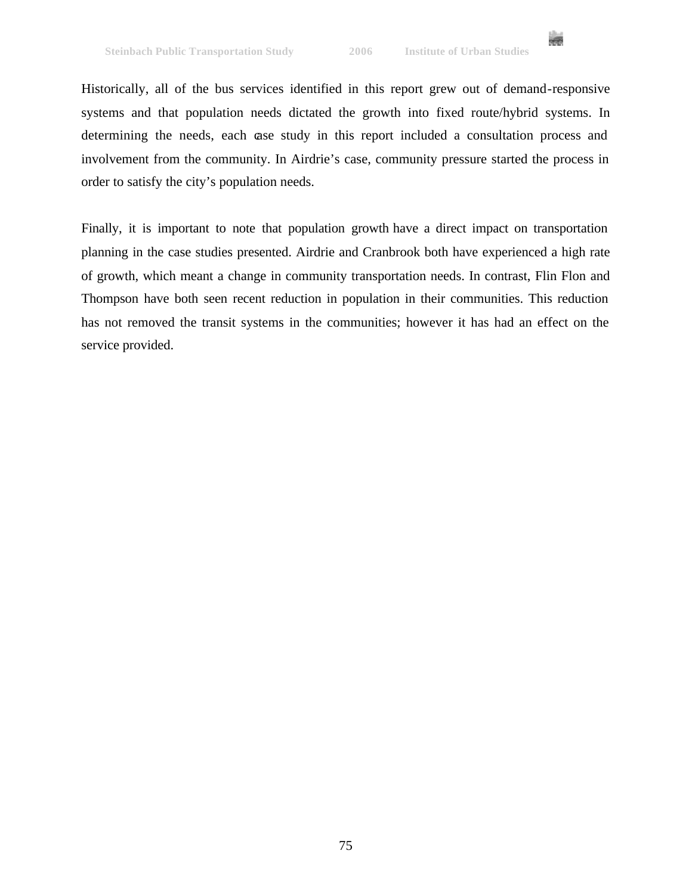Historically, all of the bus services identified in this report grew out of demand-responsive systems and that population needs dictated the growth into fixed route/hybrid systems. In determining the needs, each case study in this report included a consultation process and involvement from the community. In Airdrie's case, community pressure started the process in order to satisfy the city's population needs.

Finally, it is important to note that population growth have a direct impact on transportation planning in the case studies presented. Airdrie and Cranbrook both have experienced a high rate of growth, which meant a change in community transportation needs. In contrast, Flin Flon and Thompson have both seen recent reduction in population in their communities. This reduction has not removed the transit systems in the communities; however it has had an effect on the service provided.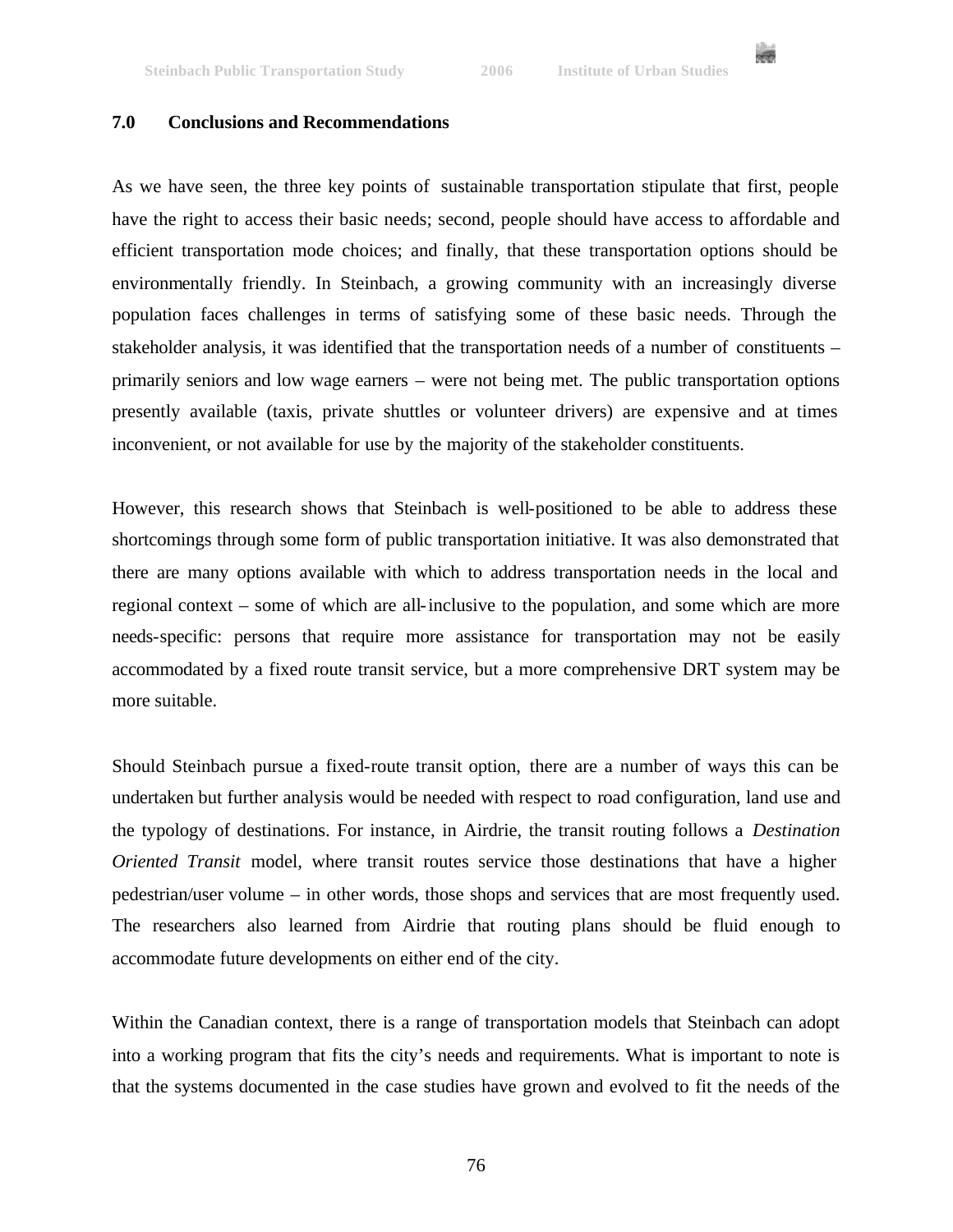## 7.0 Conclusions and Recommendations

As we have seen, the three key points of sustainable transportation stipulate that first, people have the right to access their basic needs; second, people should have access to affordable and efficient transportation mode choices; and finally, that these transportation options should be environmentally friendly. In Steinbach, a growing community with an increasingly diverse population faces challenges in terms of satisfying some of these basic needs. Through the stakeholder analysis, it was identified that the transportation needs of a number of constituents – primarily seniors and low wage earners – were not being met. The public transportation options presently available (taxis, private shuttles or volunteer drivers) are expensive and at times inconvenient, or not available for use by the majority of the stakeholder constituents.

However, this research shows that Steinbach is well-positioned to be able to address these shortcomings through some form of public transportation initiative. It was also demonstrated that there are many options available with which to address transportation needs in the local and regional context – some of which are all-inclusive to the population, and some which are more needs-specific: persons that require more assistance for transportation may not be easily accommodated by a fixed route transit service, but a more comprehensive DRT system may be more suitable.

Should Steinbach pursue a fixed-route transit option, there are a number of ways this can be undertaken but further analysis would be needed with respect to road configuration, land use and the typology of destinations. For instance, in Airdrie, the transit routing follows a *Destination Oriented Transit* model, where transit routes service those destinations that have a higher pedestrian/user volume – in other words, those shops and services that are most frequently used. The researchers also learned from Airdrie that routing plans should be fluid enough to accommodate future developments on either end of the city.

Within the Canadian context, there is a range of transportation models that Steinbach can adopt into a working program that fits the city's needs and requirements. What is important to note is that the systems documented in the case studies have grown and evolved to fit the needs of the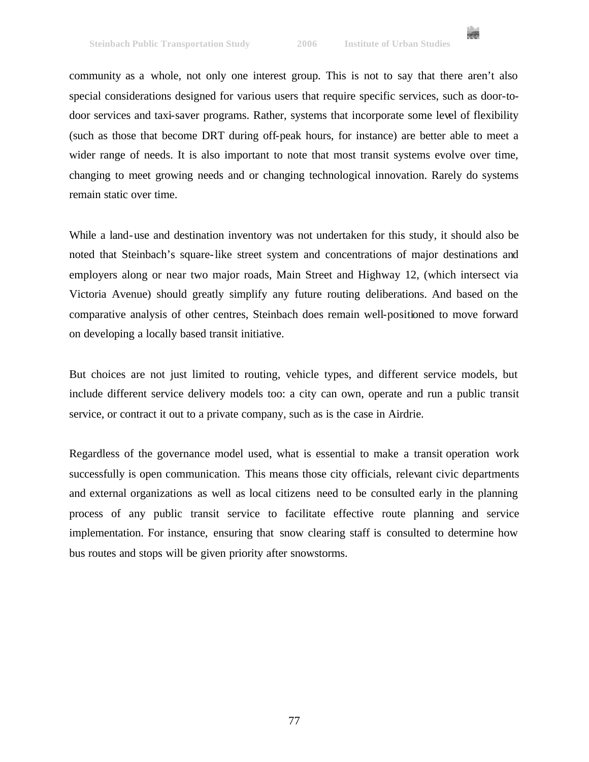community as a whole, not only one interest group. This is not to say that there aren't also special considerations designed for various users that require specific services, such as door-to-door services and taxi-saver programs. Rather, systems that incorporate some level of flexibility (such as those that become DRT during off-peak hours, for instance) are better able to meet a wider range of needs. It is also important to note that most transit systems evolve over time, changing to meet growing needs and or changing technological innovation. Rarely do systems remain static over time.

While a land-use and destination inventory was not undertaken for this study, it should also be noted that Steinbach's square-like street system and concentrations of major destinations and employers along or near two major roads, Main Street and Highway 12, (which intersect via Victoria Avenue) should greatly simplify any future routing deliberations. And based on the comparative analysis of other centres, Steinbach does remain well-positioned to move forward on developing a locally based transit initiative.

But choices are not just limited to routing, vehicle types, and different service models, but include different service delivery models too: a city can own, operate and run a public transit service, or contract it out to a private company, such as is the case in Airdrie.

Regardless of the governance model used, what is essential to make a transit operation work successfully is open communication. This means those city officials, relevant civic departments and external organizations as well as local citizens need to be consulted early in the planning process of any public transit service to facilitate effective route planning and service implementation. For instance, ensuring that snow clearing staff is consulted to determine how bus routes and stops will be given priority after snowstorms.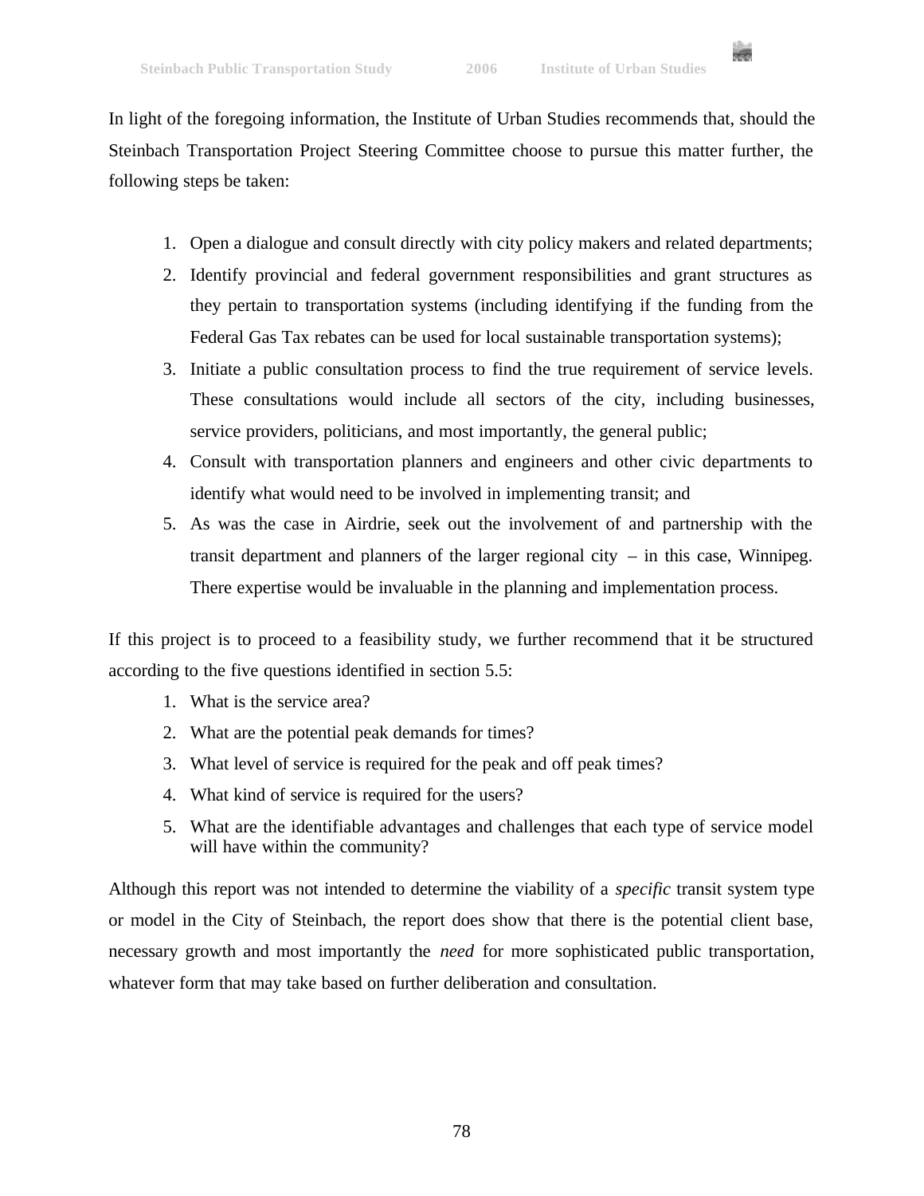In light of the foregoing information, the Institute of Urban Studies recommends that, should the Steinbach Transportation Project Steering Committee choose to pursue this matter further, the following steps be taken:

1. Open a dialogue and consult directly with city policy makers and related departments;
2. Identify provincial and federal government responsibilities and grant structures as they pertain to transportation systems (including identifying if the funding from the Federal Gas Tax rebates can be used for local sustainable transportation systems);
3. Initiate a public consultation process to find the true requirement of service levels. These consultations would include all sectors of the city, including businesses, service providers, politicians, and most importantly, the general public;
4. Consult with transportation planners and engineers and other civic departments to identify what would need to be involved in implementing transit; and
5. As was the case in Airdrie, seek out the involvement of and partnership with the transit department and planners of the larger regional city – in this case, Winnipeg. There expertise would be invaluable in the planning and implementation process.

If this project is to proceed to a feasibility study, we further recommend that it be structured according to the five questions identified in section 5.5:

1. What is the service area?
2. What are the potential peak demands for times?
3. What level of service is required for the peak and off peak times?
4. What kind of service is required for the users?
5. What are the identifiable advantages and challenges that each type of service model will have within the community?

Although this report was not intended to determine the viability of a *specific* transit system type or model in the City of Steinbach, the report does show that there is the potential client base, necessary growth and most importantly the *need* for more sophisticated public transportation, whatever form that may take based on further deliberation and consultation.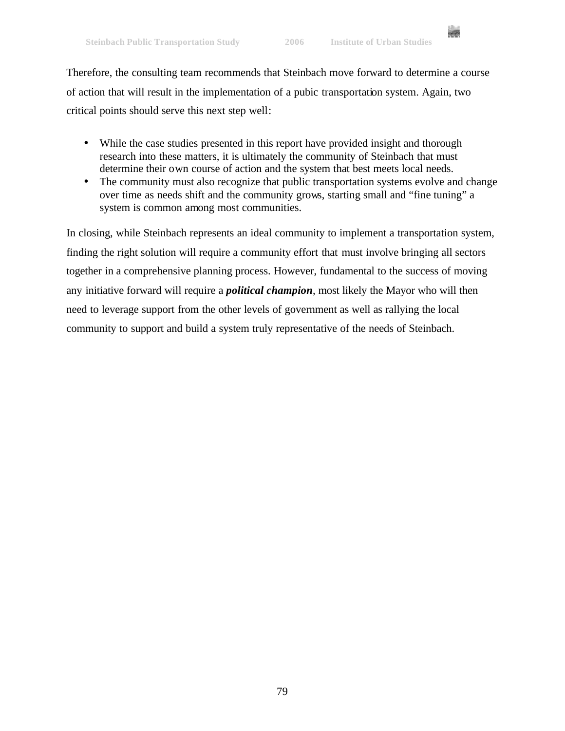Therefore, the consulting team recommends that Steinbach move forward to determine a course of action that will result in the implementation of a pubic transportation system. Again, two critical points should serve this next step well:

- While the case studies presented in this report have provided insight and thorough research into these matters, it is ultimately the community of Steinbach that must determine their own course of action and the system that best meets local needs.
- The community must also recognize that public transportation systems evolve and change over time as needs shift and the community grows, starting small and "fine tuning" a system is common among most communities.

In closing, while Steinbach represents an ideal community to implement a transportation system, finding the right solution will require a community effort that must involve bringing all sectors together in a comprehensive planning process. However, fundamental to the success of moving any initiative forward will require a ***political champion***, most likely the Mayor who will then need to leverage support from the other levels of government as well as rallying the local community to support and build a system truly representative of the needs of Steinbach.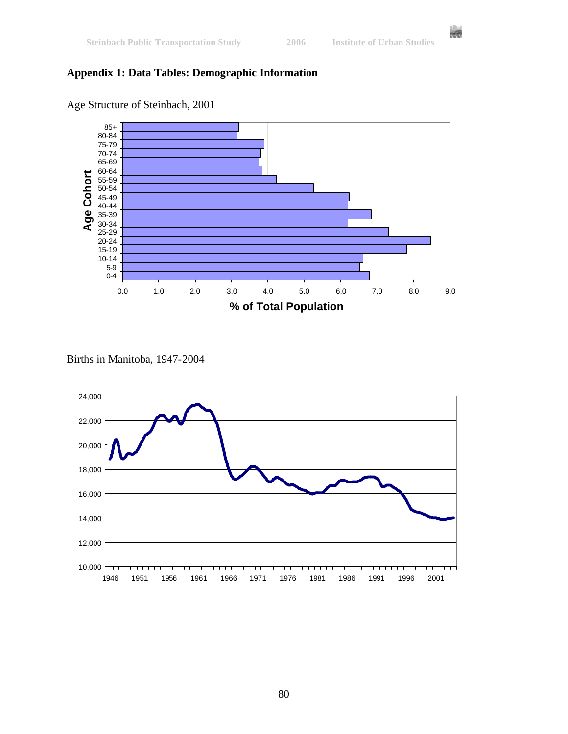## Appendix 1: Data Tables: Demographic Information

Age Structure of Steinbach, 2001

Age Cohort

85+
80-84
75-79
70-74
65-69
60-64
55-59
50-54
45-49
40-44
35-39
30-34
25-29
20-24
15-19
10-14
5-9
0-4

0.0 1.0 2.0 3.0 4.0 5.0 6.0 7.0 8.0 9.0

**% of Total Population**

Births in Manitoba, 1947-2004

24,000
22,000
20,000
18,000
16,000
14,000
12,000
10,000

1946 1951 1956 1961 1966 1971 1976 1981 1986 1991 1996 2001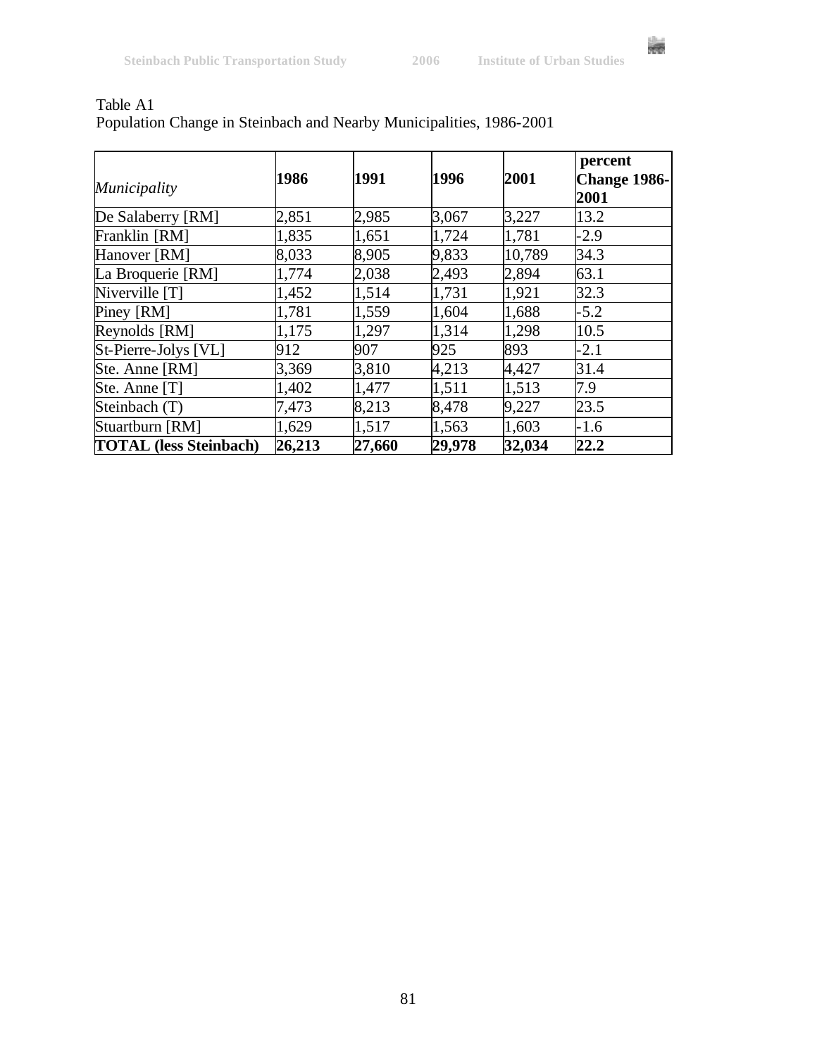Table A1
Population Change in Steinbach and Nearby Municipalities, 1986-2001

| *Municipality* | **1986** | **1991** | **1996** | **2001** | **percent Change 1986-2001** |
|---|---|---|---|---|---|
| De Salaberry [RM] | 2,851 | 2,985 | 3,067 | 3,227 | 13.2 |
| Franklin [RM] | 1,835 | 1,651 | 1,724 | 1,781 | -2.9 |
| Hanover [RM] | 8,033 | 8,905 | 9,833 | 10,789 | 34.3 |
| La Broquerie [RM] | 1,774 | 2,038 | 2,493 | 2,894 | 63.1 |
| Niverville [T] | 1,452 | 1,514 | 1,731 | 1,921 | 32.3 |
| Piney [RM] | 1,781 | 1,559 | 1,604 | 1,688 | -5.2 |
| Reynolds [RM] | 1,175 | 1,297 | 1,314 | 1,298 | 10.5 |
| St-Pierre-Jolys [VL] | 912 | 907 | 925 | 893 | -2.1 |
| Ste. Anne [RM] | 3,369 | 3,810 | 4,213 | 4,427 | 31.4 |
| Ste. Anne [T] | 1,402 | 1,477 | 1,511 | 1,513 | 7.9 |
| Steinbach (T) | 7,473 | 8,213 | 8,478 | 9,227 | 23.5 |
| Stuartburn [RM] | 1,629 | 1,517 | 1,563 | 1,603 | -1.6 |
| **TOTAL (less Steinbach)** | **26,213** | **27,660** | **29,978** | **32,034** | **22.2** |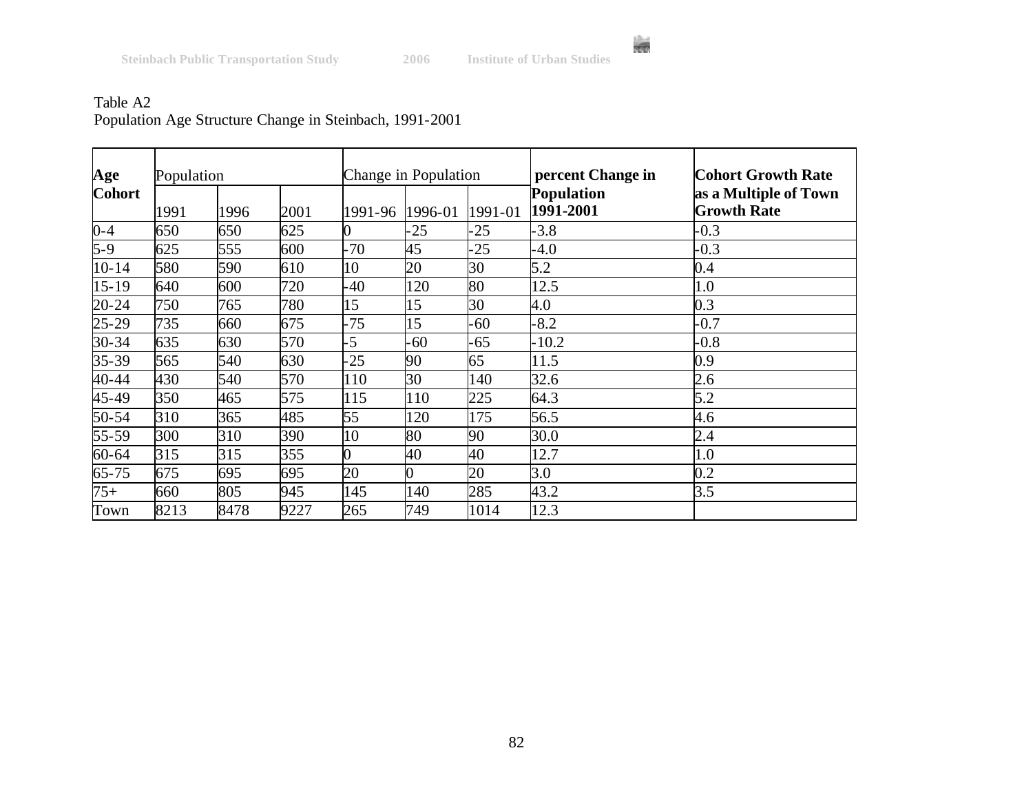Table A2
Population Age Structure Change in Steinbach, 1991-2001

| Age Cohort | Population | | | Change in Population | | | percent Change in Population 1991-2001 | Cohort Growth Rate as a Multiple of Town Growth Rate |
|---|---|---|---|---|---|---|---|---|
| | 1991 | 1996 | 2001 | 1991-96 | 1996-01 | 1991-01 | | |
| 0-4 | 650 | 650 | 625 | 0 | -25 | -25 | -3.8 | -0.3 |
| 5-9 | 625 | 555 | 600 | -70 | 45 | -25 | -4.0 | -0.3 |
| 10-14 | 580 | 590 | 610 | 10 | 20 | 30 | 5.2 | 0.4 |
| 15-19 | 640 | 600 | 720 | -40 | 120 | 80 | 12.5 | 1.0 |
| 20-24 | 750 | 765 | 780 | 15 | 15 | 30 | 4.0 | 0.3 |
| 25-29 | 735 | 660 | 675 | -75 | 15 | -60 | -8.2 | -0.7 |
| 30-34 | 635 | 630 | 570 | -5 | -60 | -65 | -10.2 | -0.8 |
| 35-39 | 565 | 540 | 630 | -25 | 90 | 65 | 11.5 | 0.9 |
| 40-44 | 430 | 540 | 570 | 110 | 30 | 140 | 32.6 | 2.6 |
| 45-49 | 350 | 465 | 575 | 115 | 110 | 225 | 64.3 | 5.2 |
| 50-54 | 310 | 365 | 485 | 55 | 120 | 175 | 56.5 | 4.6 |
| 55-59 | 300 | 310 | 390 | 10 | 80 | 90 | 30.0 | 2.4 |
| 60-64 | 315 | 315 | 355 | 0 | 40 | 40 | 12.7 | 1.0 |
| 65-75 | 675 | 695 | 695 | 20 | 0 | 20 | 3.0 | 0.2 |
| 75+ | 660 | 805 | 945 | 145 | 140 | 285 | 43.2 | 3.5 |
| Town | 8213 | 8478 | 9227 | 265 | 749 | 1014 | 12.3 | |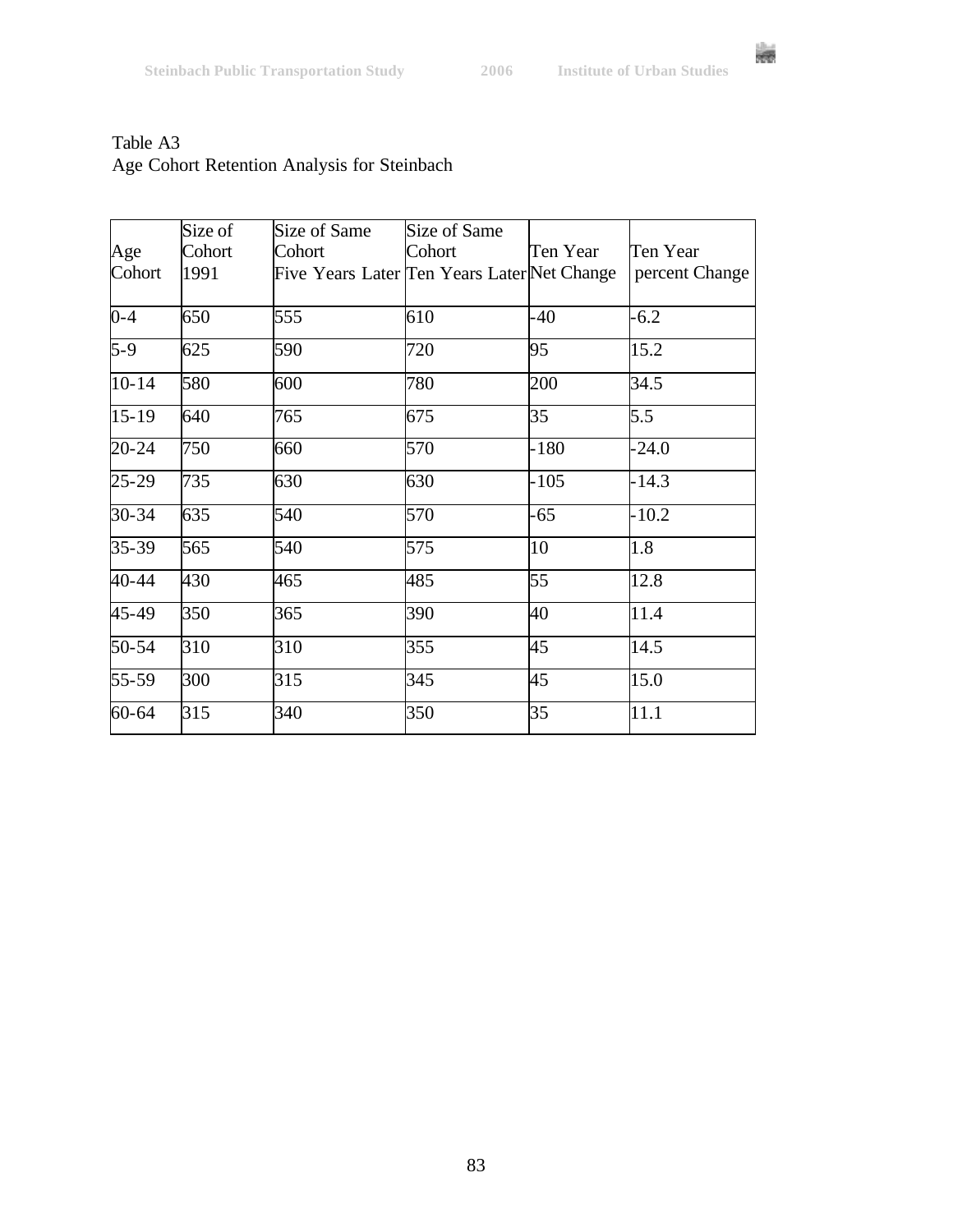Table A3
Age Cohort Retention Analysis for Steinbach

| Age Cohort | Size of Cohort 1991 | Size of Same Cohort Five Years Later | Size of Same Cohort Ten Years Later | Ten Year Net Change | Ten Year percent Change |
|---|---|---|---|---|---|
| 0-4 | 650 | 555 | 610 | -40 | -6.2 |
| 5-9 | 625 | 590 | 720 | 95 | 15.2 |
| 10-14 | 580 | 600 | 780 | 200 | 34.5 |
| 15-19 | 640 | 765 | 675 | 35 | 5.5 |
| 20-24 | 750 | 660 | 570 | -180 | -24.0 |
| 25-29 | 735 | 630 | 630 | -105 | -14.3 |
| 30-34 | 635 | 540 | 570 | -65 | -10.2 |
| 35-39 | 565 | 540 | 575 | 10 | 1.8 |
| 40-44 | 430 | 465 | 485 | 55 | 12.8 |
| 45-49 | 350 | 365 | 390 | 40 | 11.4 |
| 50-54 | 310 | 310 | 355 | 45 | 14.5 |
| 55-59 | 300 | 315 | 345 | 45 | 15.0 |
| 60-64 | 315 | 340 | 350 | 35 | 11.1 |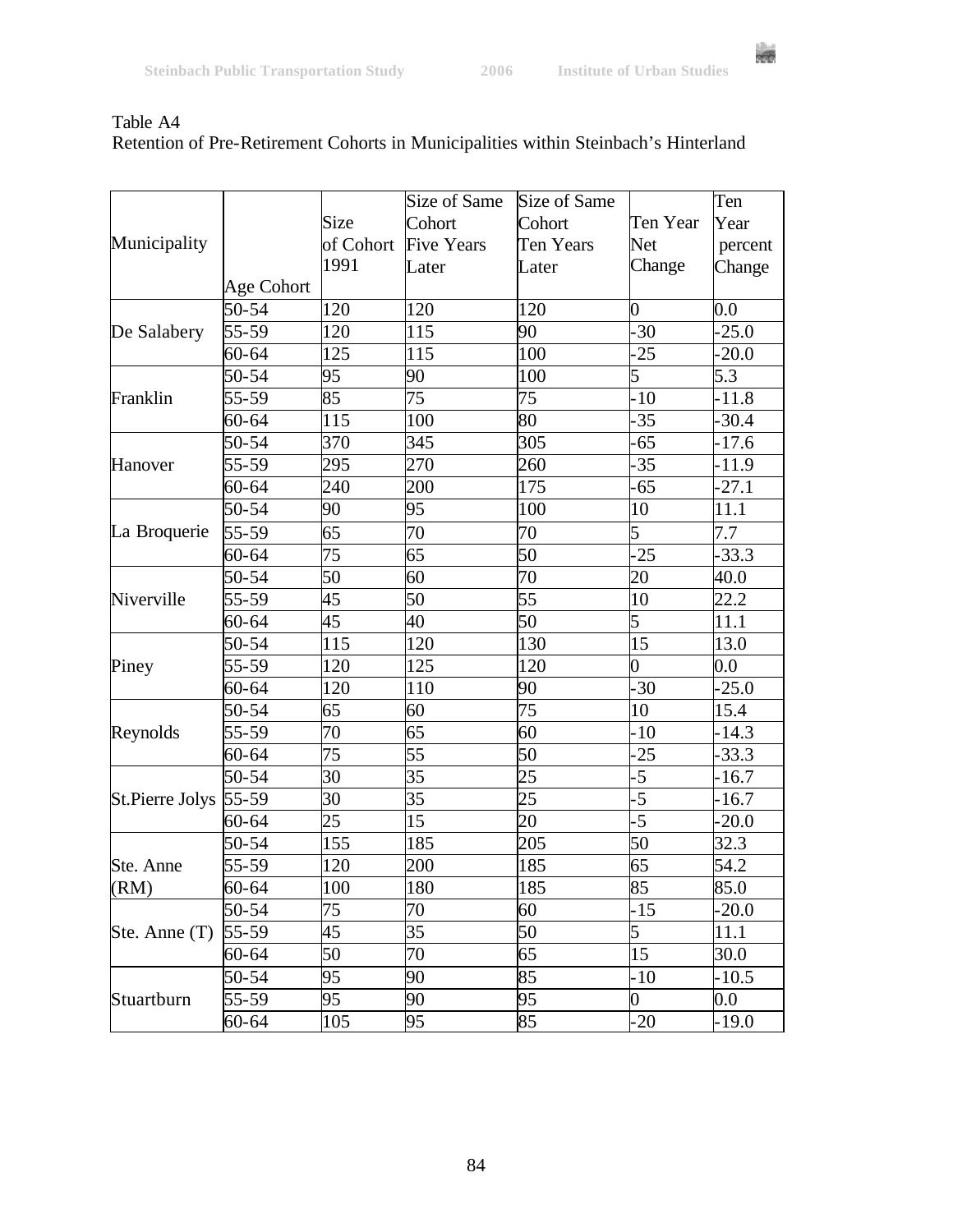Table A4
Retention of Pre-Retirement Cohorts in Municipalities within Steinbach's Hinterland

| Municipality | Age Cohort | Size of Cohort 1991 | Size of Same Cohort Five Years Later | Size of Same Cohort Ten Years Later | Ten Year Net Change | Ten Year percent Change |
|---|---|---|---|---|---|---|
| De Salabery | 50-54 | 120 | 120 | 120 | 0 | 0.0 |
| | 55-59 | 120 | 115 | 90 | -30 | -25.0 |
| | 60-64 | 125 | 115 | 100 | -25 | -20.0 |
| Franklin | 50-54 | 95 | 90 | 100 | 5 | 5.3 |
| | 55-59 | 85 | 75 | 75 | -10 | -11.8 |
| | 60-64 | 115 | 100 | 80 | -35 | -30.4 |
| Hanover | 50-54 | 370 | 345 | 305 | -65 | -17.6 |
| | 55-59 | 295 | 270 | 260 | -35 | -11.9 |
| | 60-64 | 240 | 200 | 175 | -65 | -27.1 |
| La Broquerie | 50-54 | 90 | 95 | 100 | 10 | 11.1 |
| | 55-59 | 65 | 70 | 70 | 5 | 7.7 |
| | 60-64 | 75 | 65 | 50 | -25 | -33.3 |
| Niverville | 50-54 | 50 | 60 | 70 | 20 | 40.0 |
| | 55-59 | 45 | 50 | 55 | 10 | 22.2 |
| | 60-64 | 45 | 40 | 50 | 5 | 11.1 |
| Piney | 50-54 | 115 | 120 | 130 | 15 | 13.0 |
| | 55-59 | 120 | 125 | 120 | 0 | 0.0 |
| | 60-64 | 120 | 110 | 90 | -30 | -25.0 |
| Reynolds | 50-54 | 65 | 60 | 75 | 10 | 15.4 |
| | 55-59 | 70 | 65 | 60 | -10 | -14.3 |
| | 60-64 | 75 | 55 | 50 | -25 | -33.3 |
| St.Pierre Jolys | 50-54 | 30 | 35 | 25 | -5 | -16.7 |
| | 55-59 | 30 | 35 | 25 | -5 | -16.7 |
| | 60-64 | 25 | 15 | 20 | -5 | -20.0 |
| Ste. Anne (RM) | 50-54 | 155 | 185 | 205 | 50 | 32.3 |
| | 55-59 | 120 | 200 | 185 | 65 | 54.2 |
| | 60-64 | 100 | 180 | 185 | 85 | 85.0 |
| Ste. Anne (T) | 50-54 | 75 | 70 | 60 | -15 | -20.0 |
| | 55-59 | 45 | 35 | 50 | 5 | 11.1 |
| | 60-64 | 50 | 70 | 65 | 15 | 30.0 |
| Stuartburn | 50-54 | 95 | 90 | 85 | -10 | -10.5 |
| | 55-59 | 95 | 90 | 95 | 0 | 0.0 |
| | 60-64 | 105 | 95 | 85 | -20 | -19.0 |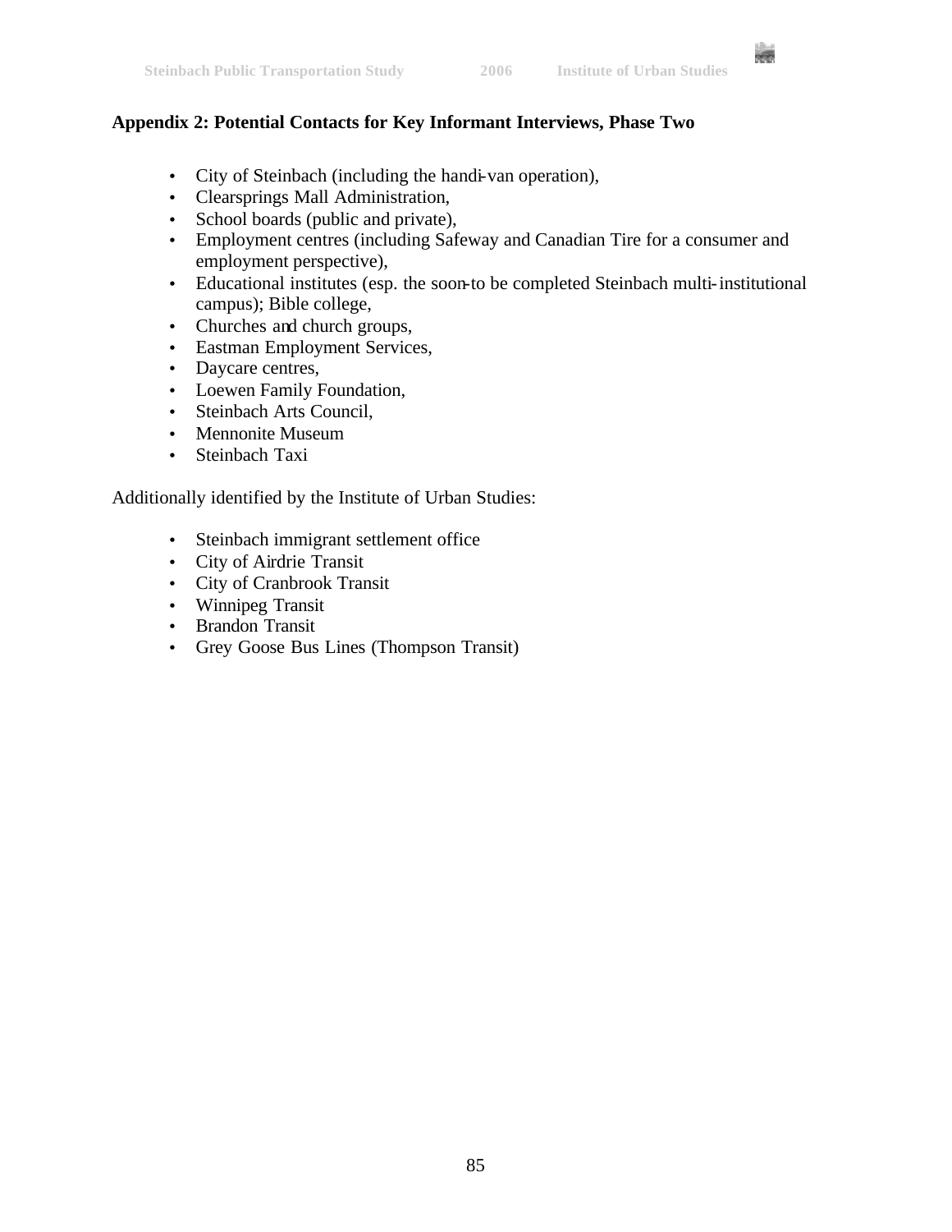## Appendix 2: Potential Contacts for Key Informant Interviews, Phase Two

- City of Steinbach (including the handi-van operation),
- Clearsprings Mall Administration,
- School boards (public and private),
- Employment centres (including Safeway and Canadian Tire for a consumer and employment perspective),
- Educational institutes (esp. the soon-to be completed Steinbach multi-institutional campus); Bible college,
- Churches and church groups,
- Eastman Employment Services,
- Daycare centres,
- Loewen Family Foundation,
- Steinbach Arts Council,
- Mennonite Museum
- Steinbach Taxi

Additionally identified by the Institute of Urban Studies:

- Steinbach immigrant settlement office
- City of Airdrie Transit
- City of Cranbrook Transit
- Winnipeg Transit
- Brandon Transit
- Grey Goose Bus Lines (Thompson Transit)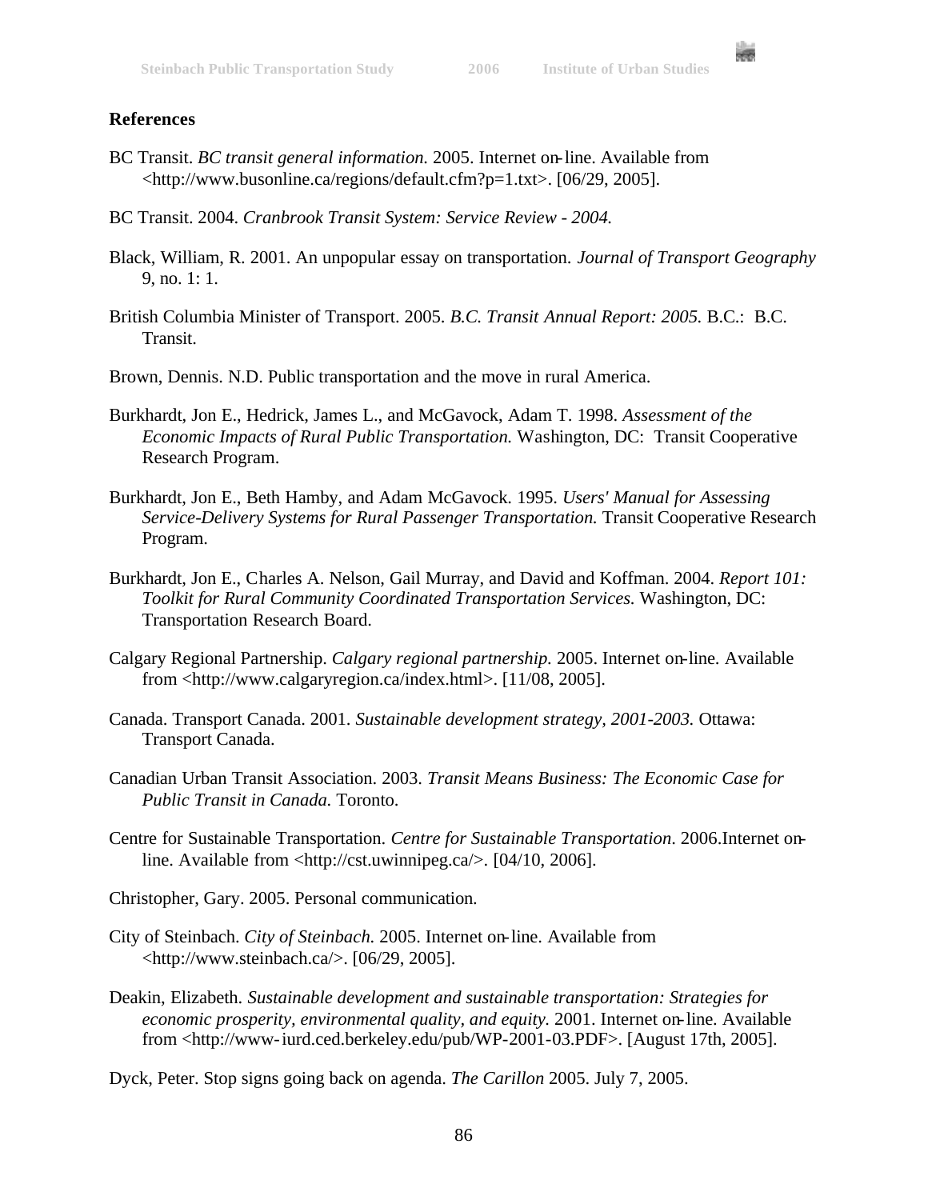## References

BC Transit. *BC transit general information.* 2005. Internet on-line. Available from <http://www.busonline.ca/regions/default.cfm?p=1.txt>. [06/29, 2005].

BC Transit. 2004. *Cranbrook Transit System: Service Review - 2004.*

Black, William, R. 2001. An unpopular essay on transportation. *Journal of Transport Geography* 9, no. 1: 1.

British Columbia Minister of Transport. 2005. *B.C. Transit Annual Report: 2005.* B.C.: B.C. Transit.

Brown, Dennis. N.D. Public transportation and the move in rural America.

Burkhardt, Jon E., Hedrick, James L., and McGavock, Adam T. 1998. *Assessment of the Economic Impacts of Rural Public Transportation.* Washington, DC: Transit Cooperative Research Program.

Burkhardt, Jon E., Beth Hamby, and Adam McGavock. 1995. *Users' Manual for Assessing Service-Delivery Systems for Rural Passenger Transportation.* Transit Cooperative Research Program.

Burkhardt, Jon E., Charles A. Nelson, Gail Murray, and David and Koffman. 2004. *Report 101: Toolkit for Rural Community Coordinated Transportation Services.* Washington, DC: Transportation Research Board.

Calgary Regional Partnership. *Calgary regional partnership.* 2005. Internet on-line. Available from <http://www.calgaryregion.ca/index.html>. [11/08, 2005].

Canada. Transport Canada. 2001. *Sustainable development strategy, 2001-2003.* Ottawa: Transport Canada.

Canadian Urban Transit Association. 2003. *Transit Means Business: The Economic Case for Public Transit in Canada.* Toronto.

Centre for Sustainable Transportation. *Centre for Sustainable Transportation*. 2006.Internet on-line. Available from <http://cst.uwinnipeg.ca/>. [04/10, 2006].

Christopher, Gary. 2005. Personal communication.

City of Steinbach. *City of Steinbach.* 2005. Internet on-line. Available from <http://www.steinbach.ca/>. [06/29, 2005].

Deakin, Elizabeth. *Sustainable development and sustainable transportation: Strategies for economic prosperity, environmental quality, and equity.* 2001. Internet on-line. Available from <http://www-iurd.ced.berkeley.edu/pub/WP-2001-03.PDF>. [August 17th, 2005].

Dyck, Peter. Stop signs going back on agenda. *The Carillon* 2005. July 7, 2005.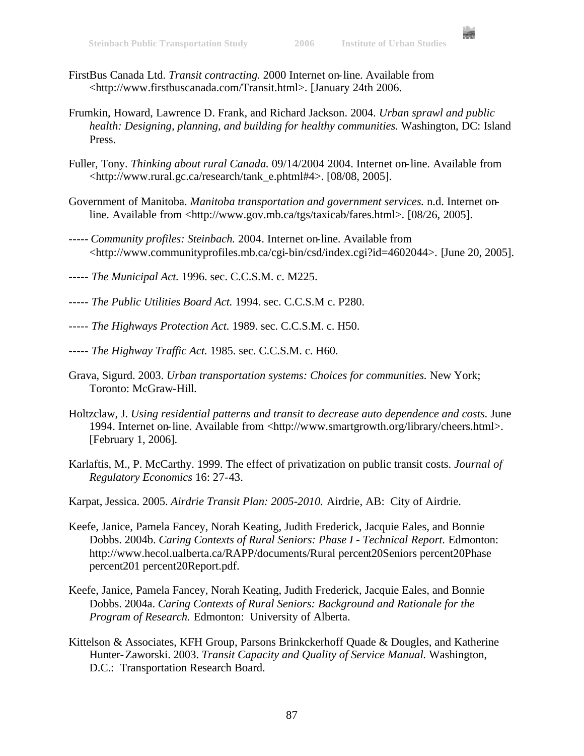FirstBus Canada Ltd. *Transit contracting.* 2000 Internet on-line. Available from <http://www.firstbuscanada.com/Transit.html>. [January 24th 2006.

Frumkin, Howard, Lawrence D. Frank, and Richard Jackson. 2004. *Urban sprawl and public health: Designing, planning, and building for healthy communities.* Washington, DC: Island Press.

Fuller, Tony. *Thinking about rural Canada.* 09/14/2004 2004. Internet on-line. Available from <http://www.rural.gc.ca/research/tank_e.phtml#4>. [08/08, 2005].

Government of Manitoba. *Manitoba transportation and government services.* n.d. Internet on-line. Available from <http://www.gov.mb.ca/tgs/taxicab/fares.html>. [08/26, 2005].

----- *Community profiles: Steinbach.* 2004. Internet on-line. Available from <http://www.communityprofiles.mb.ca/cgi-bin/csd/index.cgi?id=4602044>. [June 20, 2005].

----- *The Municipal Act.* 1996. sec. C.C.S.M. c. M225.

----- *The Public Utilities Board Act.* 1994. sec. C.C.S.M c. P280.

----- *The Highways Protection Act.* 1989. sec. C.C.S.M. c. H50.

----- *The Highway Traffic Act.* 1985. sec. C.C.S.M. c. H60.

Grava, Sigurd. 2003. *Urban transportation systems: Choices for communities.* New York; Toronto: McGraw-Hill.

Holtzclaw, J. *Using residential patterns and transit to decrease auto dependence and costs.* June 1994. Internet on-line. Available from <http://www.smartgrowth.org/library/cheers.html>. [February 1, 2006].

Karlaftis, M., P. McCarthy. 1999. The effect of privatization on public transit costs. *Journal of Regulatory Economics* 16: 27-43.

Karpat, Jessica. 2005. *Airdrie Transit Plan: 2005-2010.* Airdrie, AB: City of Airdrie.

Keefe, Janice, Pamela Fancey, Norah Keating, Judith Frederick, Jacquie Eales, and Bonnie Dobbs. 2004b. *Caring Contexts of Rural Seniors: Phase I - Technical Report.* Edmonton: http://www.hecol.ualberta.ca/RAPP/documents/Rural percent20Seniors percent20Phase percent201 percent20Report.pdf.

Keefe, Janice, Pamela Fancey, Norah Keating, Judith Frederick, Jacquie Eales, and Bonnie Dobbs. 2004a. *Caring Contexts of Rural Seniors: Background and Rationale for the Program of Research.* Edmonton: University of Alberta.

Kittelson & Associates, KFH Group, Parsons Brinkckerhoff Quade & Dougles, and Katherine Hunter-Zaworski. 2003. *Transit Capacity and Quality of Service Manual.* Washington, D.C.: Transportation Research Board.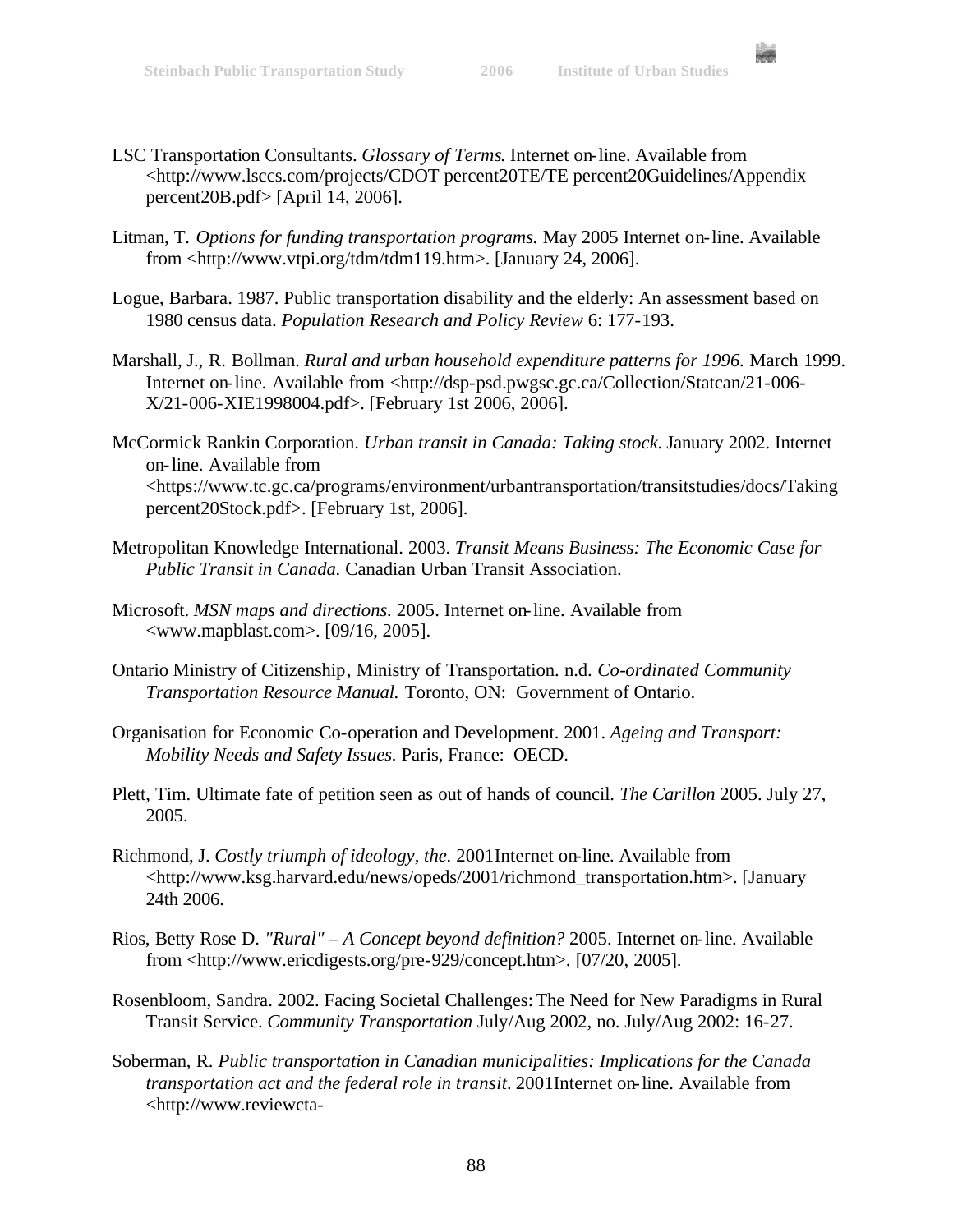LSC Transportation Consultants. *Glossary of Terms*. Internet on-line. Available from <http://www.lsccs.com/projects/CDOT percent20TE/TE percent20Guidelines/Appendix percent20B.pdf> [April 14, 2006].

Litman, T. *Options for funding transportation programs.* May 2005 Internet on-line. Available from <http://www.vtpi.org/tdm/tdm119.htm>. [January 24, 2006].

Logue, Barbara. 1987. Public transportation disability and the elderly: An assessment based on 1980 census data. *Population Research and Policy Review* 6: 177-193.

Marshall, J., R. Bollman. *Rural and urban household expenditure patterns for 1996.* March 1999. Internet on-line. Available from <http://dsp-psd.pwgsc.gc.ca/Collection/Statcan/21-006-X/21-006-XIE1998004.pdf>. [February 1st 2006, 2006].

McCormick Rankin Corporation. *Urban transit in Canada: Taking stock.* January 2002. Internet on-line. Available from <https://www.tc.gc.ca/programs/environment/urbantransportation/transitstudies/docs/Taking percent20Stock.pdf>. [February 1st, 2006].

Metropolitan Knowledge International. 2003. *Transit Means Business: The Economic Case for Public Transit in Canada.* Canadian Urban Transit Association.

Microsoft. *MSN maps and directions.* 2005. Internet on-line. Available from <www.mapblast.com>. [09/16, 2005].

Ontario Ministry of Citizenship, Ministry of Transportation. n.d. *Co-ordinated Community Transportation Resource Manual.* Toronto, ON: Government of Ontario.

Organisation for Economic Co-operation and Development. 2001. *Ageing and Transport: Mobility Needs and Safety Issues.* Paris, France: OECD.

Plett, Tim. Ultimate fate of petition seen as out of hands of council. *The Carillon* 2005. July 27, 2005.

Richmond, J. *Costly triumph of ideology, the.* 2001Internet on-line. Available from <http://www.ksg.harvard.edu/news/opeds/2001/richmond_transportation.htm>. [January 24th 2006.

Rios, Betty Rose D. *"Rural" – A Concept beyond definition?* 2005. Internet on-line. Available from <http://www.ericdigests.org/pre-929/concept.htm>. [07/20, 2005].

Rosenbloom, Sandra. 2002. Facing Societal Challenges: The Need for New Paradigms in Rural Transit Service. *Community Transportation* July/Aug 2002, no. July/Aug 2002: 16-27.

Soberman, R. *Public transportation in Canadian municipalities: Implications for the Canada transportation act and the federal role in transit.* 2001Internet on-line. Available from <http://www.reviewcta-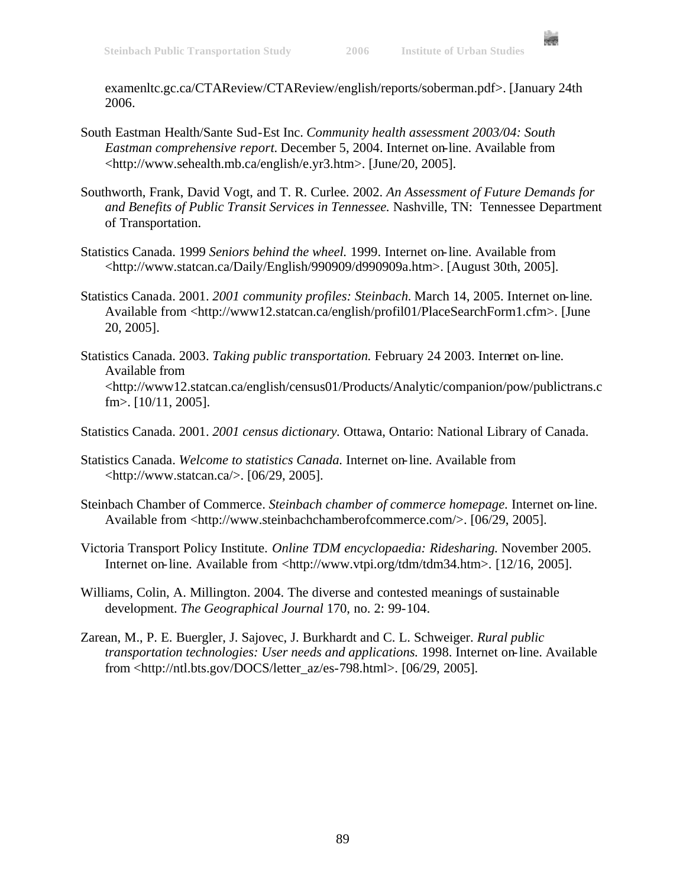examenltc.gc.ca/CTAReview/CTAReview/english/reports/soberman.pdf>. [January 24th 2006.

South Eastman Health/Sante Sud-Est Inc. *Community health assessment 2003/04: South Eastman comprehensive report*. December 5, 2004. Internet on-line. Available from <http://www.sehealth.mb.ca/english/e.yr3.htm>. [June/20, 2005].

Southworth, Frank, David Vogt, and T. R. Curlee. 2002. *An Assessment of Future Demands for and Benefits of Public Transit Services in Tennessee.* Nashville, TN: Tennessee Department of Transportation.

Statistics Canada. 1999 *Seniors behind the wheel.* 1999. Internet on-line. Available from <http://www.statcan.ca/Daily/English/990909/d990909a.htm>. [August 30th, 2005].

Statistics Canada. 2001. *2001 community profiles: Steinbach.* March 14, 2005. Internet on-line. Available from <http://www12.statcan.ca/english/profil01/PlaceSearchForm1.cfm>. [June 20, 2005].

Statistics Canada. 2003. *Taking public transportation.* February 24 2003. Internet on-line. Available from <http://www12.statcan.ca/english/census01/Products/Analytic/companion/pow/publictrans.cfm>. [10/11, 2005].

Statistics Canada. 2001. *2001 census dictionary.* Ottawa, Ontario: National Library of Canada.

Statistics Canada. *Welcome to statistics Canada.* Internet on-line. Available from <http://www.statcan.ca/>. [06/29, 2005].

Steinbach Chamber of Commerce. *Steinbach chamber of commerce homepage.* Internet on-line. Available from <http://www.steinbachchamberofcommerce.com/>. [06/29, 2005].

Victoria Transport Policy Institute. *Online TDM encyclopaedia: Ridesharing.* November 2005. Internet on-line. Available from <http://www.vtpi.org/tdm/tdm34.htm>. [12/16, 2005].

Williams, Colin, A. Millington. 2004. The diverse and contested meanings of sustainable development. *The Geographical Journal* 170, no. 2: 99-104.

Zarean, M., P. E. Buergler, J. Sajovec, J. Burkhardt and C. L. Schweiger. *Rural public transportation technologies: User needs and applications.* 1998. Internet on-line. Available from <http://ntl.bts.gov/DOCS/letter_az/es-798.html>. [06/29, 2005].